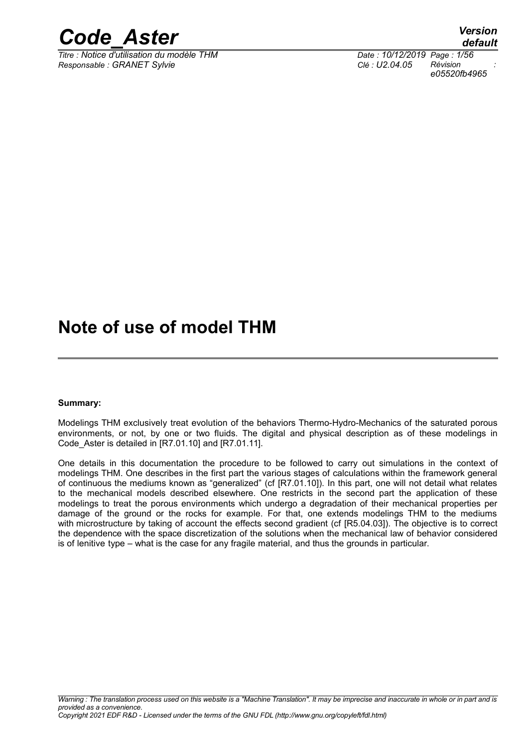# Note of use of model THM

**Summary:**

Modelings THM exclusively treat evolution of the behaviors Thermo-Hydro-Mechanics of the saturated porous environments, or not, by one or two fluids. The digital and physical description as of these modelings in Code_Aster is detailed in [R7.01.10] and [R7.01.11].

One details in this documentation the procedure to be followed to carry out simulations in the context of modelings THM. One describes in the first part the various stages of calculations within the framework general of continuous the mediums known as "generalized" (cf [R7.01.10]). In this part, one will not detail what relates to the mechanical models described elsewhere. One restricts in the second part the application of these modelings to treat the porous environments which undergo a degradation of their mechanical properties per damage of the ground or the rocks for example. For that, one extends modelings THM to the mediums with microstructure by taking of account the effects second gradient (cf [R5.04.03]). The objective is to correct the dependence with the space discretization of the solutions when the mechanical law of behavior considered is of lenitive type – what is the case for any fragile material, and thus the grounds in particular.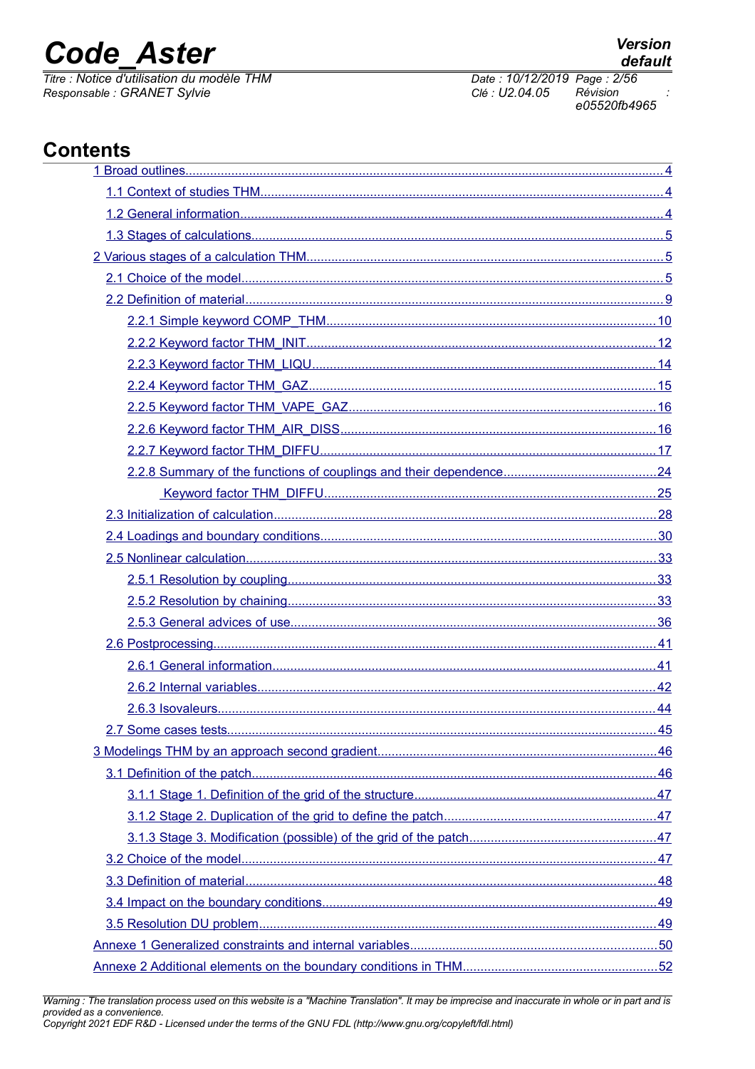# Contents

1 Broad outlines....................4

1.1 Context of studies THM....................4

1.2 General information....................4

1.3 Stages of calculations....................5

2 Various stages of a calculation THM....................5

2.1 Choice of the model....................5

2.2 Definition of material....................9

2.2.1 Simple keyword COMP_THM....................10

2.2.2 Keyword factor THM_INIT....................12

2.2.3 Keyword factor THM_LIQU....................14

2.2.4 Keyword factor THM_GAZ....................15

2.2.5 Keyword factor THM_VAPE_GAZ....................16

2.2.6 Keyword factor THM_AIR_DISS....................16

2.2.7 Keyword factor THM_DIFFU....................17

2.2.8 Summary of the functions of couplings and their dependence....................24

Keyword factor THM_DIFFU....................25

2.3 Initialization of calculation....................28

2.4 Loadings and boundary conditions....................30

2.5 Nonlinear calculation....................33

2.5.1 Resolution by coupling....................33

2.5.2 Resolution by chaining....................33

2.5.3 General advices of use....................36

2.6 Postprocessing....................41

2.6.1 General information....................41

2.6.2 Internal variables....................42

2.6.3 Isovaleurs....................44

2.7 Some cases tests....................45

3 Modelings THM by an approach second gradient....................46

3.1 Definition of the patch....................46

3.1.1 Stage 1. Definition of the grid of the structure....................47

3.1.2 Stage 2. Duplication of the grid to define the patch....................47

3.1.3 Stage 3. Modification (possible) of the grid of the patch....................47

3.2 Choice of the model....................47

3.3 Definition of material....................48

3.4 Impact on the boundary conditions....................49

3.5 Resolution DU problem....................49

Annexe 1 Generalized constraints and internal variables....................50

Annexe 2 Additional elements on the boundary conditions in THM....................52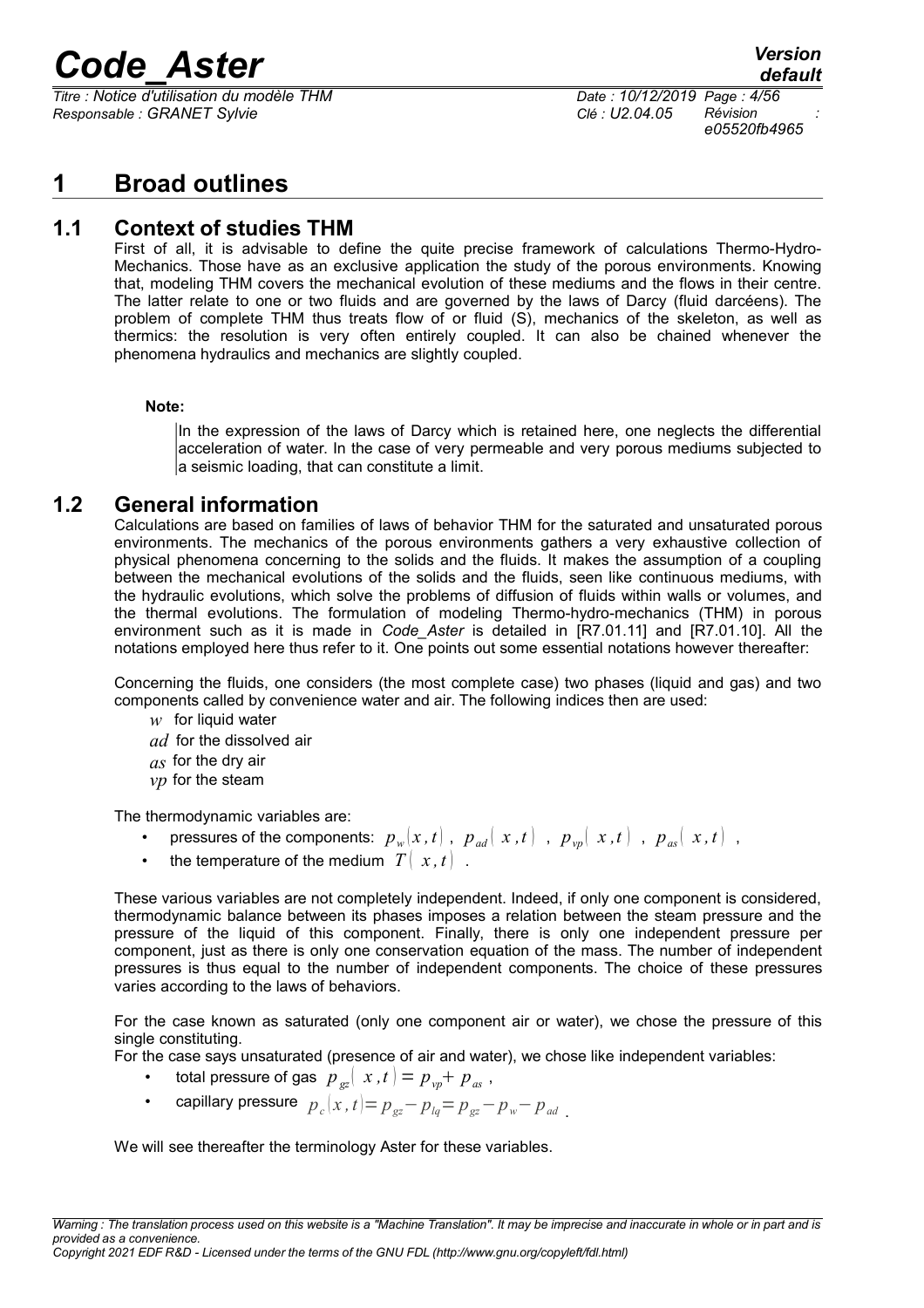# 1 Broad outlines

## 1.1 Context of studies THM

First of all, it is advisable to define the quite precise framework of calculations Thermo-Hydro-Mechanics. Those have as an exclusive application the study of the porous environments. Knowing that, modeling THM covers the mechanical evolution of these mediums and the flows in their centre. The latter relate to one or two fluids and are governed by the laws of Darcy (fluid darcéens). The problem of complete THM thus treats flow of or fluid (S), mechanics of the skeleton, as well as thermics: the resolution is very often entirely coupled. It can also be chained whenever the phenomena hydraulics and mechanics are slightly coupled.

**Note:**

> In the expression of the laws of Darcy which is retained here, one neglects the differential acceleration of water. In the case of very permeable and very porous mediums subjected to a seismic loading, that can constitute a limit.

## 1.2 General information

Calculations are based on families of laws of behavior THM for the saturated and unsaturated porous environments. The mechanics of the porous environments gathers a very exhaustive collection of physical phenomena concerning to the solids and the fluids. It makes the assumption of a coupling between the mechanical evolutions of the solids and the fluids, seen like continuous mediums, with the hydraulic evolutions, which solve the problems of diffusion of fluids within walls or volumes, and the thermal evolutions. The formulation of modeling Thermo-hydro-mechanics (THM) in porous environment such as it is made in *Code_Aster* is detailed in [R7.01.11] and [R7.01.10]. All the notations employed here thus refer to it. One points out some essential notations however thereafter:

Concerning the fluids, one considers (the most complete case) two phases (liquid and gas) and two components called by convenience water and air. The following indices then are used:

- $w$ for liquid water
- $ad$ for the dissolved air
- $as$ for the dry air
- $vp$ for the steam

The thermodynamic variables are:

- pressures of the components: $p_w(x,t)$, $p_{ad}(x,t)$, $p_{vp}(x,t)$, $p_{as}(x,t)$,
- the temperature of the medium $T(x,t)$.

These various variables are not completely independent. Indeed, if only one component is considered, thermodynamic balance between its phases imposes a relation between the steam pressure and the pressure of the liquid of this component. Finally, there is only one independent pressure per component, just as there is only one conservation equation of the mass. The number of independent pressures is thus equal to the number of independent components. The choice of these pressures varies according to the laws of behaviors.

For the case known as saturated (only one component air or water), we chose the pressure of this single constituting.

For the case says unsaturated (presence of air and water), we chose like independent variables:

- total pressure of gas $p_{gz}(x,t) = p_{vp} + p_{as}$,
- capillary pressure $p_c(x,t) = p_{gz} - p_{lq} = p_{gz} - p_w - p_{ad}$.

We will see thereafter the terminology Aster for these variables.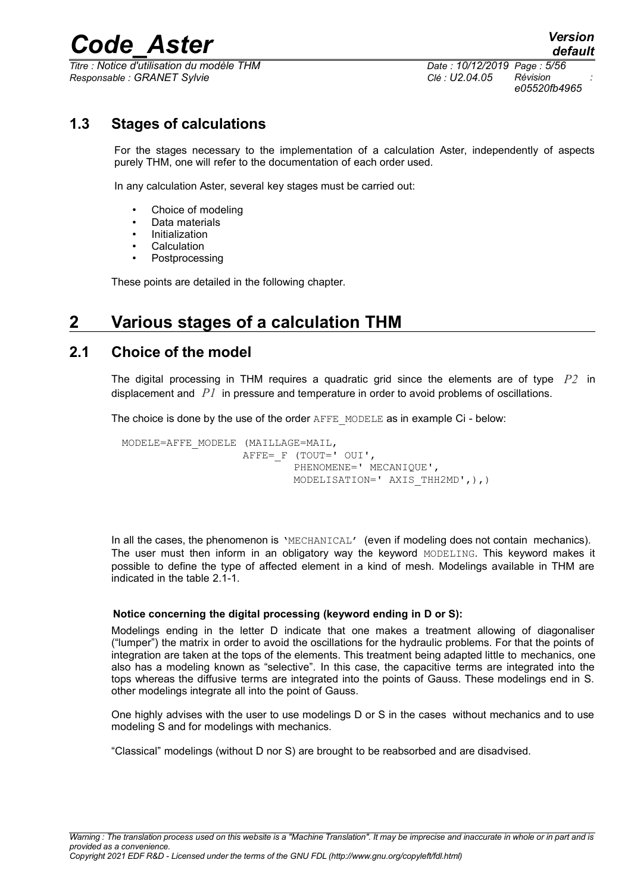## 1.3 Stages of calculations

For the stages necessary to the implementation of a calculation Aster, independently of aspects purely THM, one will refer to the documentation of each order used.

In any calculation Aster, several key stages must be carried out:

- Choice of modeling
- Data materials
- Initialization
- Calculation
- Postprocessing

These points are detailed in the following chapter.

# 2 Various stages of a calculation THM

## 2.1 Choice of the model

The digital processing in THM requires a quadratic grid since the elements are of type $P2$ in displacement and $P1$ in pressure and temperature in order to avoid problems of oscillations.

The choice is done by the use of the order AFFE_MODELE as in example Ci - below:

```
MODELE=AFFE_MODELE (MAILLAGE=MAIL,
                    AFFE=_F (TOUT=' OUI',
                             PHENOMENE=' MECANIQUE',
                             MODELISATION=' AXIS_THH2MD',),)
```

In all the cases, the phenomenon is 'MECHANICAL' (even if modeling does not contain mechanics). The user must then inform in an obligatory way the keyword MODELING. This keyword makes it possible to define the type of affected element in a kind of mesh. Modelings available in THM are indicated in the table 2.1-1.

**Notice concerning the digital processing (keyword ending in D or S):**

Modelings ending in the letter D indicate that one makes a treatment allowing of diagonaliser ("lumper") the matrix in order to avoid the oscillations for the hydraulic problems. For that the points of integration are taken at the tops of the elements. This treatment being adapted little to mechanics, one also has a modeling known as "selective". In this case, the capacitive terms are integrated into the tops whereas the diffusive terms are integrated into the points of Gauss. These modelings end in S. other modelings integrate all into the point of Gauss.

One highly advises with the user to use modelings D or S in the cases without mechanics and to use modeling S and for modelings with mechanics.

"Classical" modelings (without D nor S) are brought to be reabsorbed and are disadvised.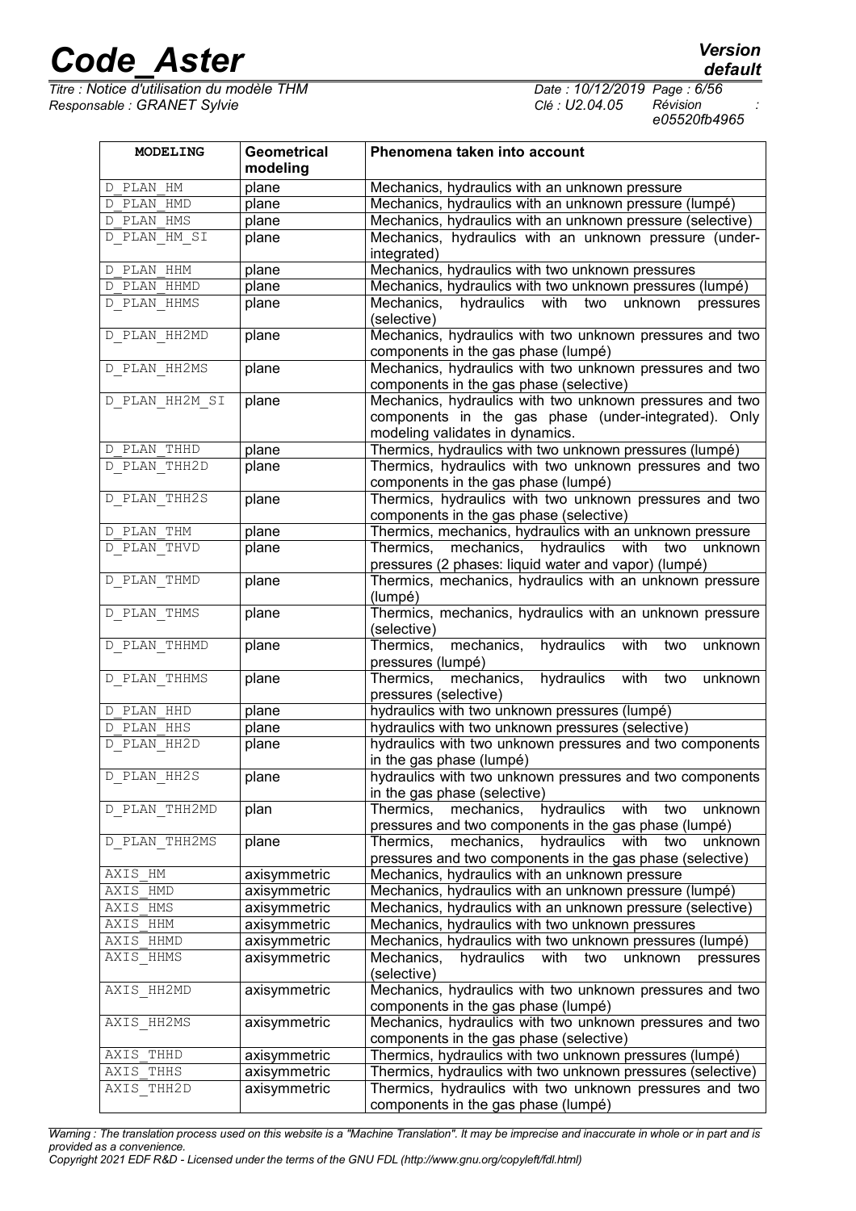| MODELING | Geometrical modeling | Phenomena taken into account |
|---|---|---|
| D_PLAN_HM | plane | Mechanics, hydraulics with an unknown pressure |
| D_PLAN_HMD | plane | Mechanics, hydraulics with an unknown pressure (lumpé) |
| D_PLAN_HMS | plane | Mechanics, hydraulics with an unknown pressure (selective) |
| D_PLAN_HM_SI | plane | Mechanics, hydraulics with an unknown pressure (under-integrated) |
| D_PLAN_HHM | plane | Mechanics, hydraulics with two unknown pressures |
| D_PLAN_HHMD | plane | Mechanics, hydraulics with two unknown pressures (lumpé) |
| D_PLAN_HHMS | plane | Mechanics, hydraulics with two unknown pressures (selective) |
| D_PLAN_HH2MD | plane | Mechanics, hydraulics with two unknown pressures and two components in the gas phase (lumpé) |
| D_PLAN_HH2MS | plane | Mechanics, hydraulics with two unknown pressures and two components in the gas phase (selective) |
| D_PLAN_HH2M_SI | plane | Mechanics, hydraulics with two unknown pressures and two components in the gas phase (under-integrated). Only modeling validates in dynamics. |
| D_PLAN_THHD | plane | Thermics, hydraulics with two unknown pressures (lumpé) |
| D_PLAN_THH2D | plane | Thermics, hydraulics with two unknown pressures and two components in the gas phase (lumpé) |
| D_PLAN_THH2S | plane | Thermics, hydraulics with two unknown pressures and two components in the gas phase (selective) |
| D_PLAN_THM | plane | Thermics, mechanics, hydraulics with an unknown pressure |
| D_PLAN_THVD | plane | Thermics, mechanics, hydraulics with two unknown pressures (2 phases: liquid water and vapor) (lumpé) |
| D_PLAN_THMD | plane | Thermics, mechanics, hydraulics with an unknown pressure (lumpé) |
| D_PLAN_THMS | plane | Thermics, mechanics, hydraulics with an unknown pressure (selective) |
| D_PLAN_THHMD | plane | Thermics, mechanics, hydraulics with two unknown pressures (lumpé) |
| D_PLAN_THHMS | plane | Thermics, mechanics, hydraulics with two unknown pressures (selective) |
| D_PLAN_HHD | plane | hydraulics with two unknown pressures (lumpé) |
| D_PLAN_HHS | plane | hydraulics with two unknown pressures (selective) |
| D_PLAN_HH2D | plane | hydraulics with two unknown pressures and two components in the gas phase (lumpé) |
| D_PLAN_HH2S | plane | hydraulics with two unknown pressures and two components in the gas phase (selective) |
| D_PLAN_THH2MD | plan | Thermics, mechanics, hydraulics with two unknown pressures and two components in the gas phase (lumpé) |
| D_PLAN_THH2MS | plane | Thermics, mechanics, hydraulics with two unknown pressures and two components in the gas phase (selective) |
| AXIS_HM | axisymmetric | Mechanics, hydraulics with an unknown pressure |
| AXIS_HMD | axisymmetric | Mechanics, hydraulics with an unknown pressure (lumpé) |
| AXIS_HMS | axisymmetric | Mechanics, hydraulics with an unknown pressure (selective) |
| AXIS_HHM | axisymmetric | Mechanics, hydraulics with two unknown pressures |
| AXIS_HHMD | axisymmetric | Mechanics, hydraulics with two unknown pressures (lumpé) |
| AXIS_HHMS | axisymmetric | Mechanics, hydraulics with two unknown pressures (selective) |
| AXIS_HH2MD | axisymmetric | Mechanics, hydraulics with two unknown pressures and two components in the gas phase (lumpé) |
| AXIS_HH2MS | axisymmetric | Mechanics, hydraulics with two unknown pressures and two components in the gas phase (selective) |
| AXIS_THHD | axisymmetric | Thermics, hydraulics with two unknown pressures (lumpé) |
| AXIS_THHS | axisymmetric | Thermics, hydraulics with two unknown pressures (selective) |
| AXIS_THH2D | axisymmetric | Thermics, hydraulics with two unknown pressures and two components in the gas phase (lumpé) |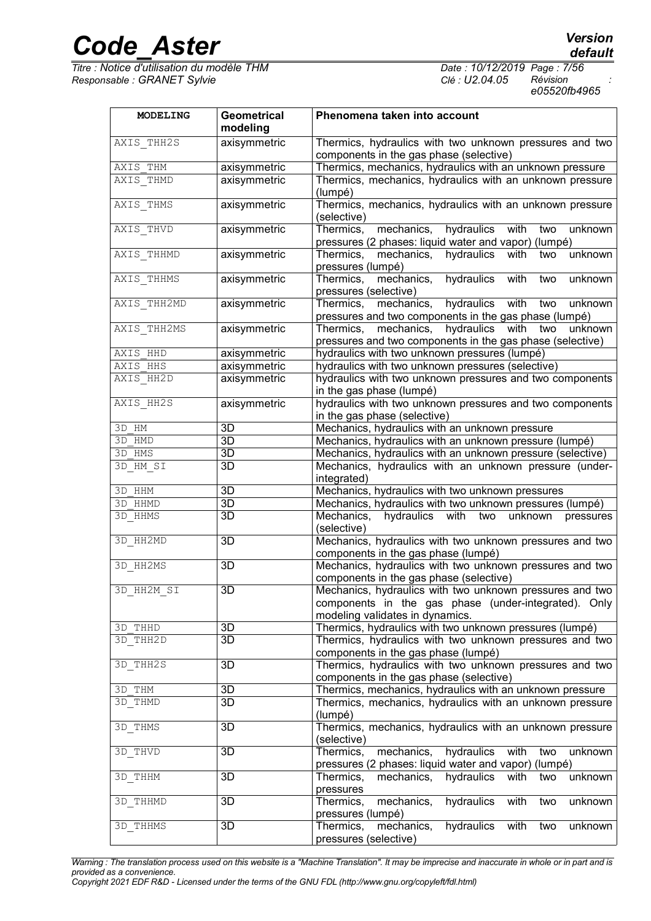| MODELING | Geometrical modeling | Phenomena taken into account |
|---|---|---|
| AXIS_THH2S | axisymmetric | Thermics, hydraulics with two unknown pressures and two components in the gas phase (selective) |
| AXIS_THM | axisymmetric | Thermics, mechanics, hydraulics with an unknown pressure |
| AXIS_THMD | axisymmetric | Thermics, mechanics, hydraulics with an unknown pressure (lumpé) |
| AXIS_THMS | axisymmetric | Thermics, mechanics, hydraulics with an unknown pressure (selective) |
| AXIS_THVD | axisymmetric | Thermics, mechanics, hydraulics with two unknown pressures (2 phases: liquid water and vapor) (lumpé) |
| AXIS_THHMD | axisymmetric | Thermics, mechanics, hydraulics with two unknown pressures (lumpé) |
| AXIS_THHMS | axisymmetric | Thermics, mechanics, hydraulics with two unknown pressures (selective) |
| AXIS_THH2MD | axisymmetric | Thermics, mechanics, hydraulics with two unknown pressures and two components in the gas phase (lumpé) |
| AXIS_THH2MS | axisymmetric | Thermics, mechanics, hydraulics with two unknown pressures and two components in the gas phase (selective) |
| AXIS_HHD | axisymmetric | hydraulics with two unknown pressures (lumpé) |
| AXIS_HHS | axisymmetric | hydraulics with two unknown pressures (selective) |
| AXIS_HH2D | axisymmetric | hydraulics with two unknown pressures and two components in the gas phase (lumpé) |
| AXIS_HH2S | axisymmetric | hydraulics with two unknown pressures and two components in the gas phase (selective) |
| 3D_HM | 3D | Mechanics, hydraulics with an unknown pressure |
| 3D_HMD | 3D | Mechanics, hydraulics with an unknown pressure (lumpé) |
| 3D_HMS | 3D | Mechanics, hydraulics with an unknown pressure (selective) |
| 3D_HM_SI | 3D | Mechanics, hydraulics with an unknown pressure (under-integrated) |
| 3D_HHM | 3D | Mechanics, hydraulics with two unknown pressures |
| 3D_HHMD | 3D | Mechanics, hydraulics with two unknown pressures (lumpé) |
| 3D_HHMS | 3D | Mechanics, hydraulics with two unknown pressures (selective) |
| 3D_HH2MD | 3D | Mechanics, hydraulics with two unknown pressures and two components in the gas phase (lumpé) |
| 3D_HH2MS | 3D | Mechanics, hydraulics with two unknown pressures and two components in the gas phase (selective) |
| 3D_HH2M_SI | 3D | Mechanics, hydraulics with two unknown pressures and two components in the gas phase (under-integrated). Only modeling validates in dynamics. |
| 3D_THHD | 3D | Thermics, hydraulics with two unknown pressures (lumpé) |
| 3D_THH2D | 3D | Thermics, hydraulics with two unknown pressures and two components in the gas phase (lumpé) |
| 3D_THH2S | 3D | Thermics, hydraulics with two unknown pressures and two components in the gas phase (selective) |
| 3D_THM | 3D | Thermics, mechanics, hydraulics with an unknown pressure |
| 3D_THMD | 3D | Thermics, mechanics, hydraulics with an unknown pressure (lumpé) |
| 3D_THMS | 3D | Thermics, mechanics, hydraulics with an unknown pressure (selective) |
| 3D_THVD | 3D | Thermics, mechanics, hydraulics with two unknown pressures (2 phases: liquid water and vapor) (lumpé) |
| 3D_THHM | 3D | Thermics, mechanics, hydraulics with two unknown pressures |
| 3D_THHMD | 3D | Thermics, mechanics, hydraulics with two unknown pressures (lumpé) |
| 3D_THHMS | 3D | Thermics, mechanics, hydraulics with two unknown pressures (selective) |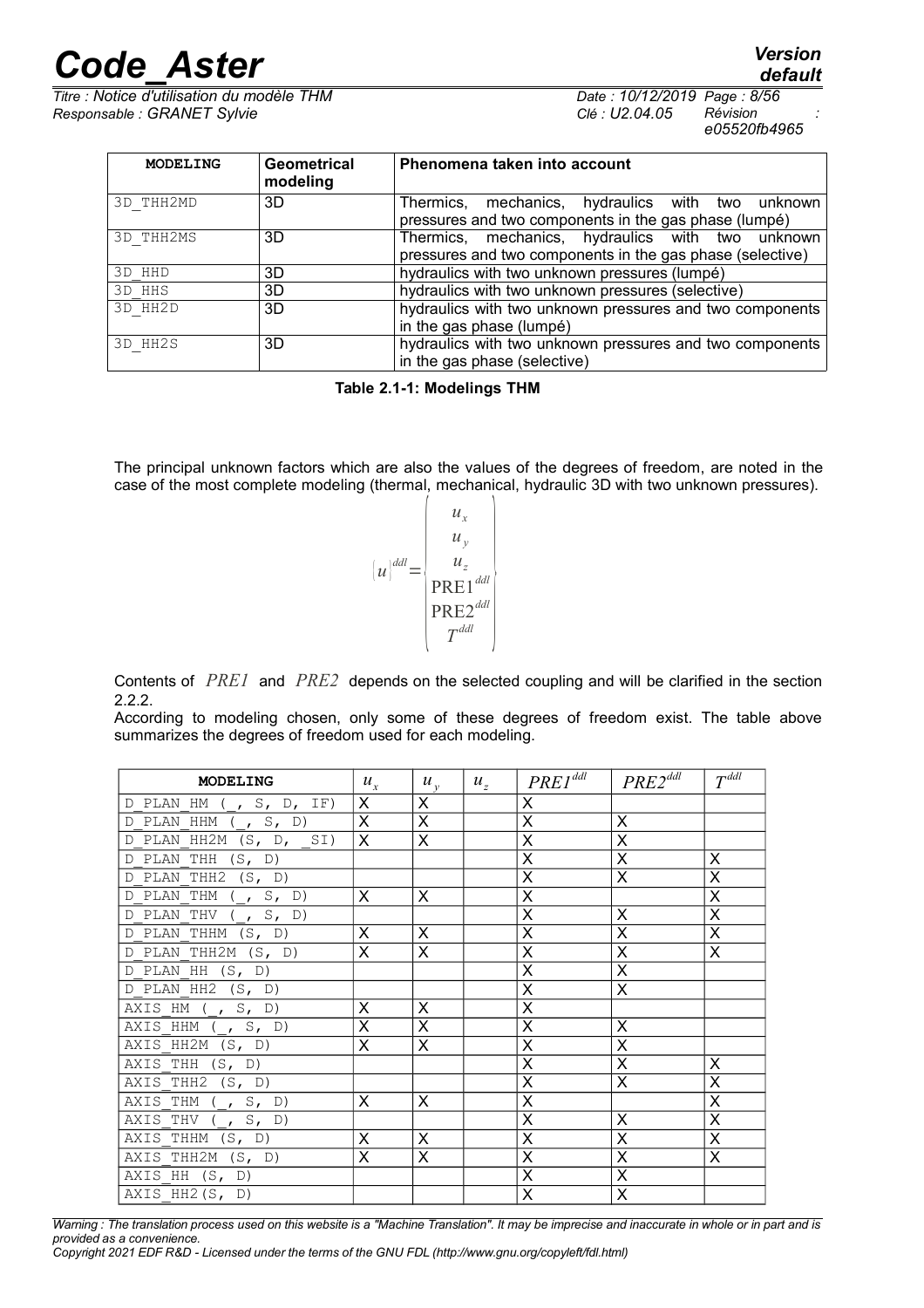| MODELING | Geometrical modeling | Phenomena taken into account |
|---|---|---|
| 3D_THH2MD | 3D | Thermics, mechanics, hydraulics with two unknown pressures and two components in the gas phase (lumpé) |
| 3D_THH2MS | 3D | Thermics, mechanics, hydraulics with two unknown pressures and two components in the gas phase (selective) |
| 3D_HHD | 3D | hydraulics with two unknown pressures (lumpé) |
| 3D_HHS | 3D | hydraulics with two unknown pressures (selective) |
| 3D_HH2D | 3D | hydraulics with two unknown pressures and two components in the gas phase (lumpé) |
| 3D_HH2S | 3D | hydraulics with two unknown pressures and two components in the gas phase (selective) |

**Table 2.1-1: Modelings THM**

The principal unknown factors which are also the values of the degrees of freedom, are noted in the case of the most complete modeling (thermal, mechanical, hydraulic 3D with two unknown pressures).

$$\{u\}^{ddl}=\begin{Bmatrix} u_x \\ u_y \\ u_z \\ \text{PRE1}^{ddl} \\ \text{PRE2}^{ddl} \\ T^{ddl} \end{Bmatrix}$$

Contents of $PRE1$ and $PRE2$ depends on the selected coupling and will be clarified in the section 2.2.2.

According to modeling chosen, only some of these degrees of freedom exist. The table above summarizes the degrees of freedom used for each modeling.

| MODELING | $u_x$ | $u_y$ | $u_z$ | $PRE1^{ddl}$ | $PRE2^{ddl}$ | $T^{ddl}$ |
|---|---|---|---|---|---|---|
| D_PLAN_HM (_, S, D, IF) | X | X | | X | | |
| D_PLAN_HHM (_, S, D) | X | X | | X | X | |
| D_PLAN_HH2M (S, D, _SI) | X | X | | X | X | |
| D_PLAN_THH (S, D) | | | | X | X | X |
| D_PLAN_THH2 (S, D) | | | | X | X | X |
| D_PLAN_THM (_, S, D) | X | X | | X | | X |
| D_PLAN_THV (_, S, D) | | | | X | X | X |
| D_PLAN_THHM (S, D) | X | X | | X | X | X |
| D_PLAN_THH2M (S, D) | X | X | | X | X | X |
| D_PLAN_HH (S, D) | | | | X | X | |
| D_PLAN_HH2 (S, D) | | | | X | X | |
| AXIS_HM (_, S, D) | X | X | | X | | |
| AXIS_HHM (_, S, D) | X | X | | X | X | |
| AXIS_HH2M (S, D) | X | X | | X | X | |
| AXIS_THH (S, D) | | | | X | X | X |
| AXIS_THH2 (S, D) | | | | X | X | X |
| AXIS_THM (_, S, D) | X | X | | X | | X |
| AXIS_THV (_, S, D) | | | | X | X | X |
| AXIS_THHM (S, D) | X | X | | X | X | X |
| AXIS_THH2M (S, D) | X | X | | X | X | X |
| AXIS_HH (S, D) | | | | X | X | |
| AXIS_HH2(S, D) | | | | X | X | |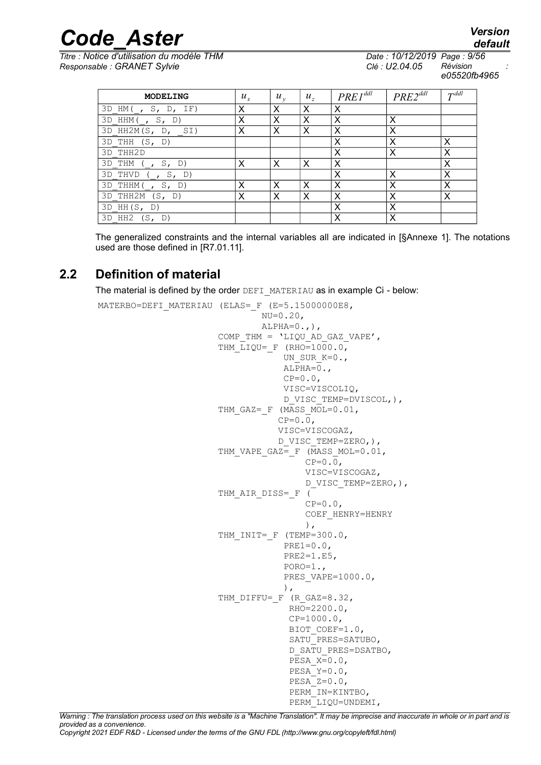| MODELING | $u_x$ | $u_y$ | $u_z$ | $PRE1^{ddl}$ | $PRE2^{ddl}$ | $T^{ddl}$ |
|---|---|---|---|---|---|---|
| 3D_HM(_, S, D, IF) | X | X | X | X | | |
| 3D_HHM(_, S, D) | X | X | X | X | X | |
| 3D_HH2M(S, D, _SI) | X | X | X | X | X | |
| 3D_THH (S, D) | | | | X | X | X |
| 3D_THH2D | | | | X | X | X |
| 3D_THM (_, S, D) | X | X | X | X | | X |
| 3D_THVD (_, S, D) | | | | X | X | X |
| 3D_THHM(_, S, D) | X | X | X | X | X | X |
| 3D_THH2M (S, D) | X | X | X | X | X | X |
| 3D_HH(S, D) | | | | X | X | |
| 3D_HH2 (S, D) | | | | X | X | |

The generalized constraints and the internal variables all are indicated in [§Annexe 1]. The notations used are those defined in [R7.01.11].

## 2.2 Definition of material

The material is defined by the order DEFI_MATERIAU as in example Ci - below:

```
MATERBO=DEFI_MATERIAU (ELAS=_F (E=5.15000000E8,
                                NU=0.20,
                                ALPHA=0.,),
                       COMP_THM = 'LIQU_AD_GAZ_VAPE',
                       THM_LIQU=_F (RHO=1000.0,
                                    UN_SUR_K=0.,
                                    ALPHA=0.,
                                    CP=0.0,
                                    VISC=VISCOLIQ,
                                    D_VISC_TEMP=DVISCOL,),
                       THM_GAZ=_F (MASS_MOL=0.01,
                                   CP=0.0,
                                   VISC=VISCOGAZ,
                                   D_VISC_TEMP=ZERO,),
                       THM_VAPE_GAZ=_F (MASS_MOL=0.01,
                                        CP=0.0,
                                        VISC=VISCOGAZ,
                                        D_VISC_TEMP=ZERO,),
                       THM_AIR_DISS=_F (
                                        CP=0.0,
                                        COEF_HENRY=HENRY
                                        ),
                       THM_INIT=_F (TEMP=300.0,
                                    PRE1=0.0,
                                    PRE2=1.E5,
                                    PORO=1.,
                                    PRES_VAPE=1000.0,
                                    ),
                       THM_DIFFU=_F (R_GAZ=8.32,
                                     RHO=2200.0,
                                     CP=1000.0,
                                     BIOT_COEF=1.0,
                                     SATU_PRES=SATUBO,
                                     D_SATU_PRES=DSATBO,
                                     PESA_X=0.0,
                                     PESA_Y=0.0,
                                     PESA_Z=0.0,
                                     PERM_IN=KINTBO,
                                     PERM_LIQU=UNDEMI,
```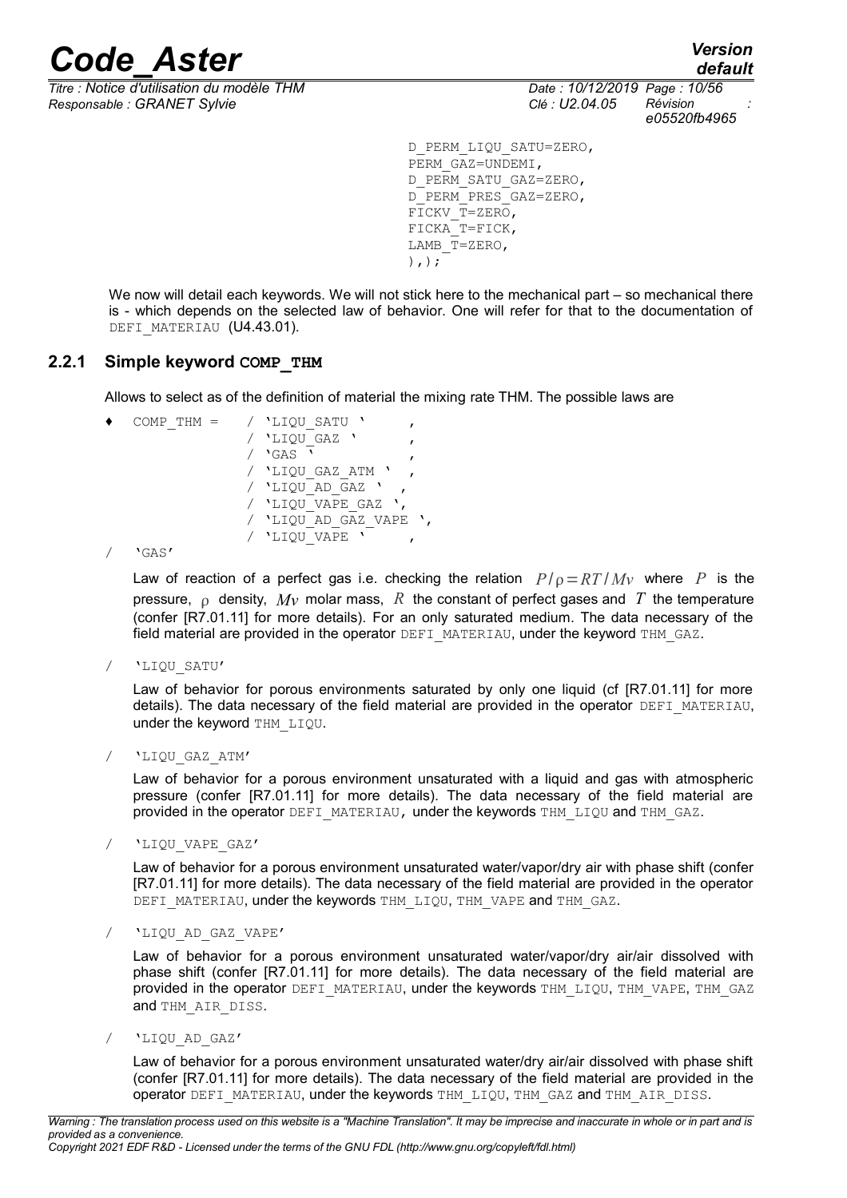```
D_PERM_LIQU_SATU=ZERO,
PERM_GAZ=UNDEMI,
D_PERM_SATU_GAZ=ZERO,
D_PERM_PRES_GAZ=ZERO,
FICKV_T=ZERO,
FICKA_T=FICK,
LAMB_T=ZERO,
),);
```

We now will detail each keywords. We will not stick here to the mechanical part – so mechanical there is - which depends on the selected law of behavior. One will refer for that to the documentation of DEFI_MATERIAU (U4.43.01).

### 2.2.1 Simple keyword COMP_THM

Allows to select as of the definition of material the mixing rate THM. The possible laws are

```
♦  COMP_THM =   / 'LIQU_SATU '       ,
                / 'LIQU_GAZ '        ,
                / 'GAS '             ,
                / 'LIQU_GAZ_ATM '    ,
                / 'LIQU_AD_GAZ '   ,
                / 'LIQU_VAPE_GAZ ',
                / 'LIQU_AD_GAZ_VAPE ',
                / 'LIQU_VAPE '       ,
```

/ 'GAS'

Law of reaction of a perfect gas i.e. checking the relation $P/\rho = RT/Mv$ where $P$ is the pressure, $\rho$ density, $Mv$ molar mass, $R$ the constant of perfect gases and $T$ the temperature (confer [R7.01.11] for more details). For an only saturated medium. The data necessary of the field material are provided in the operator DEFI_MATERIAU, under the keyword THM_GAZ.

/ 'LIQU_SATU'

Law of behavior for porous environments saturated by only one liquid (cf [R7.01.11] for more details). The data necessary of the field material are provided in the operator DEFI_MATERIAU, under the keyword THM_LIQU.

/ 'LIQU_GAZ_ATM'

Law of behavior for a porous environment unsaturated with a liquid and gas with atmospheric pressure (confer [R7.01.11] for more details). The data necessary of the field material are provided in the operator DEFI_MATERIAU, under the keywords THM_LIQU and THM_GAZ.

/ 'LIQU_VAPE_GAZ'

Law of behavior for a porous environment unsaturated water/vapor/dry air with phase shift (confer [R7.01.11] for more details). The data necessary of the field material are provided in the operator DEFI_MATERIAU, under the keywords THM_LIQU, THM_VAPE and THM_GAZ.

/ 'LIQU_AD_GAZ_VAPE'

Law of behavior for a porous environment unsaturated water/vapor/dry air/air dissolved with phase shift (confer [R7.01.11] for more details). The data necessary of the field material are provided in the operator DEFI_MATERIAU, under the keywords THM_LIQU, THM_VAPE, THM_GAZ and THM_AIR_DISS.

/ 'LIQU_AD_GAZ'

Law of behavior for a porous environment unsaturated water/dry air/air dissolved with phase shift (confer [R7.01.11] for more details). The data necessary of the field material are provided in the operator DEFI_MATERIAU, under the keywords THM_LIQU, THM_GAZ and THM_AIR_DISS.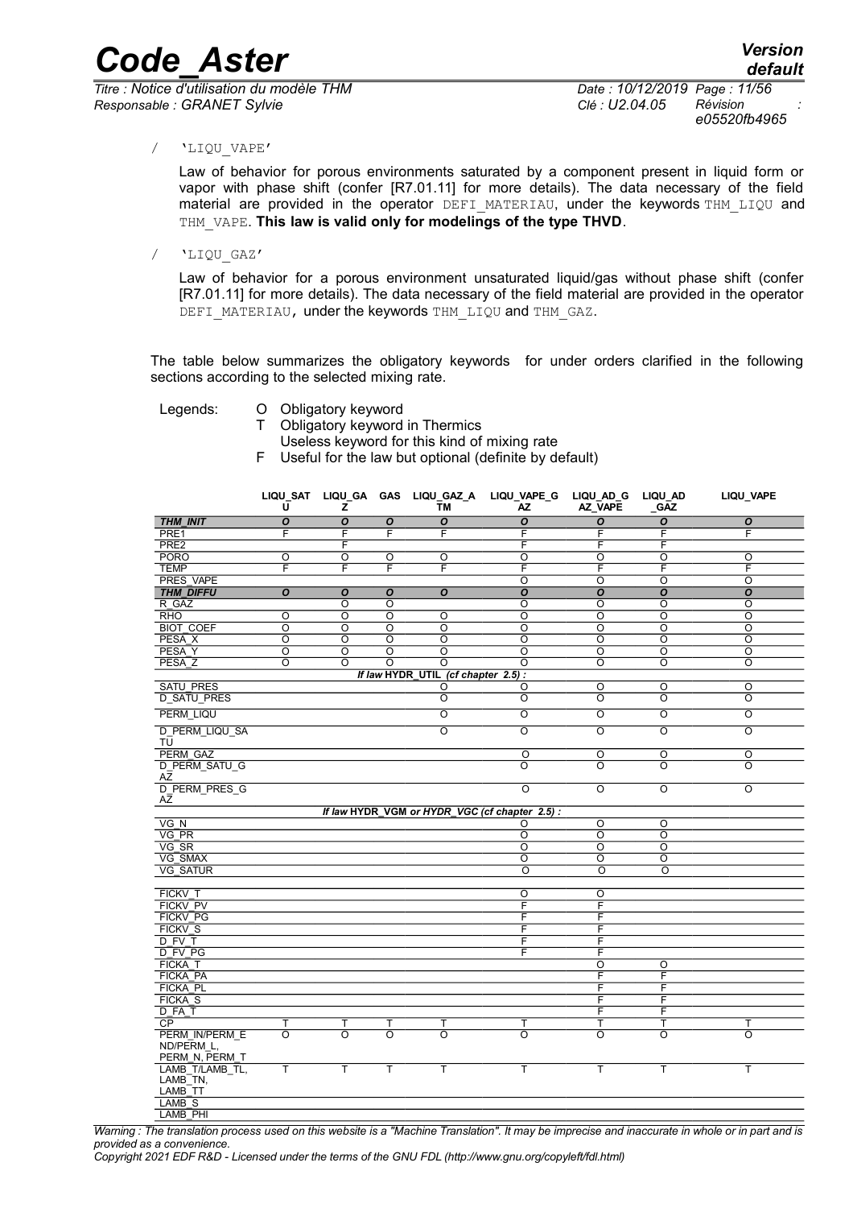/ 'LIQU_VAPE'

Law of behavior for porous environments saturated by a component present in liquid form or vapor with phase shift (confer [R7.01.11] for more details). The data necessary of the field material are provided in the operator DEFI_MATERIAU, under the keywords THM_LIQU and THM_VAPE. **This law is valid only for modelings of the type THVD**.

/ 'LIQU_GAZ'

Law of behavior for a porous environment unsaturated liquid/gas without phase shift (confer [R7.01.11] for more details). The data necessary of the field material are provided in the operator DEFI_MATERIAU, under the keywords THM_LIQU and THM_GAZ.

The table below summarizes the obligatory keywords for under orders clarified in the following sections according to the selected mixing rate.

Legends:
- O Obligatory keyword
- T Obligatory keyword in Thermics
- Useless keyword for this kind of mixing rate
- F Useful for the law but optional (definite by default)

| | LIQU_SATU | LIQU_GAZ | GAS | LIQU_GAZ_ATM | LIQU_VAPE_GAZ | LIQU_AD_GAZ_VAPE | LIQU_AD_GAZ | LIQU_VAPE |
|---|---|---|---|---|---|---|---|---|
| ***THM_INIT*** | ***O*** | ***O*** | ***O*** | ***O*** | ***O*** | ***O*** | ***O*** | ***O*** |
| PRE1 | F | F | F | F | F | F | F | F |
| PRE2 | | F | | | F | F | F | |
| PORO | O | O | O | O | O | O | O | O |
| TEMP | F | F | F | F | F | F | F | F |
| PRES_VAPE | | | | | O | O | O | O |
| ***THM_DIFFU*** | ***O*** | ***O*** | ***O*** | ***O*** | ***O*** | ***O*** | ***O*** | ***O*** |
| R_GAZ | | O | O | | O | O | O | O |
| RHO | O | O | O | O | O | O | O | O |
| BIOT_COEF | O | O | O | O | O | O | O | O |
| PESA_X | O | O | O | O | O | O | O | O |
| PESA_Y | O | O | O | O | O | O | O | O |
| PESA_Z | O | O | O | O | O | O | O | O |
| ***If law HYDR_UTIL (cf chapter 2.5) :*** | | | | | | | | |
| SATU_PRES | | | | O | O | O | O | O |
| D_SATU_PRES | | | | O | O | O | O | O |
| PERM_LIQU | | | | O | O | O | O | O |
| D_PERM_LIQU_SATU | | | | O | O | O | O | O |
| PERM_GAZ | | | | | O | O | O | O |
| D_PERM_SATU_GAZ | | | | | O | O | O | O |
| D_PERM_PRES_GAZ | | | | | O | O | O | O |
| ***If law HYDR_VGM or HYDR_VGC (cf chapter 2.5) :*** | | | | | | | | |
| VG_N | | | | | O | O | O | |
| VG_PR | | | | | O | O | O | |
| VG_SR | | | | | O | O | O | |
| VG_SMAX | | | | | O | O | O | |
| VG_SATUR | | | | | O | O | O | |
| FICKV_T | | | | | O | O | | |
| FICKV_PV | | | | | F | F | | |
| FICKV_PG | | | | | F | F | | |
| FICKV_S | | | | | F | F | | |
| D_FV_T | | | | | F | F | | |
| D_FV_PG | | | | | F | F | | |
| FICKA_T | | | | | | O | O | |
| FICKA_PA | | | | | | F | F | |
| FICKA_PL | | | | | | F | F | |
| FICKA_S | | | | | | F | F | |
| D_FA_T | | | | | | F | F | |
| CP | T | T | T | T | T | T | T | T |
| PERM_IN/PERM_END/PERM_L, PERM_N, PERM_T | O | O | O | O | O | O | O | O |
| LAMB_T/LAMB_TL, LAMB_TN, LAMB_TT | T | T | T | T | T | T | T | T |
| LAMB_S | | | | | | | | |
| LAMB_PHI | | | | | | | | |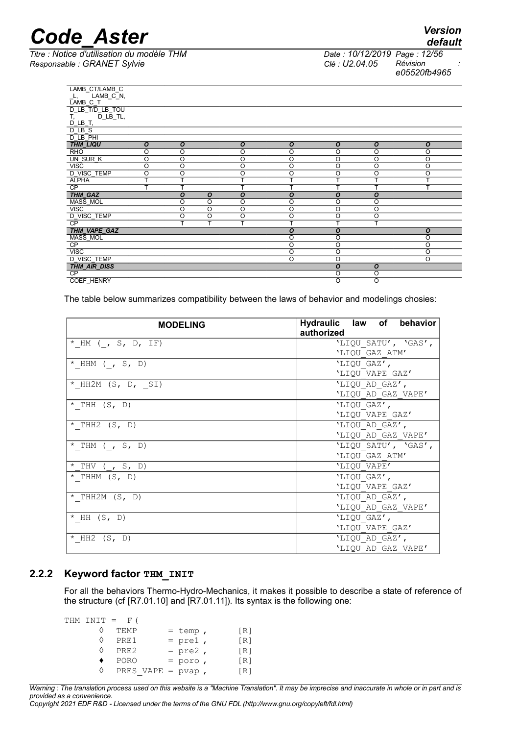| | | | | | | | | |
|---|---|---|---|---|---|---|---|---|
| LAMB_CT/LAMB_C_L, LAMB_C_N, LAMB_C_T | | | | | | | | |
| D_LB_T/D_LB_TOUT, D_LB_TL, D_LB_T, | | | | | | | | |
| D_LB_S | | | | | | | | |
| D_LB_PHI | | | | | | | | |
| ***THM_LIQU*** | ***O*** | ***O*** | | ***O*** | ***O*** | ***O*** | ***O*** | ***O*** |
| RHO | O | O | | O | O | O | O | O |
| UN_SUR_K | O | O | | O | O | O | O | O |
| VISC | O | O | | O | O | O | O | O |
| D_VISC_TEMP | O | O | | O | O | O | O | O |
| ALPHA | T | T | | T | T | T | T | T |
| CP | T | T | | T | T | T | T | T |
| ***THM_GAZ*** | | ***O*** | ***O*** | ***O*** | ***O*** | ***O*** | ***O*** | |
| MASS_MOL | | O | O | O | O | O | O | |
| VISC | | O | O | O | O | O | O | |
| D_VISC_TEMP | | O | O | O | O | O | O | |
| CP | | T | T | T | T | T | T | |
| ***THM_VAPE_GAZ*** | | | | | ***O*** | ***O*** | | ***O*** |
| MASS_MOL | | | | | O | O | | O |
| CP | | | | | O | O | | O |
| VISC | | | | | O | O | | O |
| D_VISC_TEMP | | | | | O | O | | O |
| ***THM_AIR_DISS*** | | | | | | ***O*** | ***O*** | |
| CP | | | | | | O | O | |
| COEF_HENRY | | | | | | O | O | |

The table below summarizes compatibility between the laws of behavior and modelings chosies:

| **MODELING** | **Hydraulic law of behavior authorized** |
|---|---|
| `*_HM (_, S, D, IF)` | `'LIQU_SATU', 'GAS', 'LIQU_GAZ_ATM'` |
| `*_HHM (_, S, D)` | `'LIQU_GAZ', 'LIQU_VAPE_GAZ'` |
| `*_HH2M (S, D, _SI)` | `'LIQU_AD_GAZ', 'LIQU_AD_GAZ_VAPE'` |
| `*_THH (S, D)` | `'LIQU_GAZ', 'LIQU_VAPE_GAZ'` |
| `*_THH2 (S, D)` | `'LIQU_AD_GAZ', 'LIQU_AD_GAZ_VAPE'` |
| `*_THM (_, S, D)` | `'LIQU_SATU', 'GAS', 'LIQU_GAZ_ATM'` |
| `*_THV (_, S, D)` | `'LIQU_VAPE'` |
| `*_THHM (S, D)` | `'LIQU_GAZ', 'LIQU_VAPE_GAZ'` |
| `*_THH2M (S, D)` | `'LIQU_AD_GAZ', 'LIQU_AD_GAZ_VAPE'` |
| `*_HH (S, D)` | `'LIQU_GAZ', 'LIQU_VAPE_GAZ'` |
| `*_HH2 (S, D)` | `'LIQU_AD_GAZ', 'LIQU_AD_GAZ_VAPE'` |

### 2.2.2 Keyword factor `THM_INIT`

For all the behaviors Thermo-Hydro-Mechanics, it makes it possible to describe a state of reference of the structure (cf [R7.01.10] and [R7.01.11]). Its syntax is the following one:

```
THM_INIT = _F (
      ◊  TEMP        = temp ,      [R]
      ◊  PRE1        = pre1 ,      [R]
      ◊  PRE2        = pre2 ,      [R]
      ♦  PORO        = poro ,      [R]
      ◊  PRES_VAPE = pvap ,        [R]
```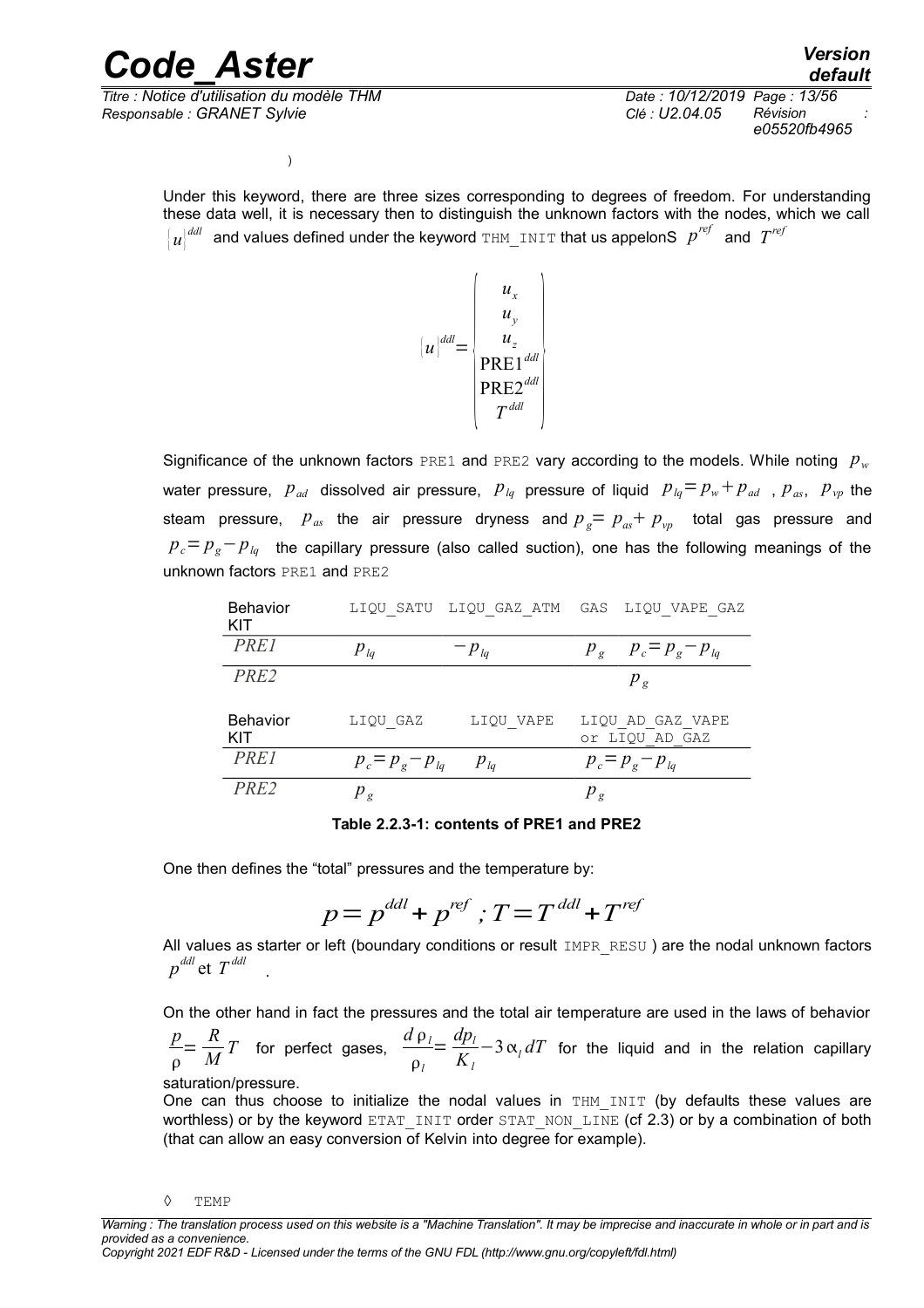)

Under this keyword, there are three sizes corresponding to degrees of freedom. For understanding these data well, it is necessary then to distinguish the unknown factors with the nodes, which we call $\{u\}^{ddl}$ and values defined under the keyword THM_INIT that us appelonS $p^{ref}$ and $T^{ref}$

$$\{u\}^{ddl} = \begin{Bmatrix} u_x \\ u_y \\ u_z \\ \text{PRE1}^{ddl} \\ \text{PRE2}^{ddl} \\ T^{ddl} \end{Bmatrix}$$

Significance of the unknown factors PRE1 and PRE2 vary according to the models. While noting $p_w$ water pressure, $p_{ad}$ dissolved air pressure, $p_{lq}$ pressure of liquid $p_{lq} = p_w + p_{ad}$, $p_{as}$, $p_{vp}$ the steam pressure, $p_{as}$ the air pressure dryness and $p_g = p_{as} + p_{vp}$ total gas pressure and $p_c = p_g - p_{lq}$ the capillary pressure (also called suction), one has the following meanings of the unknown factors PRE1 and PRE2

| Behavior KIT | LIQU_SATU | LIQU_GAZ_ATM | GAS | LIQU_VAPE_GAZ |
|---|---|---|---|---|
| *PRE1* | $p_{lq}$ | $-p_{lq}$ | $p_g$ | $p_c = p_g - p_{lq}$ |
| *PRE2* | | | | $p_g$ |

| Behavior KIT | LIQU_GAZ | LIQU_VAPE | LIQU_AD_GAZ_VAPE or LIQU_AD_GAZ |
|---|---|---|---|
| *PRE1* | $p_c = p_g - p_{lq}$ | $p_{lq}$ | $p_c = p_g - p_{lq}$ |
| *PRE2* | $p_g$ | | $p_g$ |

**Table 2.2.3-1: contents of PRE1 and PRE2**

One then defines the "total" pressures and the temperature by:

$$p = p^{ddl} + p^{ref} \; ; T = T^{ddl} + T^{ref}$$

All values as starter or left (boundary conditions or result IMPR_RESU ) are the nodal unknown factors $p^{ddl}$ et $T^{ddl}$ .

On the other hand in fact the pressures and the total air temperature are used in the laws of behavior $\frac{p}{\rho} = \frac{R}{M} T$ for perfect gases, $\frac{d\rho_l}{\rho_l} = \frac{dp_l}{K_l} - 3\alpha_l dT$ for the liquid and in the relation capillary saturation/pressure.

One can thus choose to initialize the nodal values in THM_INIT (by defaults these values are worthless) or by the keyword ETAT_INIT order STAT_NON_LINE (cf 2.3) or by a combination of both (that can allow an easy conversion of Kelvin into degree for example).

◊ TEMP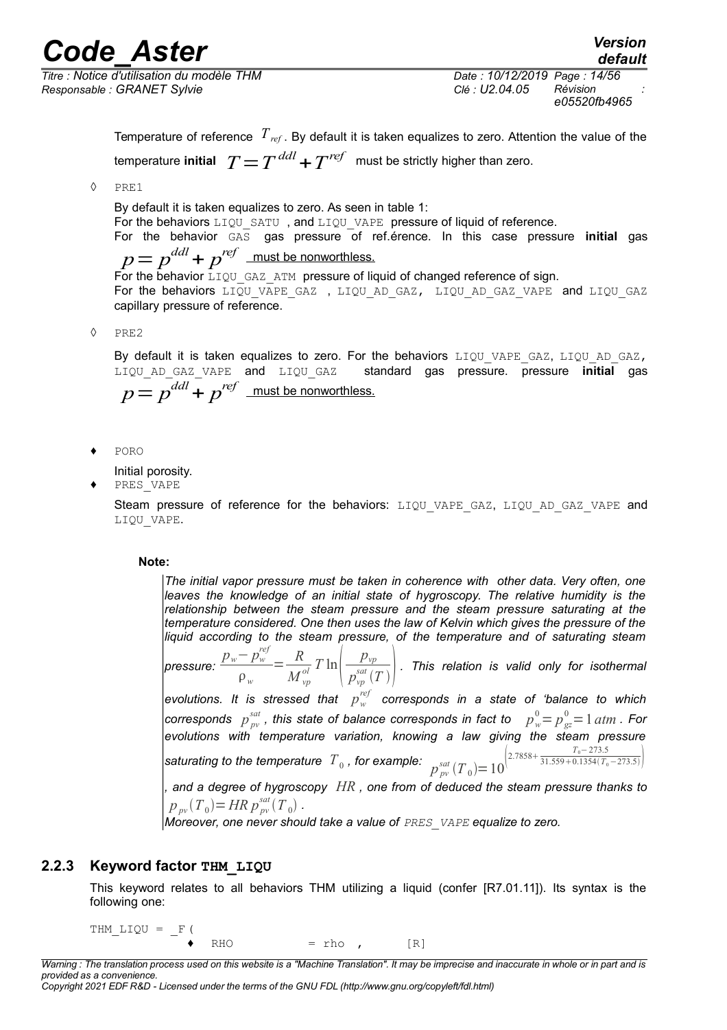Temperature of reference $T_{ref}$. By default it is taken equalizes to zero. Attention the value of the temperature **initial** $T = T^{ddl} + T^{ref}$ must be strictly higher than zero.

◊ PRE1

By default it is taken equalizes to zero. As seen in table 1:
For the behaviors LIQU_SATU , and LIQU_VAPE pressure of liquid of reference.
For the behavior GAS gas pressure of ref.érence. In this case pressure **initial** gas $p = p^{ddl} + p^{ref}$ must be nonworthless.
For the behavior LIQU_GAZ_ATM pressure of liquid of changed reference of sign.
For the behaviors LIQU_VAPE_GAZ , LIQU_AD_GAZ, LIQU_AD_GAZ_VAPE and LIQU_GAZ capillary pressure of reference.

◊ PRE2

By default it is taken equalizes to zero. For the behaviors LIQU_VAPE_GAZ, LIQU_AD_GAZ, LIQU_AD_GAZ_VAPE and LIQU_GAZ standard gas pressure. pressure **initial** gas $p = p^{ddl} + p^{ref}$ must be nonworthless.

♦ PORO

Initial porosity.

♦ PRES_VAPE

Steam pressure of reference for the behaviors: LIQU_VAPE_GAZ, LIQU_AD_GAZ_VAPE and LIQU_VAPE.

**Note:**

*The initial vapor pressure must be taken in coherence with other data. Very often, one leaves the knowledge of an initial state of hygroscopy. The relative humidity is the relationship between the steam pressure and the steam pressure saturating at the temperature considered. One then uses the law of Kelvin which gives the pressure of the liquid according to the steam pressure, of the temperature and of saturating steam pressure:* $\frac{p_w - p_w^{ref}}{\rho_w} = \frac{R}{M_{vp}^{ol}} T \ln\left(\frac{p_{vp}}{p_{vp}^{sat}(T)}\right)$. *This relation is valid only for isothermal evolutions. It is stressed that* $p_w^{ref}$ *corresponds in a state of 'balance to which corresponds* $p_{pv}^{sat}$*, this state of balance corresponds in fact to* $p_w^0 = p_{gz}^0 = 1\,atm$*. For evolutions with temperature variation, knowing a law giving the steam pressure saturating to the temperature* $T_0$*, for example:* $p_{pv}^{sat}(T_0) = 10^{\left(2.7858 + \frac{T_0 - 273.5}{31.559 + 0.1354(T_0 - 273.5)}\right)}$*, and a degree of hygroscopy* $HR$*, one from of deduced the steam pressure thanks to* $p_{pv}(T_0) = HR\, p_{pv}^{sat}(T_0)$.
*Moreover, one never should take a value of PRES_VAPE equalize to zero.*

### 2.2.3 Keyword factor THM_LIQU

This keyword relates to all behaviors THM utilizing a liquid (confer [R7.01.11]). Its syntax is the following one:

```
THM_LIQU = _F (
             ♦   RHO          = rho ,       [R]
```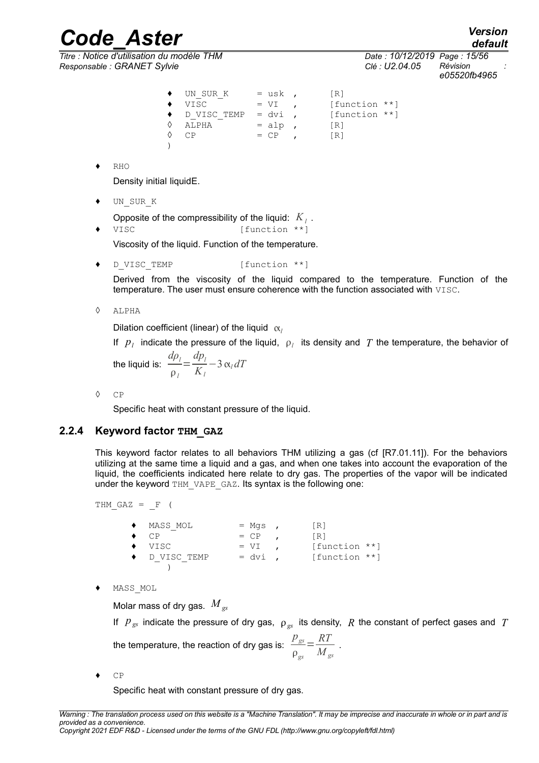```
♦  UN_SUR_K      = usk ,      [R]
♦  VISC          = VI  ,      [function **]
♦  D_VISC_TEMP   = dvi ,      [function **]
◊  ALPHA         = alp ,      [R]
◊  CP            = CP  ,      [R]
)
```

♦ RHO

Density initial liquidE.

♦ UN_SUR_K

Opposite of the compressibility of the liquid: $K_l$.

♦ VISC [function **]

Viscosity of the liquid. Function of the temperature.

♦ D_VISC_TEMP [function **]

Derived from the viscosity of the liquid compared to the temperature. Function of the temperature. The user must ensure coherence with the function associated with VISC.

◊ ALPHA

Dilation coefficient (linear) of the liquid $\alpha_l$

If $p_l$ indicate the pressure of the liquid, $\rho_l$ its density and $T$ the temperature, the behavior of the liquid is: $\dfrac{d\rho_l}{\rho_l}=\dfrac{dp_l}{K_l}-3\,\alpha_l dT$

◊ CP

Specific heat with constant pressure of the liquid.

### 2.2.4 Keyword factor **THM_GAZ**

This keyword factor relates to all behaviors THM utilizing a gas (cf [R7.01.11]). For the behaviors utilizing at the same time a liquid and a gas, and when one takes into account the evaporation of the liquid, the coefficients indicated here relate to dry gas. The properties of the vapor will be indicated under the keyword THM_VAPE_GAZ. Its syntax is the following one:

```
THM_GAZ = _F (

    ♦  MASS_MOL        = Mgs ,      [R]
    ♦  CP              = CP  ,      [R]
    ♦  VISC            = VI  ,      [function **]
    ♦  D_VISC_TEMP     = dvi ,      [function **]
        )
```

♦ MASS_MOL

Molar mass of dry gas. $M_{gs}$

If $p_{gs}$ indicate the pressure of dry gas, $\rho_{gs}$ its density, $R$ the constant of perfect gases and $T$ the temperature, the reaction of dry gas is: $\dfrac{p_{gs}}{\rho_{gs}}=\dfrac{RT}{M_{gs}}$ .

♦ CP

Specific heat with constant pressure of dry gas.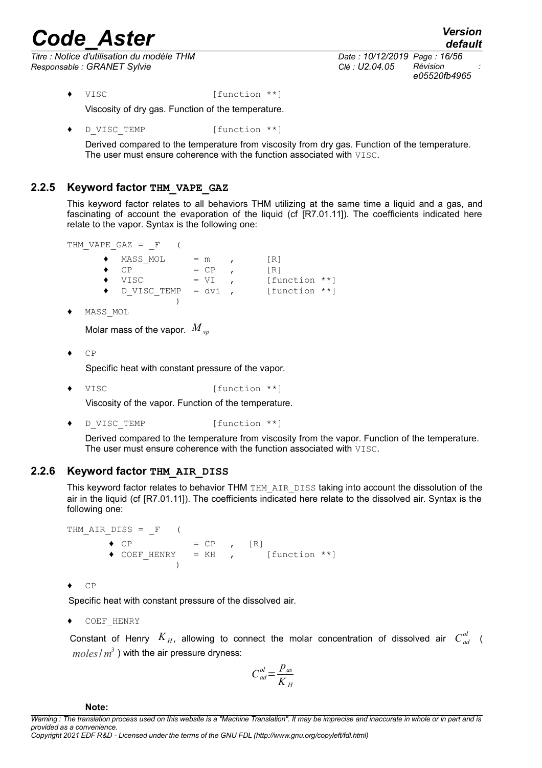♦ `VISC` [function **]

Viscosity of dry gas. Function of the temperature.

♦ `D_VISC_TEMP` [function **]

Derived compared to the temperature from viscosity from dry gas. Function of the temperature. The user must ensure coherence with the function associated with `VISC`.

### 2.2.5 Keyword factor **THM_VAPE_GAZ**

This keyword factor relates to all behaviors THM utilizing at the same time a liquid and a gas, and fascinating of account the evaporation of the liquid (cf [R7.01.11]). The coefficients indicated here relate to the vapor. Syntax is the following one:

```
THM_VAPE_GAZ = _F   (
      ♦  MASS_MOL      = m    ,      [R]
      ♦  CP            = CP   ,      [R]
      ♦  VISC          = VI   ,      [function **]
      ♦  D_VISC_TEMP   = dvi  ,      [function **]
                  )
```

♦ `MASS_MOL`

Molar mass of the vapor. $M_{vp}$

♦ `CP`

Specific heat with constant pressure of the vapor.

♦ `VISC` [function **]

Viscosity of the vapor. Function of the temperature.

♦ `D_VISC_TEMP` [function **]

Derived compared to the temperature from viscosity from the vapor. Function of the temperature. The user must ensure coherence with the function associated with `VISC`.

### 2.2.6 Keyword factor **THM_AIR_DISS**

This keyword factor relates to behavior THM `THM_AIR_DISS` taking into account the dissolution of the air in the liquid (cf [R7.01.11]). The coefficients indicated here relate to the dissolved air. Syntax is the following one:

```
THM_AIR_DISS = _F   (
       ♦ CP            = CP   ,   [R]
       ♦ COEF_HENRY    = KH   ,       [function **]
                  )
```

♦ `CP`

Specific heat with constant pressure of the dissolved air.

♦ `COEF_HENRY`

Constant of Henry $K_H$, allowing to connect the molar concentration of dissolved air $C_{ad}^{ol}$ ( $moles/m^3$ ) with the air pressure dryness:

$$C_{ad}^{ol} = \frac{p_{as}}{K_H}$$

**Note:**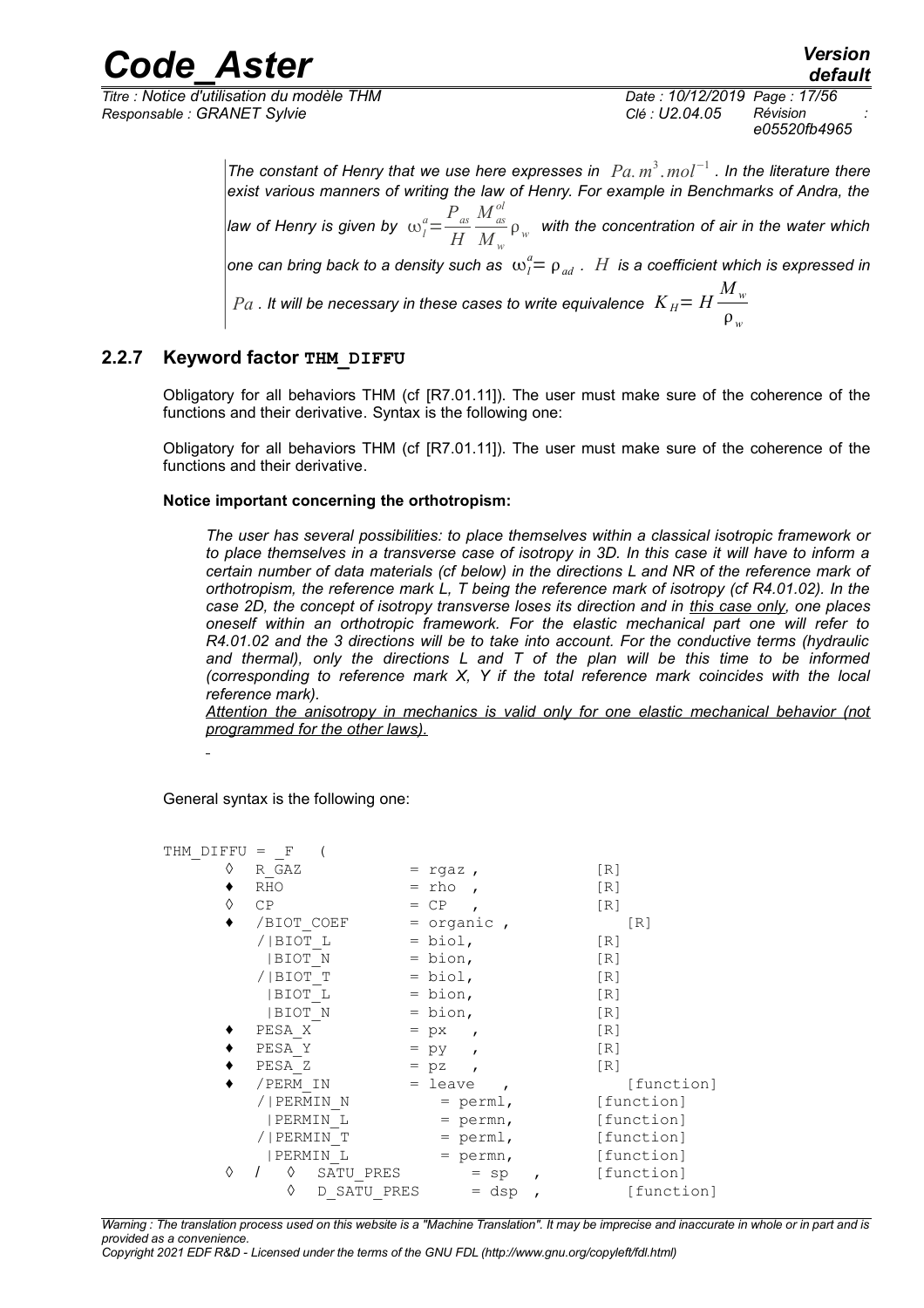*The constant of Henry that we use here expresses in $Pa.m^3.mol^{-1}$. In the literature there exist various manners of writing the law of Henry. For example in Benchmarks of Andra, the law of Henry is given by $\omega_l^a = \frac{P_{as}}{H} \frac{M_{as}^{ol}}{M_w} \rho_w$ with the concentration of air in the water which one can bring back to a density such as $\omega_l^a = \rho_{ad}$. $H$ is a coefficient which is expressed in $Pa$. It will be necessary in these cases to write equivalence $K_H = H \frac{M_w}{\rho_w}$*

### 2.2.7 Keyword factor THM_DIFFU

Obligatory for all behaviors THM (cf [R7.01.11]). The user must make sure of the coherence of the functions and their derivative. Syntax is the following one:

Obligatory for all behaviors THM (cf [R7.01.11]). The user must make sure of the coherence of the functions and their derivative.

**Notice important concerning the orthotropism:**

*The user has several possibilities: to place themselves within a classical isotropic framework or to place themselves in a transverse case of isotropy in 3D. In this case it will have to inform a certain number of data materials (cf below) in the directions L and NR of the reference mark of orthotropism, the reference mark L, T being the reference mark of isotropy (cf R4.01.02). In the case 2D, the concept of isotropy transverse loses its direction and in this case only, one places oneself within an orthotropic framework. For the elastic mechanical part one will refer to R4.01.02 and the 3 directions will be to take into account. For the conductive terms (hydraulic and thermal), only the directions L and T of the plan will be this time to be informed (corresponding to reference mark X, Y if the total reference mark coincides with the local reference mark).*

*Attention the anisotropy in mechanics is valid only for one elastic mechanical behavior (not programmed for the other laws).*

General syntax is the following one:

```
THM_DIFFU = _F  (
      ◊  R_GAZ            = rgaz ,           [R]
      ♦  RHO              = rho  ,           [R]
      ◊  CP               = CP   ,           [R]
      ♦  /BIOT_COEF       = organic ,           [R]
         /|BIOT_L         = biol,            [R]
          |BIOT_N         = bion,            [R]
         /|BIOT_T         = biol,            [R]
          |BIOT_L         = bion,            [R]
          |BIOT_N         = bion,            [R]
      ♦  PESA_X           = px   ,           [R]
      ♦  PESA_Y           = py   ,           [R]
      ♦  PESA_Z           = pz   ,           [R]
      ♦  /PERM_IN         = leave  ,            [function]
         /|PERMIN_N          = perml,        [function]
          |PERMIN_L          = permn,        [function]
         /|PERMIN_T          = perml,        [function]
          |PERMIN_L          = permn,        [function]
      ◊   /   ◊   SATU_PRES       = sp   ,    [function]
              ◊   D_SATU_PRES      = dsp  ,      [function]
```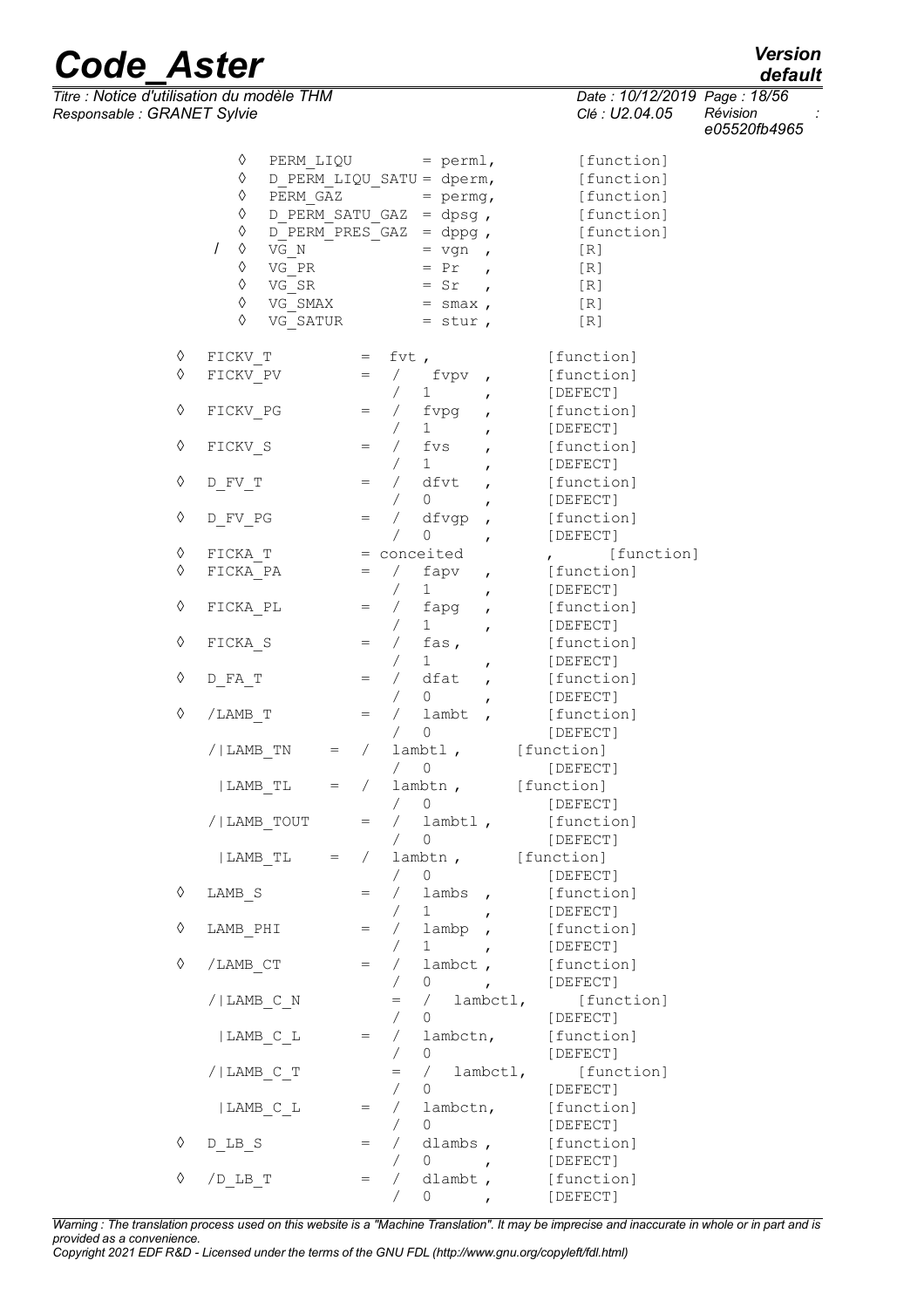```
        ◊   PERM_LIQU       = perml,         [function]
        ◊   D_PERM_LIQU_SATU = dperm,        [function]
        ◊   PERM_GAZ        = permg,         [function]
        ◊   D_PERM_SATU_GAZ  = dpsg ,        [function]
        ◊   D_PERM_PRES_GAZ  = dppg ,        [function]
      / ◊   VG_N            = vgn  ,         [R]
        ◊   VG_PR           = Pr   ,         [R]
        ◊   VG_SR           = Sr   ,         [R]
        ◊   VG_SMAX         = smax ,         [R]
        ◊   VG_SATUR        = stur ,         [R]

◊   FICKV_T         =  fvt ,                 [function]
◊   FICKV_PV        =  /  fvpv  ,            [function]
                       /  1     ,            [DEFECT]
◊   FICKV_PG        =  /  fvpg  ,            [function]
                       /  1     ,            [DEFECT]
◊   FICKV_S         =  /  fvs   ,            [function]
                       /  1     ,            [DEFECT]
◊   D_FV_T          =  /  dfvt  ,            [function]
                       /  0     ,            [DEFECT]
◊   D_FV_PG         =  /  dfvgp ,            [function]
                       /  0     ,            [DEFECT]
◊   FICKA_T         = conceited           ,     [function]
◊   FICKA_PA        =  /  fapv  ,            [function]
                       /  1     ,            [DEFECT]
◊   FICKA_PL        =  /  fapg  ,            [function]
                       /  1     ,            [DEFECT]
◊   FICKA_S         =  /  fas,               [function]
                       /  1     ,            [DEFECT]
◊   D_FA_T          =  /  dfat  ,            [function]
                       /  0     ,            [DEFECT]
◊   /LAMB_T         =  /  lambt ,            [function]
                       /  0                  [DEFECT]
    /|LAMB_TN    =  /  lambtl ,          [function]
                    /  0                     [DEFECT]
     |LAMB_TL    =  /  lambtn ,          [function]
                    /  0                     [DEFECT]
    /|LAMB_TOUT     =  /  lambtl ,           [function]
                       /  0                  [DEFECT]
     |LAMB_TL    =  /  lambtn ,          [function]
                    /  0                     [DEFECT]
◊   LAMB_S          =  /  lambs  ,           [function]
                       /  1      ,           [DEFECT]
◊   LAMB_PHI        =  /  lambp  ,           [function]
                       /  1      ,           [DEFECT]
◊   /LAMB_CT        =  /  lambct ,           [function]
                       /  0      ,           [DEFECT]
    /|LAMB_C_N         =  /  lambctl,           [function]
                       /  0                  [DEFECT]
     |LAMB_C_L      =  /  lambctn,           [function]
                       /  0                  [DEFECT]
    /|LAMB_C_T         =  /  lambctl,           [function]
                       /  0                  [DEFECT]
     |LAMB_C_L      =  /  lambctn,           [function]
                       /  0                  [DEFECT]
◊   D_LB_S          =  /  dlambs ,           [function]
                       /  0      ,           [DEFECT]
◊   /D_LB_T         =  /  dlambt ,           [function]
                       /  0      ,           [DEFECT]
```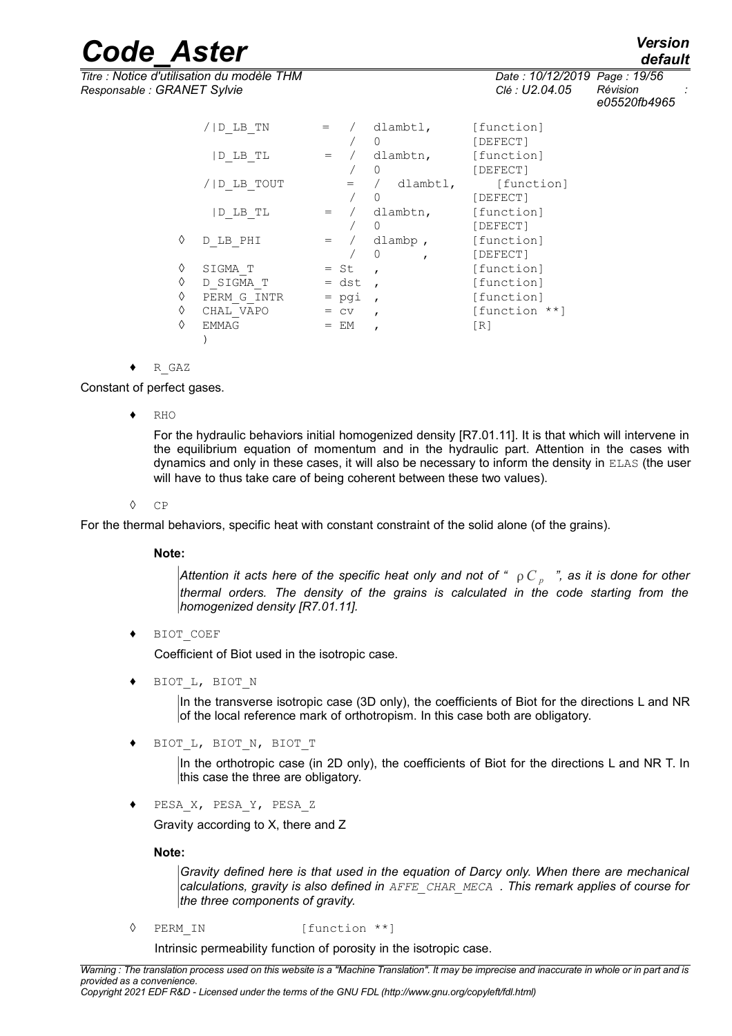```
        /|D_LB_TN        =  /  dlambtl,      [function]
                            /  0             [DEFECT]
         |D_LB_TL        =  /  dlambtn,      [function]
                            /  0             [DEFECT]
        /|D_LB_TOUT        =  /  dlambtl,      [function]
                            /  0             [DEFECT]
         |D_LB_TL        =  /  dlambtn,      [function]
                            /  0             [DEFECT]
    ◊   D_LB_PHI         =  /  dlambp ,      [function]
                            /  0      ,      [DEFECT]
    ◊   SIGMA_T          = St   ,            [function]
    ◊   D_SIGMA_T        = dst  ,            [function]
    ◊   PERM_G_INTR      = pgi  ,            [function]
    ◊   CHAL_VAPO        = cv   ,            [function **]
    ◊   EMMAG            = EM   ,            [R]
        )
```

♦ R_GAZ

Constant of perfect gases.

♦ RHO

For the hydraulic behaviors initial homogenized density [R7.01.11]. It is that which will intervene in the equilibrium equation of momentum and in the hydraulic part. Attention in the cases with dynamics and only in these cases, it will also be necessary to inform the density in ELAS (the user will have to thus take care of being coherent between these two values).

◊ CP

For the thermal behaviors, specific heat with constant constraint of the solid alone (of the grains).

**Note:**

*Attention it acts here of the specific heat only and not of "* $\rho C_p$ *", as it is done for other thermal orders. The density of the grains is calculated in the code starting from the homogenized density [R7.01.11].*

♦ BIOT_COEF

Coefficient of Biot used in the isotropic case.

♦ BIOT_L, BIOT_N

In the transverse isotropic case (3D only), the coefficients of Biot for the directions L and NR of the local reference mark of orthotropism. In this case both are obligatory.

♦ BIOT_L, BIOT_N, BIOT_T

In the orthotropic case (in 2D only), the coefficients of Biot for the directions L and NR T. In this case the three are obligatory.

♦ PESA_X, PESA_Y, PESA_Z

Gravity according to X, there and Z

**Note:**

*Gravity defined here is that used in the equation of Darcy only. When there are mechanical calculations, gravity is also defined in AFFE_CHAR_MECA . This remark applies of course for the three components of gravity.*

◊ PERM_IN [function **]

Intrinsic permeability function of porosity in the isotropic case.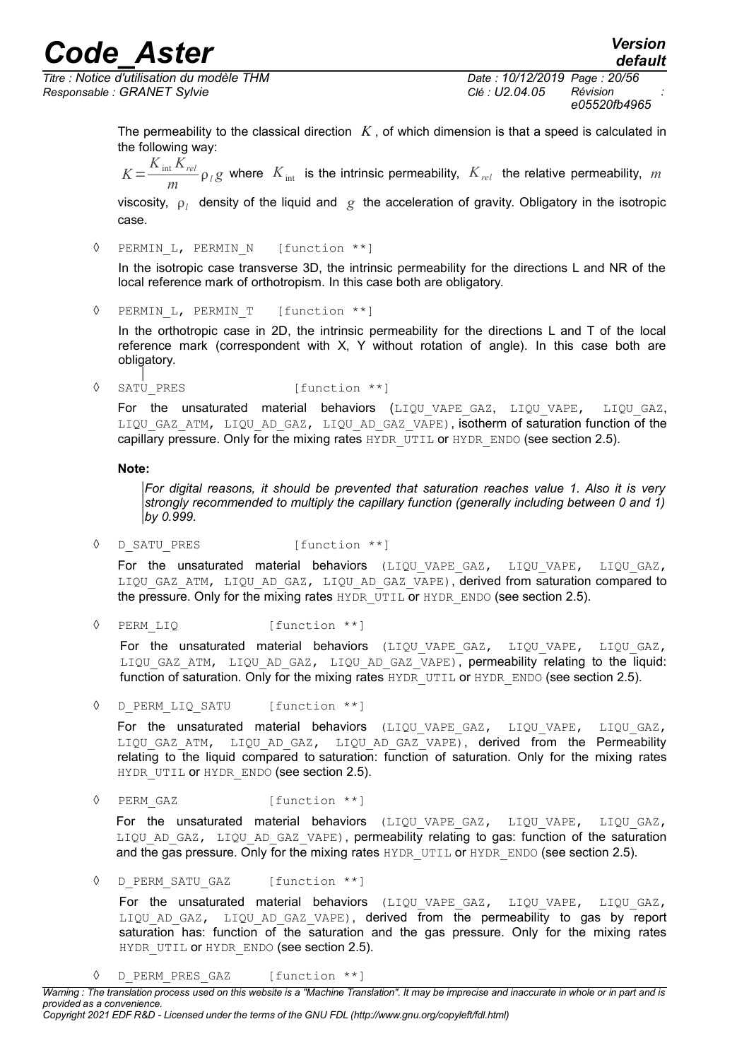The permeability to the classical direction $K$, of which dimension is that a speed is calculated in the following way:

$K=\frac{K_{\text{int}} K_{rel}}{m}\rho_l g$ where $K_{\text{int}}$ is the intrinsic permeability, $K_{rel}$ the relative permeability, $m$ viscosity, $\rho_l$ density of the liquid and $g$ the acceleration of gravity. Obligatory in the isotropic case.

◊ PERMIN_L, PERMIN_N [function **]

In the isotropic case transverse 3D, the intrinsic permeability for the directions L and NR of the local reference mark of orthotropism. In this case both are obligatory.

◊ PERMIN_L, PERMIN_T [function **]

In the orthotropic case in 2D, the intrinsic permeability for the directions L and T of the local reference mark (correspondent with X, Y without rotation of angle). In this case both are obligatory.

◊ SATU_PRES [function **]

For the unsaturated material behaviors (LIQU_VAPE_GAZ, LIQU_VAPE, LIQU_GAZ, LIQU_GAZ_ATM, LIQU_AD_GAZ, LIQU_AD_GAZ_VAPE), isotherm of saturation function of the capillary pressure. Only for the mixing rates HYDR_UTIL or HYDR_ENDO (see section 2.5).

**Note:**

*For digital reasons, it should be prevented that saturation reaches value 1. Also it is very strongly recommended to multiply the capillary function (generally including between 0 and 1) by 0.999.*

◊ D_SATU_PRES [function **]

For the unsaturated material behaviors (LIQU_VAPE_GAZ, LIQU_VAPE, LIQU_GAZ, LIQU_GAZ_ATM, LIQU_AD_GAZ, LIQU_AD_GAZ_VAPE), derived from saturation compared to the pressure. Only for the mixing rates HYDR_UTIL or HYDR_ENDO (see section 2.5).

◊ PERM_LIQ [function **]

For the unsaturated material behaviors (LIQU_VAPE_GAZ, LIQU_VAPE, LIQU_GAZ, LIQU_GAZ_ATM, LIQU_AD_GAZ, LIQU_AD_GAZ_VAPE), permeability relating to the liquid: function of saturation. Only for the mixing rates HYDR_UTIL or HYDR_ENDO (see section 2.5).

◊ D_PERM_LIQ_SATU [function **]

For the unsaturated material behaviors (LIQU_VAPE_GAZ, LIQU_VAPE, LIQU_GAZ, LIQU_GAZ_ATM, LIQU_AD_GAZ, LIQU_AD_GAZ_VAPE), derived from the Permeability relating to the liquid compared to saturation: function of saturation. Only for the mixing rates HYDR_UTIL or HYDR_ENDO (see section 2.5).

◊ PERM_GAZ [function **]

For the unsaturated material behaviors (LIQU_VAPE_GAZ, LIQU_VAPE, LIQU_GAZ, LIQU_AD_GAZ, LIQU_AD_GAZ_VAPE), permeability relating to gas: function of the saturation and the gas pressure. Only for the mixing rates HYDR_UTIL or HYDR_ENDO (see section 2.5).

◊ D_PERM_SATU_GAZ [function **]

For the unsaturated material behaviors (LIQU_VAPE_GAZ, LIQU_VAPE, LIQU_GAZ, LIQU_AD_GAZ, LIQU_AD_GAZ_VAPE), derived from the permeability to gas by report saturation has: function of the saturation and the gas pressure. Only for the mixing rates HYDR_UTIL or HYDR_ENDO (see section 2.5).

◊ D_PERM_PRES_GAZ [function **]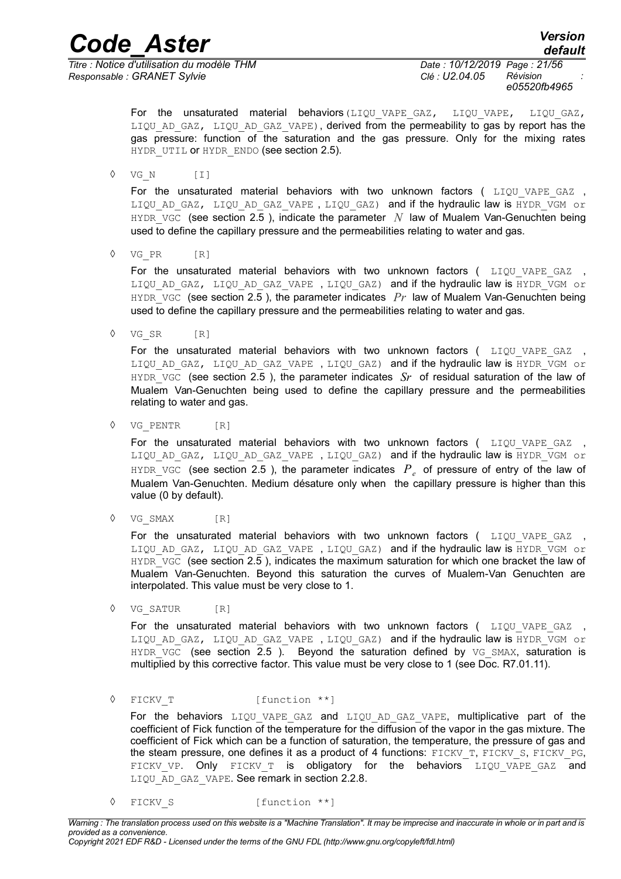For the unsaturated material behaviors (LIQU_VAPE_GAZ, LIQU_VAPE, LIQU_GAZ, LIQU_AD_GAZ, LIQU_AD_GAZ_VAPE), derived from the permeability to gas by report has the gas pressure: function of the saturation and the gas pressure. Only for the mixing rates HYDR_UTIL or HYDR_ENDO (see section 2.5).

◊ VG_N [I]

For the unsaturated material behaviors with two unknown factors ( LIQU_VAPE_GAZ , LIQU_AD_GAZ, LIQU_AD_GAZ_VAPE , LIQU_GAZ) and if the hydraulic law is HYDR_VGM or HYDR_VGC (see section 2.5 ), indicate the parameter $N$ law of Mualem Van-Genuchten being used to define the capillary pressure and the permeabilities relating to water and gas.

◊ VG_PR [R]

For the unsaturated material behaviors with two unknown factors ( LIQU_VAPE_GAZ , LIQU_AD_GAZ, LIQU_AD_GAZ_VAPE , LIQU_GAZ) and if the hydraulic law is HYDR_VGM or HYDR_VGC (see section 2.5 ), the parameter indicates $Pr$ law of Mualem Van-Genuchten being used to define the capillary pressure and the permeabilities relating to water and gas.

◊ VG_SR [R]

For the unsaturated material behaviors with two unknown factors ( LIQU_VAPE_GAZ , LIQU_AD_GAZ, LIQU_AD_GAZ_VAPE , LIQU_GAZ) and if the hydraulic law is HYDR_VGM or HYDR_VGC (see section 2.5 ), the parameter indicates $Sr$ of residual saturation of the law of Mualem Van-Genuchten being used to define the capillary pressure and the permeabilities relating to water and gas.

◊ VG_PENTR [R]

For the unsaturated material behaviors with two unknown factors ( LIQU_VAPE_GAZ , LIQU_AD_GAZ, LIQU_AD_GAZ_VAPE , LIQU_GAZ) and if the hydraulic law is HYDR_VGM or HYDR_VGC (see section 2.5 ), the parameter indicates $P_e$ of pressure of entry of the law of Mualem Van-Genuchten. Medium désature only when the capillary pressure is higher than this value (0 by default).

◊ VG_SMAX [R]

For the unsaturated material behaviors with two unknown factors ( LIQU_VAPE_GAZ , LIQU_AD_GAZ, LIQU_AD_GAZ_VAPE , LIQU_GAZ) and if the hydraulic law is HYDR_VGM or HYDR_VGC (see section 2.5 ), indicates the maximum saturation for which one bracket the law of Mualem Van-Genuchten. Beyond this saturation the curves of Mualem-Van Genuchten are interpolated. This value must be very close to 1.

◊ VG_SATUR [R]

For the unsaturated material behaviors with two unknown factors ( LIQU_VAPE_GAZ , LIQU_AD_GAZ, LIQU_AD_GAZ_VAPE , LIQU_GAZ) and if the hydraulic law is HYDR_VGM or HYDR_VGC (see section 2.5 ). Beyond the saturation defined by VG_SMAX, saturation is multiplied by this corrective factor. This value must be very close to 1 (see Doc. R7.01.11).

◊ FICKV_T [function **]

For the behaviors LIQU_VAPE_GAZ and LIQU_AD_GAZ_VAPE, multiplicative part of the coefficient of Fick function of the temperature for the diffusion of the vapor in the gas mixture. The coefficient of Fick which can be a function of saturation, the temperature, the pressure of gas and the steam pressure, one defines it as a product of 4 functions: FICKV_T, FICKV_S, FICKV_PG, FICKV_VP. Only FICKV_T is obligatory for the behaviors LIQU_VAPE_GAZ and LIQU_AD_GAZ_VAPE. See remark in section 2.2.8.

◊ FICKV_S [function **]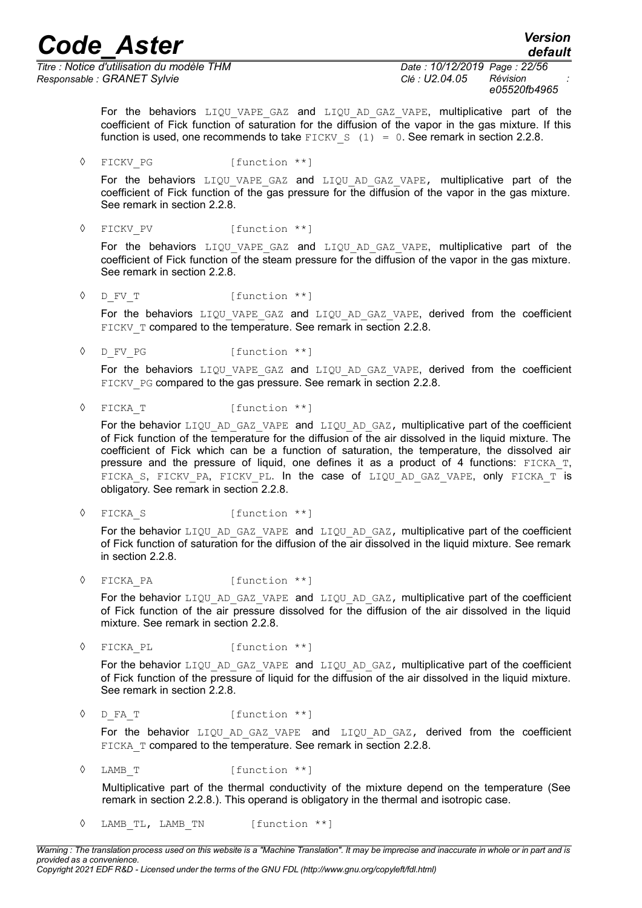For the behaviors LIQU_VAPE_GAZ and LIQU_AD_GAZ_VAPE, multiplicative part of the coefficient of Fick function of saturation for the diffusion of the vapor in the gas mixture. If this function is used, one recommends to take FICKV_S (1) = 0. See remark in section 2.2.8.

◊ FICKV_PG [function **]

For the behaviors LIQU_VAPE_GAZ and LIQU_AD_GAZ_VAPE, multiplicative part of the coefficient of Fick function of the gas pressure for the diffusion of the vapor in the gas mixture. See remark in section 2.2.8.

◊ FICKV_PV [function **]

For the behaviors LIQU_VAPE_GAZ and LIQU_AD_GAZ_VAPE, multiplicative part of the coefficient of Fick function of the steam pressure for the diffusion of the vapor in the gas mixture. See remark in section 2.2.8.

◊ D_FV_T [function **]

For the behaviors LIQU_VAPE_GAZ and LIQU_AD_GAZ_VAPE, derived from the coefficient FICKV_T compared to the temperature. See remark in section 2.2.8.

◊ D_FV_PG [function **]

For the behaviors LIQU_VAPE_GAZ and LIQU_AD_GAZ_VAPE, derived from the coefficient FICKV_PG compared to the gas pressure. See remark in section 2.2.8.

◊ FICKA_T [function **]

For the behavior LIQU_AD_GAZ_VAPE and LIQU_AD_GAZ, multiplicative part of the coefficient of Fick function of the temperature for the diffusion of the air dissolved in the liquid mixture. The coefficient of Fick which can be a function of saturation, the temperature, the dissolved air pressure and the pressure of liquid, one defines it as a product of 4 functions: FICKA_T, FICKA_S, FICKV_PA, FICKV_PL. In the case of LIQU_AD_GAZ_VAPE, only FICKA_T is obligatory. See remark in section 2.2.8.

◊ FICKA_S [function **]

For the behavior LIQU_AD_GAZ_VAPE and LIQU_AD_GAZ, multiplicative part of the coefficient of Fick function of saturation for the diffusion of the air dissolved in the liquid mixture. See remark in section 2.2.8.

◊ FICKA_PA [function **]

For the behavior LIQU_AD_GAZ_VAPE and LIQU_AD_GAZ, multiplicative part of the coefficient of Fick function of the air pressure dissolved for the diffusion of the air dissolved in the liquid mixture. See remark in section 2.2.8.

◊ FICKA_PL [function **]

For the behavior LIQU_AD_GAZ_VAPE and LIQU_AD_GAZ, multiplicative part of the coefficient of Fick function of the pressure of liquid for the diffusion of the air dissolved in the liquid mixture. See remark in section 2.2.8.

◊ D_FA_T [function **]

For the behavior LIQU_AD_GAZ_VAPE and LIQU_AD_GAZ, derived from the coefficient FICKA_T compared to the temperature. See remark in section 2.2.8.

◊ LAMB_T [function **]

Multiplicative part of the thermal conductivity of the mixture depend on the temperature (See remark in section 2.2.8.). This operand is obligatory in the thermal and isotropic case.

◊ LAMB_TL, LAMB_TN [function **]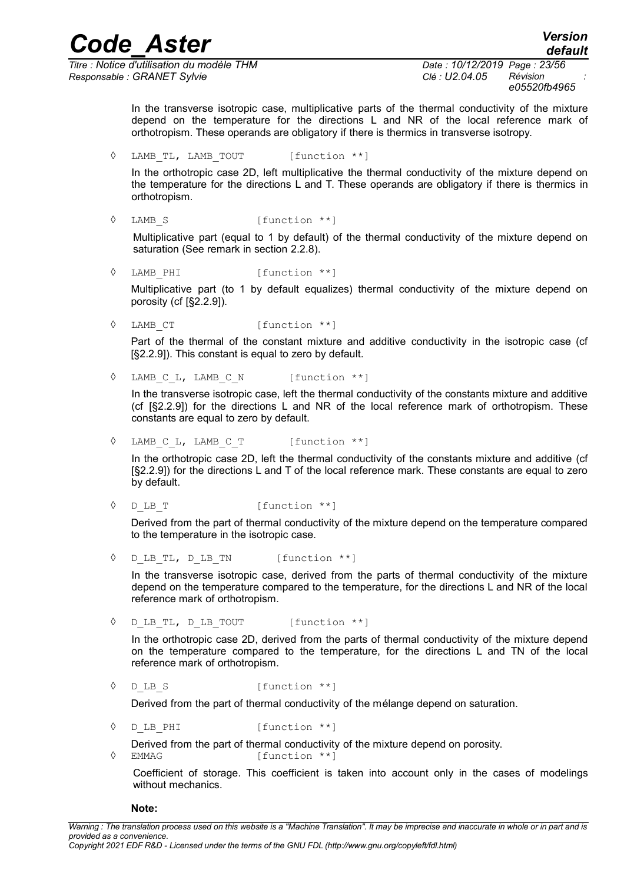In the transverse isotropic case, multiplicative parts of the thermal conductivity of the mixture depend on the temperature for the directions L and NR of the local reference mark of orthotropism. These operands are obligatory if there is thermics in transverse isotropy.

◊ LAMB_TL, LAMB_TOUT [function **]

In the orthotropic case 2D, left multiplicative the thermal conductivity of the mixture depend on the temperature for the directions L and T. These operands are obligatory if there is thermics in orthotropism.

◊ LAMB_S [function **]

Multiplicative part (equal to 1 by default) of the thermal conductivity of the mixture depend on saturation (See remark in section 2.2.8).

◊ LAMB_PHI [function **]

Multiplicative part (to 1 by default equalizes) thermal conductivity of the mixture depend on porosity (cf [§2.2.9]).

◊ LAMB_CT [function **]

Part of the thermal of the constant mixture and additive conductivity in the isotropic case (cf [§2.2.9]). This constant is equal to zero by default.

◊ LAMB_C_L, LAMB_C_N [function **]

In the transverse isotropic case, left the thermal conductivity of the constants mixture and additive (cf [§2.2.9]) for the directions L and NR of the local reference mark of orthotropism. These constants are equal to zero by default.

◊ LAMB_C_L, LAMB_C_T [function **]

In the orthotropic case 2D, left the thermal conductivity of the constants mixture and additive (cf [§2.2.9]) for the directions L and T of the local reference mark. These constants are equal to zero by default.

◊ D_LB_T [function **]

Derived from the part of thermal conductivity of the mixture depend on the temperature compared to the temperature in the isotropic case.

◊ D_LB_TL, D_LB_TN [function **]

In the transverse isotropic case, derived from the parts of thermal conductivity of the mixture depend on the temperature compared to the temperature, for the directions L and NR of the local reference mark of orthotropism.

◊ D_LB_TL, D_LB_TOUT [function **]

In the orthotropic case 2D, derived from the parts of thermal conductivity of the mixture depend on the temperature compared to the temperature, for the directions L and TN of the local reference mark of orthotropism.

◊ D_LB_S [function **]

Derived from the part of thermal conductivity of the mélange depend on saturation.

◊ D_LB_PHI [function **]

Derived from the part of thermal conductivity of the mixture depend on porosity.

◊ EMMAG [function **]

Coefficient of storage. This coefficient is taken into account only in the cases of modelings without mechanics.

**Note:**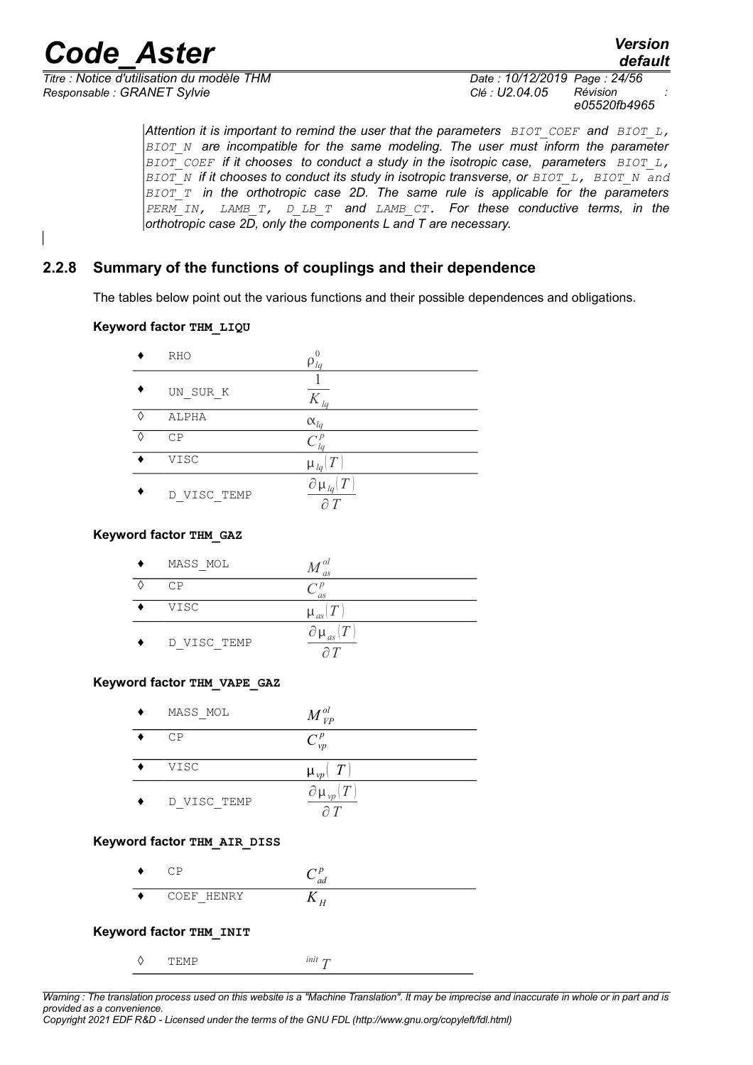*Attention it is important to remind the user that the parameters BIOT_COEF and BIOT_L, BIOT_N are incompatible for the same modeling. The user must inform the parameter BIOT_COEF if it chooses to conduct a study in the isotropic case, parameters BIOT_L, BIOT_N if it chooses to conduct its study in isotropic transverse, or BIOT_L, BIOT_N and BIOT_T in the orthotropic case 2D. The same rule is applicable for the parameters PERM_IN, LAMB_T, D_LB_T and LAMB_CT. For these conductive terms, in the orthotropic case 2D, only the components L and T are necessary.*

### 2.2.8 Summary of the functions of couplings and their dependence

The tables below point out the various functions and their possible dependences and obligations.

**Keyword factor THM_LIQU**

| | | |
|---|---|---|
| ♦ | RHO | $\rho_{lq}^{0}$ |
| ♦ | UN_SUR_K | $\dfrac{1}{K_{lq}}$ |
| ◊ | ALPHA | $\alpha_{lq}$ |
| ◊ | CP | $C_{lq}^{p}$ |
| ♦ | VISC | $\mu_{lq}(T)$ |
| ♦ | D_VISC_TEMP | $\dfrac{\partial \mu_{lq}(T)}{\partial T}$ |

**Keyword factor THM_GAZ**

| | | |
|---|---|---|
| ♦ | MASS_MOL | $M_{as}^{ol}$ |
| ◊ | CP | $C_{as}^{p}$ |
| ♦ | VISC | $\mu_{as}(T)$ |
| ♦ | D_VISC_TEMP | $\dfrac{\partial \mu_{as}(T)}{\partial T}$ |

**Keyword factor THM_VAPE_GAZ**

| | | |
|---|---|---|
| ♦ | MASS_MOL | $M_{VP}^{ol}$ |
| ♦ | CP | $C_{vp}^{p}$ |
| ♦ | VISC | $\mu_{vp}(T)$ |
| ♦ | D_VISC_TEMP | $\dfrac{\partial \mu_{vp}(T)}{\partial T}$ |

**Keyword factor THM_AIR_DISS**

| | | |
|---|---|---|
| ♦ | CP | $C_{ad}^{p}$ |
| ♦ | COEF_HENRY | $K_{H}$ |

**Keyword factor THM_INIT**

| | | |
|---|---|---|
| ◊ | TEMP | ${}^{init}T$ |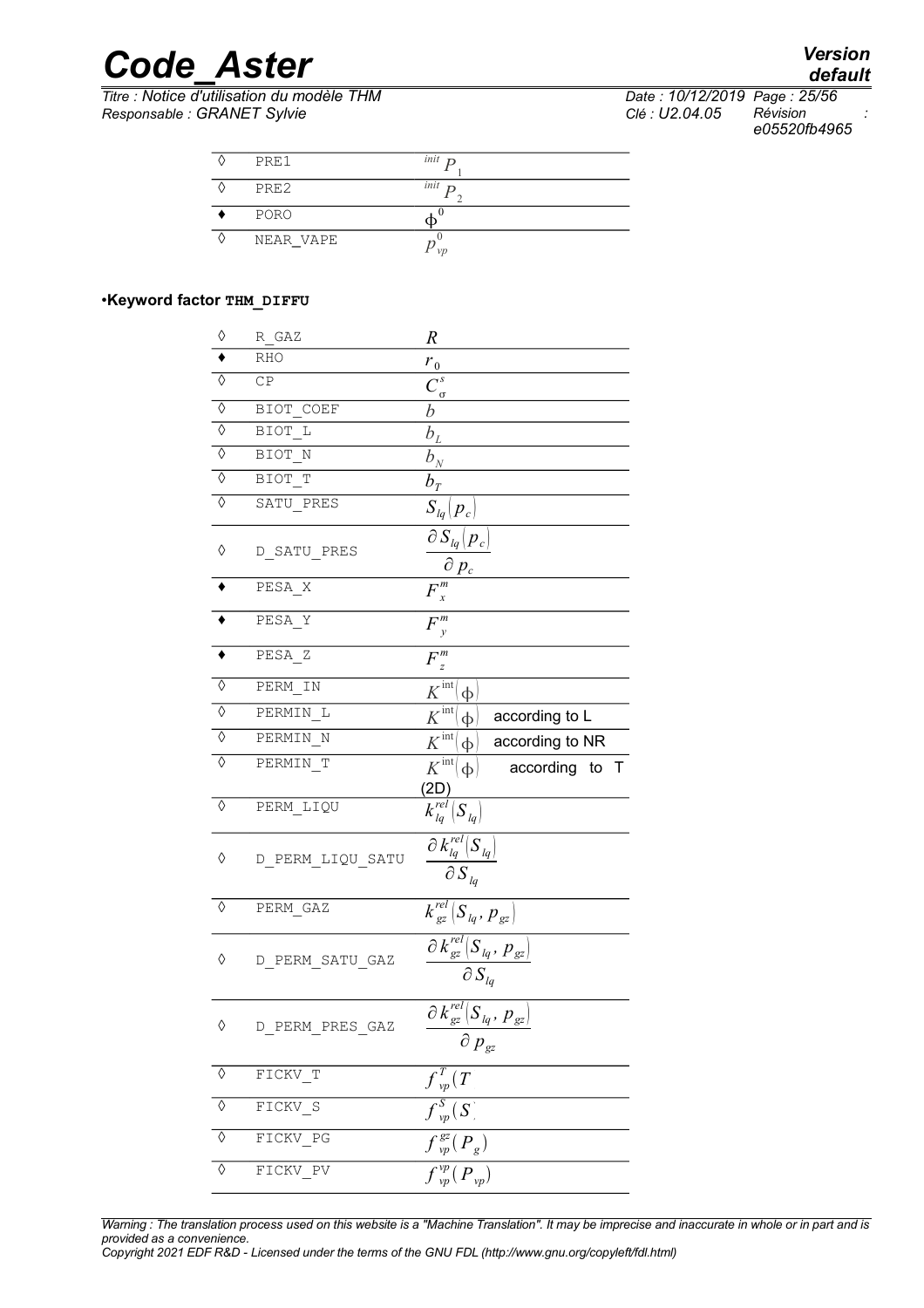| ◊ | PRE1 | ${}^{init}P_1$ |
|---|---|---|
| ◊ | PRE2 | ${}^{init}P_2$ |
| ♦ | PORO | $\phi^0$ |
| ◊ | NEAR_VAPE | $p_{vp}^0$ |

•**Keyword factor THM_DIFFU**

| ◊ | R_GAZ | $R$ |
|---|---|---|
| ♦ | RHO | $r_0$ |
| ◊ | CP | $C_\sigma^s$ |
| ◊ | BIOT_COEF | $b$ |
| ◊ | BIOT_L | $b_L$ |
| ◊ | BIOT_N | $b_N$ |
| ◊ | BIOT_T | $b_T$ |
| ◊ | SATU_PRES | $S_{lq}(p_c)$ |
| ◊ | D_SATU_PRES | $\dfrac{\partial S_{lq}(p_c)}{\partial p_c}$ |
| ♦ | PESA_X | $F_x^m$ |
| ♦ | PESA_Y | $F_y^m$ |
| ♦ | PESA_Z | $F_z^m$ |
| ◊ | PERM_IN | $K^{\text{int}}(\phi)$ |
| ◊ | PERMIN_L | $K^{\text{int}}(\phi)$ according to L |
| ◊ | PERMIN_N | $K^{\text{int}}(\phi)$ according to NR |
| ◊ | PERMIN_T | $K^{\text{int}}(\phi)$ according to T (2D) |
| ◊ | PERM_LIQU | $k_{lq}^{rel}(S_{lq})$ |
| ◊ | D_PERM_LIQU_SATU | $\dfrac{\partial k_{lq}^{rel}(S_{lq})}{\partial S_{lq}}$ |
| ◊ | PERM_GAZ | $k_{gz}^{rel}(S_{lq}, p_{gz})$ |
| ◊ | D_PERM_SATU_GAZ | $\dfrac{\partial k_{gz}^{rel}(S_{lq}, p_{gz})}{\partial S_{lq}}$ |
| ◊ | D_PERM_PRES_GAZ | $\dfrac{\partial k_{gz}^{rel}(S_{lq}, p_{gz})}{\partial p_{gz}}$ |
| ◊ | FICKV_T | $f_{vp}^T(T$ |
| ◊ | FICKV_S | $f_{vp}^S(S$ |
| ◊ | FICKV_PG | $f_{vp}^{gz}(P_g)$ |
| ◊ | FICKV_PV | $f_{vp}^{vp}(P_{vp})$ |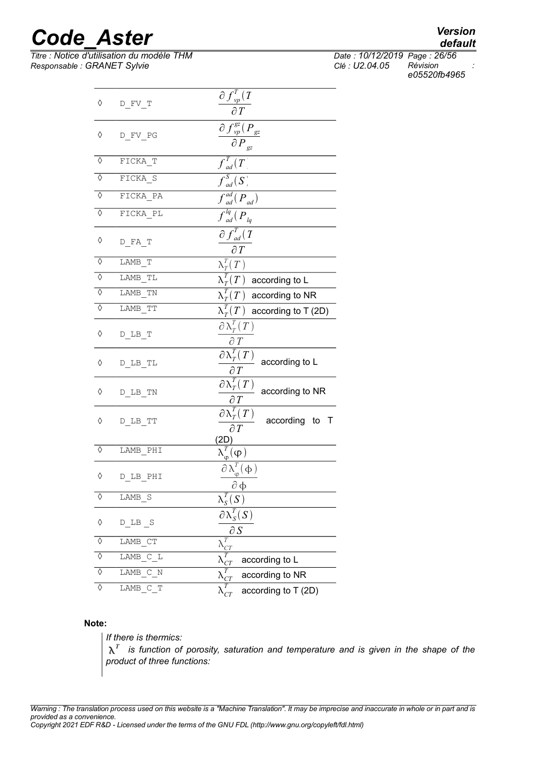| | | |
|---|---|---|
| ◊ | D_FV_T | $\dfrac{\partial f_{vp}^{T}(T}{\partial T}$ |
| ◊ | D_FV_PG | $\dfrac{\partial f_{vp}^{gz}(P_{gz}}{\partial P_{gz}}$ |
| ◊ | FICKA_T | $f_{ad}^{T}(T$ |
| ◊ | FICKA_S | $f_{ad}^{S}(S$ |
| ◊ | FICKA_PA | $f_{ad}^{ad}(P_{ad})$ |
| ◊ | FICKA_PL | $f_{ad}^{lq}(P_{lq}$ |
| ◊ | D_FA_T | $\dfrac{\partial f_{ad}^{T}(T}{\partial T}$ |
| ◊ | LAMB_T | $\lambda_{T}^{T}(T)$ |
| ◊ | LAMB_TL | $\lambda_{T}^{T}(T)$ according to L |
| ◊ | LAMB_TN | $\lambda_{T}^{T}(T)$ according to NR |
| ◊ | LAMB_TT | $\lambda_{T}^{T}(T)$ according to T (2D) |
| ◊ | D_LB_T | $\dfrac{\partial \lambda_{T}^{T}(T)}{\partial T}$ |
| ◊ | D_LB_TL | $\dfrac{\partial \lambda_{T}^{T}(T)}{\partial T}$ according to L |
| ◊ | D_LB_TN | $\dfrac{\partial \lambda_{T}^{T}(T)}{\partial T}$ according to NR |
| ◊ | D_LB_TT | $\dfrac{\partial \lambda_{T}^{T}(T)}{\partial T}$ according to T (2D) |
| ◊ | LAMB_PHI | $\lambda_{\varphi}^{T}(\varphi)$ |
| ◊ | D_LB_PHI | $\dfrac{\partial \lambda_{\varphi}^{T}(\phi)}{\partial \phi}$ |
| ◊ | LAMB_S | $\lambda_{S}^{T}(S)$ |
| ◊ | D_LB _S | $\dfrac{\partial \lambda_{S}^{T}(S)}{\partial S}$ |
| ◊ | LAMB_CT | $\lambda_{CT}^{T}$ |
| ◊ | LAMB_C_L | $\lambda_{CT}^{T}$ according to L |
| ◊ | LAMB_C_N | $\lambda_{CT}^{T}$ according to NR |
| ◊ | LAMB_C_T | $\lambda_{CT}^{T}$ according to T (2D) |

**Note:**

*If there is thermics:*

$\lambda^{T}$ *is function of porosity, saturation and temperature and is given in the shape of the product of three functions:*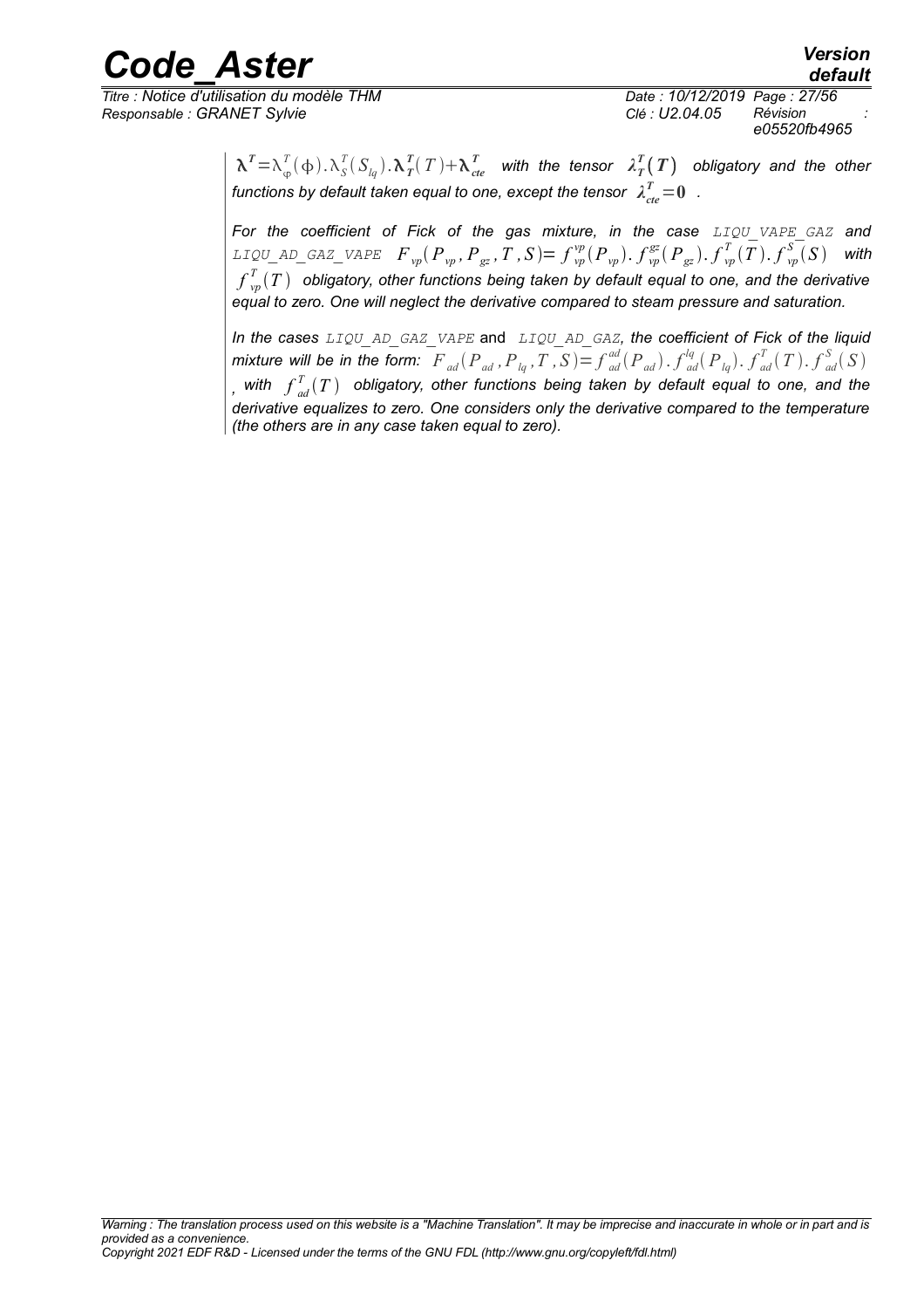$\boldsymbol{\lambda}^T = \lambda_{\varphi}^T(\phi).\lambda_S^T(S_{lq}).\boldsymbol{\lambda}_T^T(T) + \boldsymbol{\lambda}_{cte}^T$ *with the tensor* $\boldsymbol{\lambda}_T^T(\boldsymbol{T})$ *obligatory and the other functions by default taken equal to one, except the tensor* $\boldsymbol{\lambda}_{cte}^T = \mathbf{0}$ *.*

*For the coefficient of Fick of the gas mixture, in the case* `LIQU_VAPE_GAZ` *and* `LIQU_AD_GAZ_VAPE` $F_{vp}(P_{vp}, P_{gz}, T, S) = f_{vp}^{vp}(P_{vp}).f_{vp}^{gz}(P_{gz}).f_{vp}^{T}(T).f_{vp}^{S}(S)$ *with* $f_{vp}^{T}(T)$ *obligatory, other functions being taken by default equal to one, and the derivative equal to zero. One will neglect the derivative compared to steam pressure and saturation.*

*In the cases* `LIQU_AD_GAZ_VAPE` and `LIQU_AD_GAZ`*, the coefficient of Fick of the liquid mixture will be in the form:* $F_{ad}(P_{ad}, P_{lq}, T, S) = f_{ad}^{ad}(P_{ad}).f_{ad}^{lq}(P_{lq}).f_{ad}^{T}(T).f_{ad}^{S}(S)$ *, with* $f_{ad}^{T}(T)$ *obligatory, other functions being taken by default equal to one, and the derivative equalizes to zero. One considers only the derivative compared to the temperature (the others are in any case taken equal to zero).*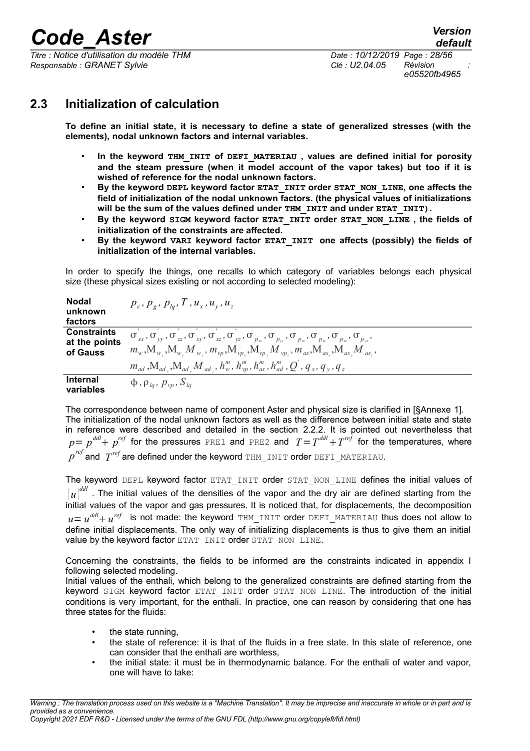## 2.3 Initialization of calculation

**To define an initial state, it is necessary to define a state of generalized stresses (with the elements), nodal unknown factors and internal variables.**

- **In the keyword THM_INIT of DEFI_MATERIAU , values are defined initial for porosity and the steam pressure (when it model account of the vapor takes) but too if it is wished of reference for the nodal unknown factors.**
- **By the keyword DEPL keyword factor ETAT_INIT order STAT_NON_LINE, one affects the field of initialization of the nodal unknown factors. (the physical values of initializations will be the sum of the values defined under THM_INIT and under ETAT_INIT).**
- **By the keyword SIGM keyword factor ETAT_INIT order STAT_NON_LINE , the fields of initialization of the constraints are affected.**
- **By the keyword VARI keyword factor ETAT_INIT one affects (possibly) the fields of initialization of the internal variables.**

In order to specify the things, one recalls to which category of variables belongs each physical size (these physical sizes existing or not according to selected modeling):

| | |
|---|---|
| **Nodal unknown factors** | $p_c, p_g, p_{lq}, T, u_x, u_y, u_z$ |
| **Constraints at the points of Gauss** | $\sigma'_{xx}, \sigma'_{yy}, \sigma'_{zz}, \sigma'_{xy}, \sigma'_{xz}, \sigma'_{yz}, \sigma_{p_{xx}}, \sigma_{p_{yy}}, \sigma_{p_{zz}}, \sigma_{p_{xy}}, \sigma_{p_{xz}}, \sigma_{p_{yz}}$, $m_w, M_{w_x}, M_{w_y} M_{w_z}, m_{vp}, M_{vp_x}, M_{vp_y} M_{vp_z}, m_{as}, M_{as_x}, M_{as_y} M_{as_z}$, $m_{ad}, M_{ad_x}, M_{ad_y} M_{ad_z}, h^m_w, h^m_{vp}, h^m_{as}, h^m_{ad}, Q', q_x, q_y, q_z$ |
| **Internal variables** | $\phi, \rho_{lq}, p_{vp}, S_{lq}$ |

The correspondence between name of component Aster and physical size is clarified in [§Annexe 1]. The initialization of the nodal unknown factors as well as the difference between initial state and state in reference were described and detailed in the section 2.2.2. It is pointed out nevertheless that $p = p^{ddl} + p^{ref}$ for the pressures PRE1 and PRE2 and $T = T^{ddl} + T^{ref}$ for the temperatures, where $p^{ref}$ and $T^{ref}$ are defined under the keyword THM_INIT order DEFI_MATERIAU.

The keyword DEPL keyword factor ETAT_INIT order STAT_NON_LINE defines the initial values of $\{u\}^{ddl}$. The initial values of the densities of the vapor and the dry air are defined starting from the initial values of the vapor and gas pressures. It is noticed that, for displacements, the decomposition $u = u^{ddl} + u^{ref}$ is not made: the keyword THM_INIT order DEFI_MATERIAU thus does not allow to define initial displacements. The only way of initializing displacements is thus to give them an initial value by the keyword factor ETAT_INIT order STAT_NON_LINE.

Concerning the constraints, the fields to be informed are the constraints indicated in appendix I following selected modeling.
Initial values of the enthali, which belong to the generalized constraints are defined starting from the keyword SIGM keyword factor ETAT_INIT order STAT_NON_LINE. The introduction of the initial conditions is very important, for the enthali. In practice, one can reason by considering that one has three states for the fluids:

- the state running,
- the state of reference: it is that of the fluids in a free state. In this state of reference, one can consider that the enthali are worthless,
- the initial state: it must be in thermodynamic balance. For the enthali of water and vapor, one will have to take: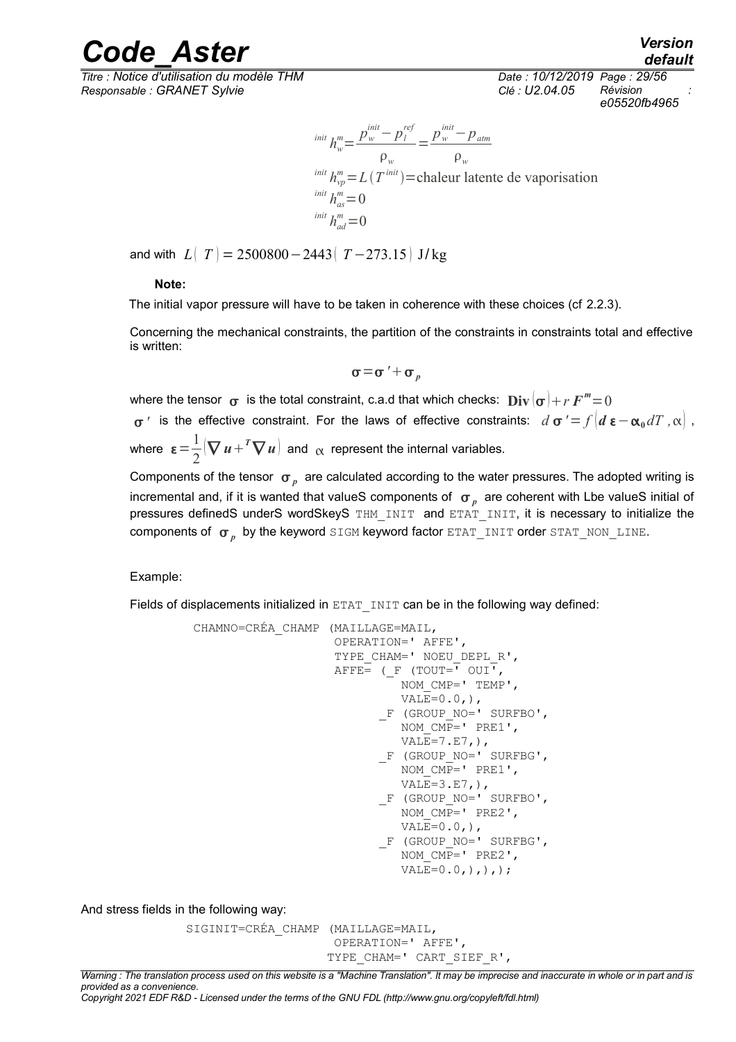$$^{init}h_w^m = \frac{p_w^{init} - p_l^{ref}}{\rho_w} = \frac{p_w^{init} - p_{atm}}{\rho_w}$$

$$^{init}h_{vp}^m = L(T^{init}) = \text{chaleur latente de vaporisation}$$

$$^{init}h_{as}^m = 0$$

$$^{init}h_{ad}^m = 0$$

and with $L(T) = 2500800 - 2443(T - 273.15)$ J/kg

**Note:**

The initial vapor pressure will have to be taken in coherence with these choices (cf 2.2.3).

Concerning the mechanical constraints, the partition of the constraints in constraints total and effective is written:

$$\boldsymbol{\sigma} = \boldsymbol{\sigma}' + \boldsymbol{\sigma}_p$$

where the tensor $\boldsymbol{\sigma}$ is the total constraint, c.a.d that which checks: $\mathbf{Div}(\boldsymbol{\sigma}) + r\,\boldsymbol{F}^m = 0$

$\boldsymbol{\sigma}'$ is the effective constraint. For the laws of effective constraints: $d\,\boldsymbol{\sigma}' = f(\boldsymbol{d}\,\boldsymbol{\varepsilon} - \boldsymbol{\alpha}_0 dT, \alpha)$, where $\boldsymbol{\varepsilon} = \frac{1}{2}(\boldsymbol{\nabla}\,\boldsymbol{u} + {}^T\boldsymbol{\nabla}\,\boldsymbol{u})$ and $\alpha$ represent the internal variables.

Components of the tensor $\boldsymbol{\sigma}_p$ are calculated according to the water pressures. The adopted writing is incremental and, if it is wanted that valueS components of $\boldsymbol{\sigma}_p$ are coherent with Lbe valueS initial of pressures definedS underS wordSkeyS `THM_INIT` and `ETAT_INIT`, it is necessary to initialize the components of $\boldsymbol{\sigma}_p$ by the keyword `SIGM` keyword factor `ETAT_INIT` order `STAT_NON_LINE`.

Example:

Fields of displacements initialized in `ETAT_INIT` can be in the following way defined:

```
CHAMNO=CRÉA_CHAMP (MAILLAGE=MAIL,
                   OPERATION=' AFFE',
                   TYPE_CHAM=' NOEU_DEPL_R',
                   AFFE= (_F (TOUT=' OUI',
                           NOM_CMP=' TEMP',
                           VALE=0.0,),
                         _F (GROUP_NO=' SURFBO',
                           NOM_CMP=' PRE1',
                           VALE=7.E7,),
                         _F (GROUP_NO=' SURFBG',
                           NOM_CMP=' PRE1',
                           VALE=3.E7,),
                         _F (GROUP_NO=' SURFBO',
                           NOM_CMP=' PRE2',
                           VALE=0.0,),
                         _F (GROUP_NO=' SURFBG',
                           NOM_CMP=' PRE2',
                           VALE=0.0,),),);
```

And stress fields in the following way:

```
SIGINIT=CRÉA_CHAMP (MAILLAGE=MAIL,
                    OPERATION=' AFFE',
                   TYPE_CHAM=' CART_SIEF_R',
```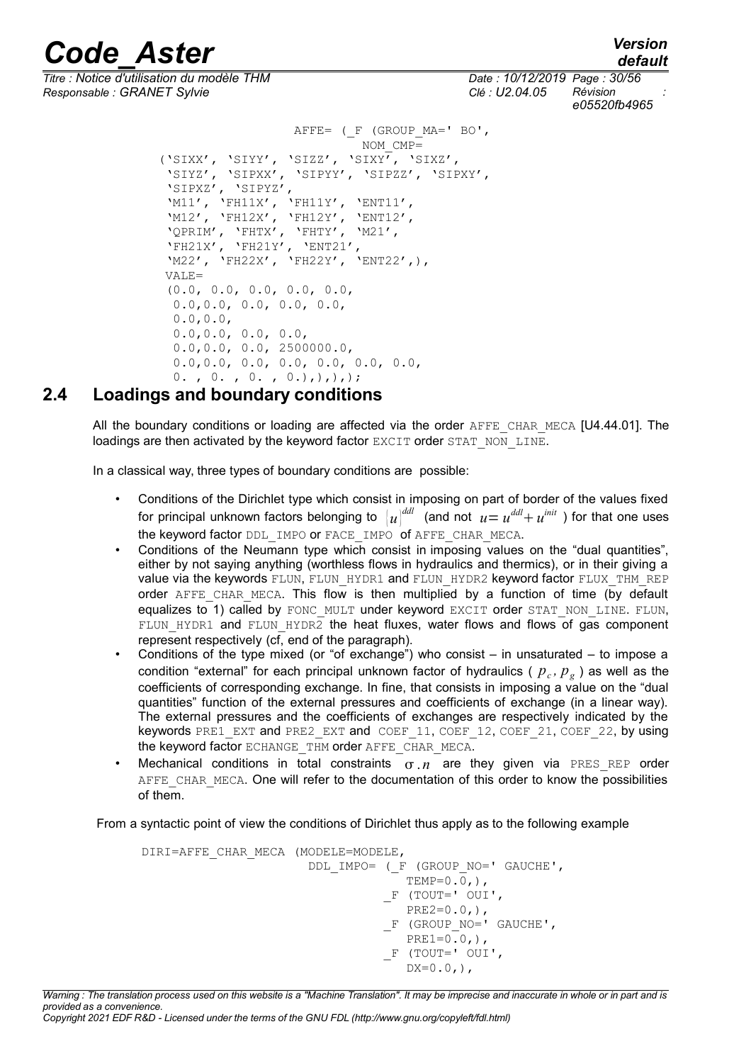```
                        AFFE= (_F (GROUP_MA=' BO',
                                  NOM_CMP=
          ('SIXX', 'SIYY', 'SIZZ', 'SIXY', 'SIXZ',
           'SIYZ', 'SIPXX', 'SIPYY', 'SIPZZ', 'SIPXY',
           'SIPXZ', 'SIPYZ',
           'M11', 'FH11X', 'FH11Y', 'ENT11',
           'M12', 'FH12X', 'FH12Y', 'ENT12',
           'QPRIM', 'FHTX', 'FHTY', 'M21',
           'FH21X', 'FH21Y', 'ENT21',
           'M22', 'FH22X', 'FH22Y', 'ENT22',),
           VALE=
           (0.0, 0.0, 0.0, 0.0, 0.0,
            0.0,0.0, 0.0, 0.0, 0.0,
            0.0,0.0,
            0.0,0.0, 0.0, 0.0,
            0.0,0.0, 0.0, 2500000.0,
            0.0,0.0, 0.0, 0.0, 0.0, 0.0, 0.0,
            0. , 0. , 0. , 0.),),),);
```

## 2.4 Loadings and boundary conditions

All the boundary conditions or loading are affected via the order AFFE_CHAR_MECA [U4.44.01]. The loadings are then activated by the keyword factor EXCIT order STAT_NON_LINE.

In a classical way, three types of boundary conditions are possible:

- Conditions of the Dirichlet type which consist in imposing on part of border of the values fixed for principal unknown factors belonging to $\{u\}^{ddl}$ (and not $u=u^{ddl}+u^{init}$ ) for that one uses the keyword factor DDL_IMPO or FACE_IMPO of AFFE_CHAR_MECA.
- Conditions of the Neumann type which consist in imposing values on the "dual quantities", either by not saying anything (worthless flows in hydraulics and thermics), or in their giving a value via the keywords FLUN, FLUN_HYDR1 and FLUN_HYDR2 keyword factor FLUX_THM_REP order AFFE_CHAR_MECA. This flow is then multiplied by a function of time (by default equalizes to 1) called by FONC_MULT under keyword EXCIT order STAT_NON_LINE. FLUN, FLUN_HYDR1 and FLUN_HYDR2 the heat fluxes, water flows and flows of gas component represent respectively (cf, end of the paragraph).
- Conditions of the type mixed (or "of exchange") who consist – in unsaturated – to impose a condition "external" for each principal unknown factor of hydraulics ( $p_c, p_g$ ) as well as the coefficients of corresponding exchange. In fine, that consists in imposing a value on the "dual quantities" function of the external pressures and coefficients of exchange (in a linear way). The external pressures and the coefficients of exchanges are respectively indicated by the keywords PRE1_EXT and PRE2_EXT and COEF_11, COEF_12, COEF_21, COEF_22, by using the keyword factor ECHANGE_THM order AFFE_CHAR_MECA.
- Mechanical conditions in total constraints $\sigma.n$ are they given via PRES_REP order AFFE_CHAR_MECA. One will refer to the documentation of this order to know the possibilities of them.

From a syntactic point of view the conditions of Dirichlet thus apply as to the following example

```
DIRI=AFFE_CHAR_MECA (MODELE=MODELE,
                     DDL_IMPO= (_F (GROUP_NO=' GAUCHE',
                                    TEMP=0.0,),
                                _F (TOUT=' OUI',
                                    PRE2=0.0,),
                                _F (GROUP_NO=' GAUCHE',
                                    PRE1=0.0,),
                                _F (TOUT=' OUI',
                                    DX=0.0,),
```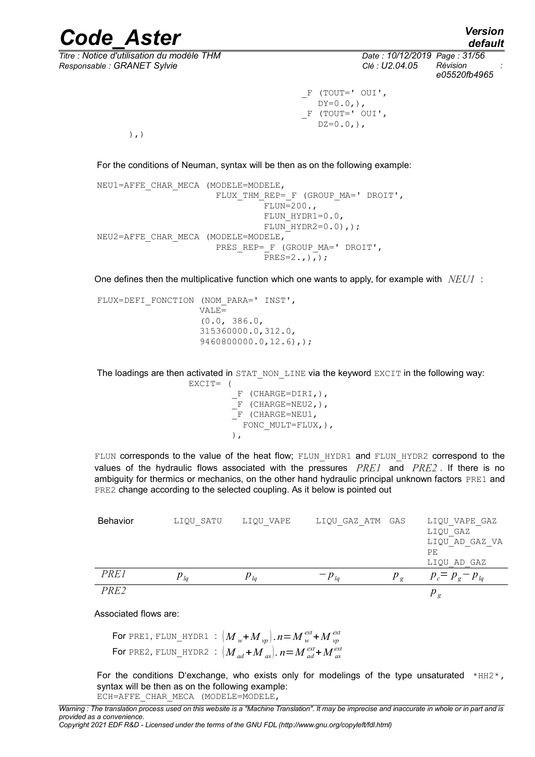```
                                        _F (TOUT=' OUI',
                                           DY=0.0,),
                                        _F (TOUT=' OUI',
                                           DZ=0.0,),
       ),)
```

For the conditions of Neuman, syntax will be then as on the following example:

```
NEU1=AFFE_CHAR_MECA (MODELE=MODELE,
                      FLUX_THM_REP=_F (GROUP_MA=' DROIT',
                               FLUN=200.,
                               FLUN_HYDR1=0.0,
                               FLUN_HYDR2=0.0),);
NEU2=AFFE_CHAR_MECA (MODELE=MODELE,
                      PRES_REP=_F (GROUP_MA=' DROIT',
                               PRES=2.,),);
```

One defines then the multiplicative function which one wants to apply, for example with $NEU1$ :

```
FLUX=DEFI_FONCTION (NOM_PARA=' INST',
                   VALE=
                   (0.0, 386.0,
                   315360000.0,312.0,
                   9460800000.0,12.6),);
```

The loadings are then activated in `STAT_NON_LINE` via the keyword `EXCIT` in the following way:

```
              EXCIT= (
                      _F (CHARGE=DIRI,),
                      _F (CHARGE=NEU2,),
                      _F (CHARGE=NEU1,
                         FONC_MULT=FLUX,),
                      ),
```

`FLUN` corresponds to the value of the heat flow; `FLUN_HYDR1` and `FLUN_HYDR2` correspond to the values of the hydraulic flows associated with the pressures $PRE1$ and $PRE2$. If there is no ambiguity for thermics or mechanics, on the other hand hydraulic principal unknown factors `PRE1` and `PRE2` change according to the selected coupling. As it below is pointed out

| Behavior | LIQU_SATU | LIQU_VAPE | LIQU_GAZ_ATM | GAS | LIQU_VAPE_GAZ LIQU_GAZ LIQU_AD_GAZ_VAPE LIQU_AD_GAZ |
|---|---|---|---|---|---|
| $PRE1$ | $p_{lq}$ | $p_{lq}$ | $-p_{lq}$ | $p_g$ | $p_c = p_g - p_{lq}$ |
| $PRE2$ | | | | | $p_g$ |

Associated flows are:

For `PRE1`, `FLUN_HYDR1` : $(M_w + M_{vp}).n = M_w^{ext} + M_{vp}^{ext}$

For `PRE2`, `FLUN_HYDR2` : $(M_{ad} + M_{as}).n = M_{ad}^{ext} + M_{as}^{ext}$

For the conditions D'exchange, who exists only for modelings of the type unsaturated `*HH2*`, syntax will be then as on the following example:

```
ECH=AFFE_CHAR_MECA (MODELE=MODELE,
```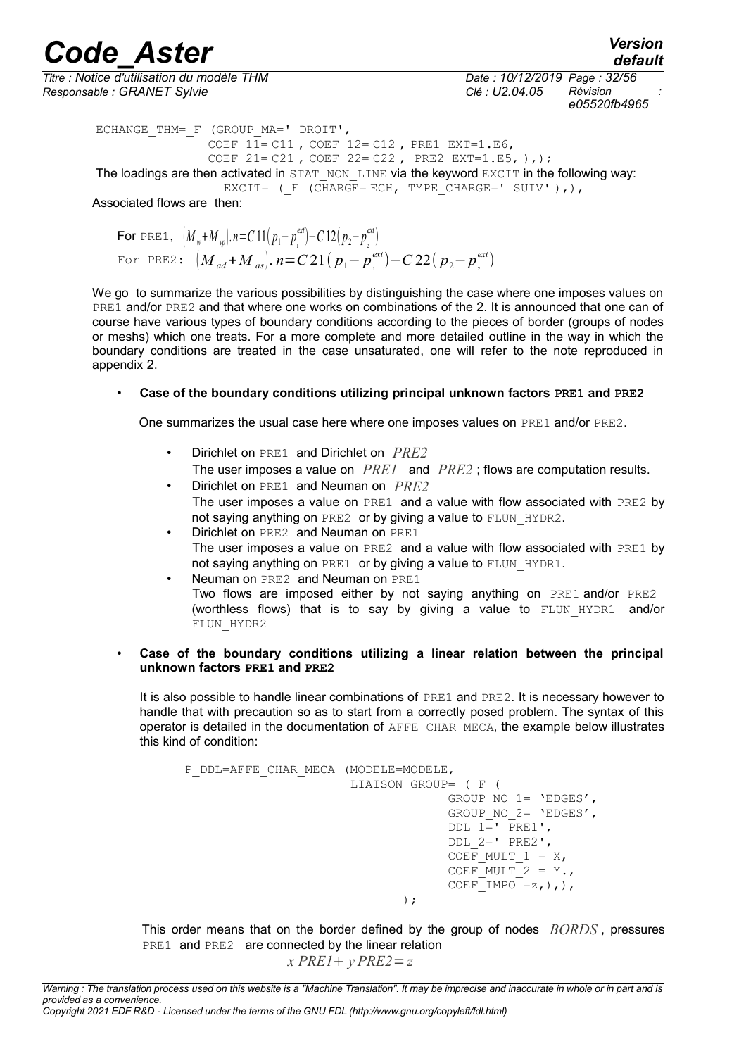```
ECHANGE_THM=_F (GROUP_MA=' DROIT',
              COEF_11= C11 , COEF_12= C12 , PRE1_EXT=1.E6,
              COEF_21= C21 , COEF_22= C22 , PRE2_EXT=1.E5, ),);
```

The loadings are then activated in STAT_NON_LINE via the keyword EXCIT in the following way:

```
EXCIT= (_F (CHARGE= ECH, TYPE_CHARGE=' SUIV' ),),
```

Associated flows are then:

For PRE1, $(M_w+M_{vp}).n=C11(p_1-p_1^{ext})-C12(p_2-p_2^{ext})$

For PRE2: $(M_{ad}+M_{as}).n=C21(p_1-p_1^{ext})-C22(p_2-p_2^{ext})$

We go to summarize the various possibilities by distinguishing the case where one imposes values on PRE1 and/or PRE2 and that where one works on combinations of the 2. It is announced that one can of course have various types of boundary conditions according to the pieces of border (groups of nodes or meshs) which one treats. For a more complete and more detailed outline in the way in which the boundary conditions are treated in the case unsaturated, one will refer to the note reproduced in appendix 2.

- **Case of the boundary conditions utilizing principal unknown factors PRE1 and PRE2**

  One summarizes the usual case here where one imposes values on PRE1 and/or PRE2.

  - Dirichlet on PRE1 and Dirichlet on $PRE2$
    The user imposes a value on $PRE1$ and $PRE2$ ; flows are computation results.
  - Dirichlet on PRE1 and Neuman on $PRE2$
    The user imposes a value on PRE1 and a value with flow associated with PRE2 by not saying anything on PRE2 or by giving a value to FLUN_HYDR2.
  - Dirichlet on PRE2 and Neuman on PRE1
    The user imposes a value on PRE2 and a value with flow associated with PRE1 by not saying anything on PRE1 or by giving a value to FLUN_HYDR1.
  - Neuman on PRE2 and Neuman on PRE1
    Two flows are imposed either by not saying anything on PRE1 and/or PRE2 (worthless flows) that is to say by giving a value to FLUN_HYDR1 and/or FLUN_HYDR2

- **Case of the boundary conditions utilizing a linear relation between the principal unknown factors PRE1 and PRE2**

  It is also possible to handle linear combinations of PRE1 and PRE2. It is necessary however to handle that with precaution so as to start from a correctly posed problem. The syntax of this operator is detailed in the documentation of AFFE_CHAR_MECA, the example below illustrates this kind of condition:

```
P_DDL=AFFE_CHAR_MECA (MODELE=MODELE,
                      LIAISON_GROUP= (_F (
                                GROUP_NO_1= 'EDGES',
                                GROUP_NO_2= 'EDGES',
                                DDL_1=' PRE1',
                                DDL_2=' PRE2',
                                COEF_MULT_1 = X,
                                COEF_MULT_2 = Y.,
                                COEF_IMPO =z,),),
                      );
```

  This order means that on the border defined by the group of nodes $BORDS$, pressures PRE1 and PRE2 are connected by the linear relation

  $$x\,PRE1+y\,PRE2=z$$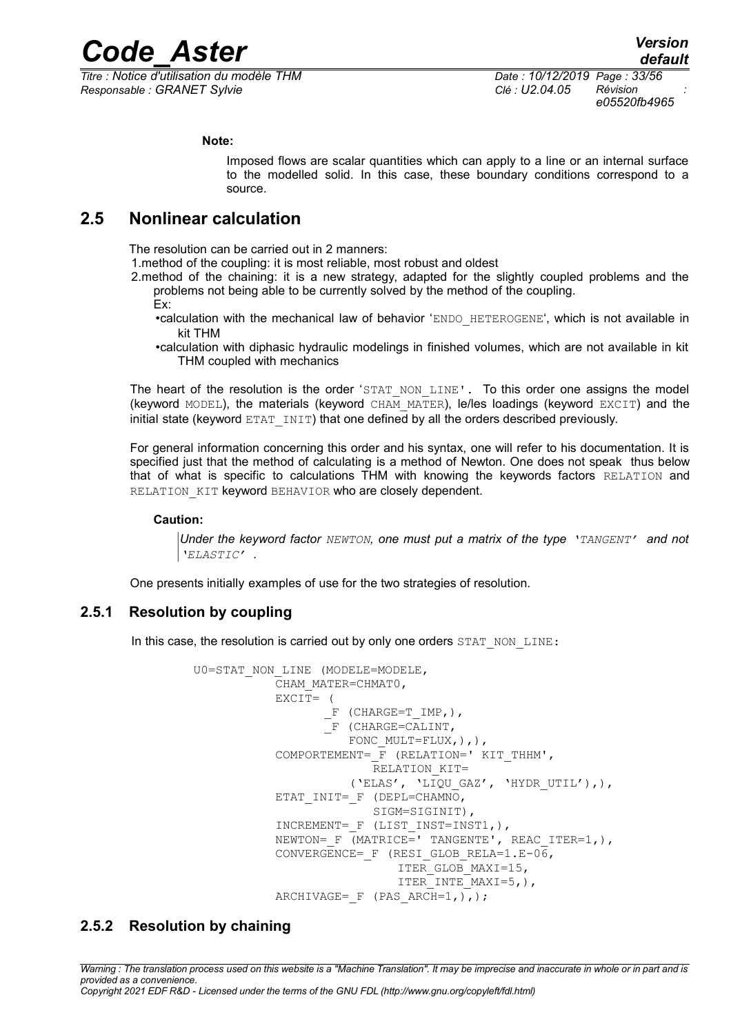**Note:**

Imposed flows are scalar quantities which can apply to a line or an internal surface to the modelled solid. In this case, these boundary conditions correspond to a source.

## 2.5 Nonlinear calculation

The resolution can be carried out in 2 manners:

1. method of the coupling: it is most reliable, most robust and oldest
2. method of the chaining: it is a new strategy, adapted for the slightly coupled problems and the problems not being able to be currently solved by the method of the coupling.
   Ex:
   - calculation with the mechanical law of behavior 'ENDO_HETEROGENE', which is not available in kit THM
   - calculation with diphasic hydraulic modelings in finished volumes, which are not available in kit THM coupled with mechanics

The heart of the resolution is the order 'STAT_NON_LINE'. To this order one assigns the model (keyword MODEL), the materials (keyword CHAM_MATER), le/les loadings (keyword EXCIT) and the initial state (keyword ETAT_INIT) that one defined by all the orders described previously.

For general information concerning this order and his syntax, one will refer to his documentation. It is specified just that the method of calculating is a method of Newton. One does not speak thus below that of what is specific to calculations THM with knowing the keywords factors RELATION and RELATION_KIT keyword BEHAVIOR who are closely dependent.

**Caution:**

> *Under the keyword factor NEWTON, one must put a matrix of the type 'TANGENT' and not 'ELASTIC' .*

One presents initially examples of use for the two strategies of resolution.

### 2.5.1 Resolution by coupling

In this case, the resolution is carried out by only one orders STAT_NON_LINE:

```
U0=STAT_NON_LINE (MODELE=MODELE,
           CHAM_MATER=CHMAT0,
           EXCIT= (
                  _F (CHARGE=T_IMP,),
                  _F (CHARGE=CALINT,
                     FONC_MULT=FLUX,),),
           COMPORTEMENT=_F (RELATION=' KIT_THHM',
                        RELATION_KIT=
                    ('ELAS', 'LIQU_GAZ', 'HYDR_UTIL'),),
           ETAT_INIT=_F (DEPL=CHAMNO,
                        SIGM=SIGINIT),
           INCREMENT=_F (LIST_INST=INST1,),
           NEWTON=_F (MATRICE=' TANGENTE', REAC_ITER=1,),
           CONVERGENCE=_F (RESI_GLOB_RELA=1.E-06,
                          ITER_GLOB_MAXI=15,
                          ITER_INTE_MAXI=5,),
           ARCHIVAGE=_F (PAS_ARCH=1,),);
```

### 2.5.2 Resolution by chaining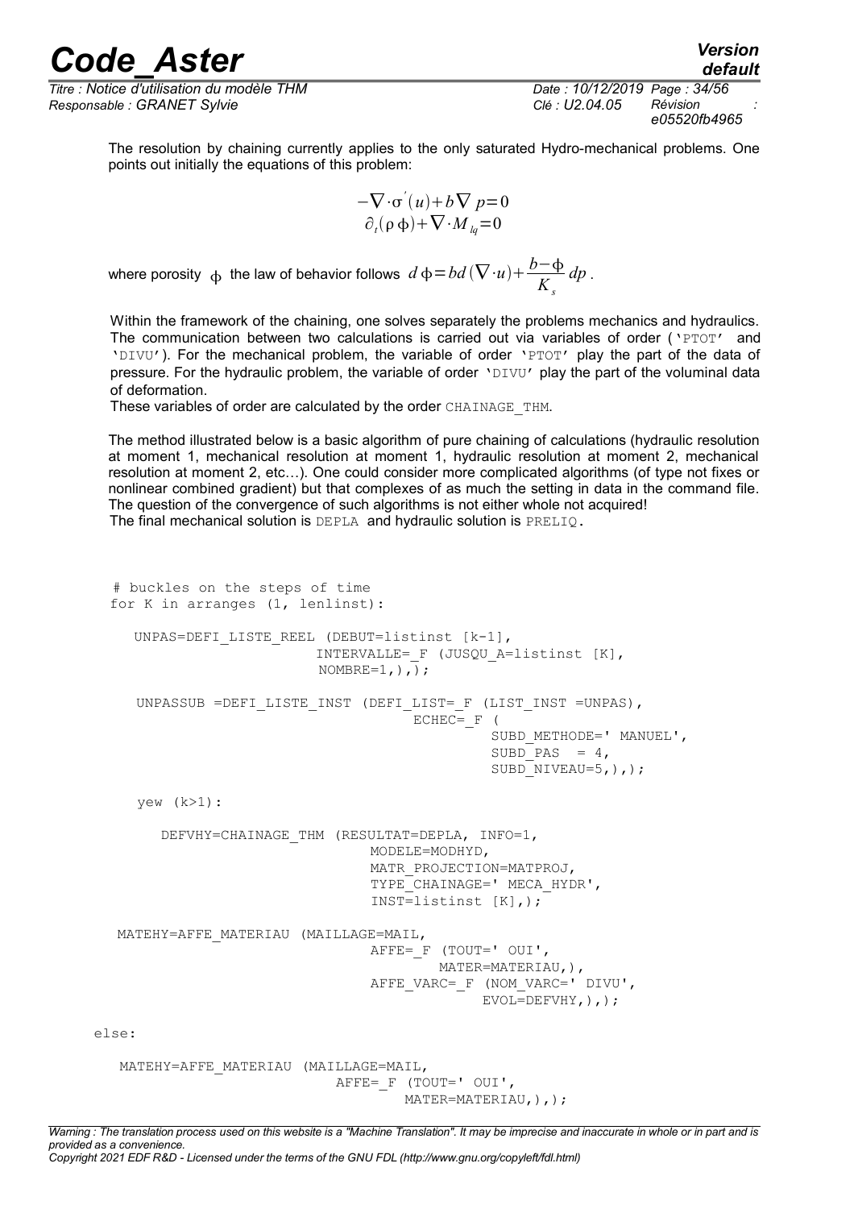The resolution by chaining currently applies to the only saturated Hydro-mechanical problems. One points out initially the equations of this problem:

$$-\nabla\cdot\sigma^{'}(u)+b\nabla p=0$$
$$\partial_t(\rho\,\phi)+\nabla\cdot M_{lq}=0$$

where porosity $\phi$ the law of behavior follows $d\,\phi=bd(\nabla\cdot u)+\dfrac{b-\phi}{K_s}dp$.

Within the framework of the chaining, one solves separately the problems mechanics and hydraulics. The communication between two calculations is carried out via variables of order ('PTOT' and 'DIVU'). For the mechanical problem, the variable of order 'PTOT' play the part of the data of pressure. For the hydraulic problem, the variable of order 'DIVU' play the part of the voluminal data of deformation.
These variables of order are calculated by the order CHAINAGE_THM.

The method illustrated below is a basic algorithm of pure chaining of calculations (hydraulic resolution at moment 1, mechanical resolution at moment 1, hydraulic resolution at moment 2, mechanical resolution at moment 2, etc…). One could consider more complicated algorithms (of type not fixes or nonlinear combined gradient) but that complexes of as much the setting in data in the command file. The question of the convergence of such algorithms is not either whole not acquired!
The final mechanical solution is DEPLA and hydraulic solution is PRELIQ.

```
# buckles on the steps of time
for K in arranges (1, lenlinst):

   UNPAS=DEFI_LISTE_REEL (DEBUT=listinst [k-1],
                         INTERVALLE=_F (JUSQU_A=listinst [K],
                         NOMBRE=1,),);

   UNPASSUB =DEFI_LISTE_INST (DEFI_LIST=_F (LIST_INST =UNPAS),
                                    ECHEC=_F (
                                             SUBD_METHODE=' MANUEL',
                                             SUBD_PAS  = 4,
                                             SUBD_NIVEAU=5,),);

   yew (k>1):

      DEFVHY=CHAINAGE_THM (RESULTAT=DEPLA, INFO=1,
                               MODELE=MODHYD,
                               MATR_PROJECTION=MATPROJ,
                               TYPE_CHAINAGE=' MECA_HYDR',
                               INST=listinst [K],);

  MATEHY=AFFE_MATERIAU (MAILLAGE=MAIL,
                               AFFE=_F (TOUT=' OUI',
                                     MATER=MATERIAU,),
                               AFFE_VARC=_F (NOM_VARC=' DIVU',
                                          EVOL=DEFVHY,),);

else:

   MATEHY=AFFE_MATERIAU (MAILLAGE=MAIL,
                            AFFE=_F (TOUT=' OUI',
                                  MATER=MATERIAU,),);
```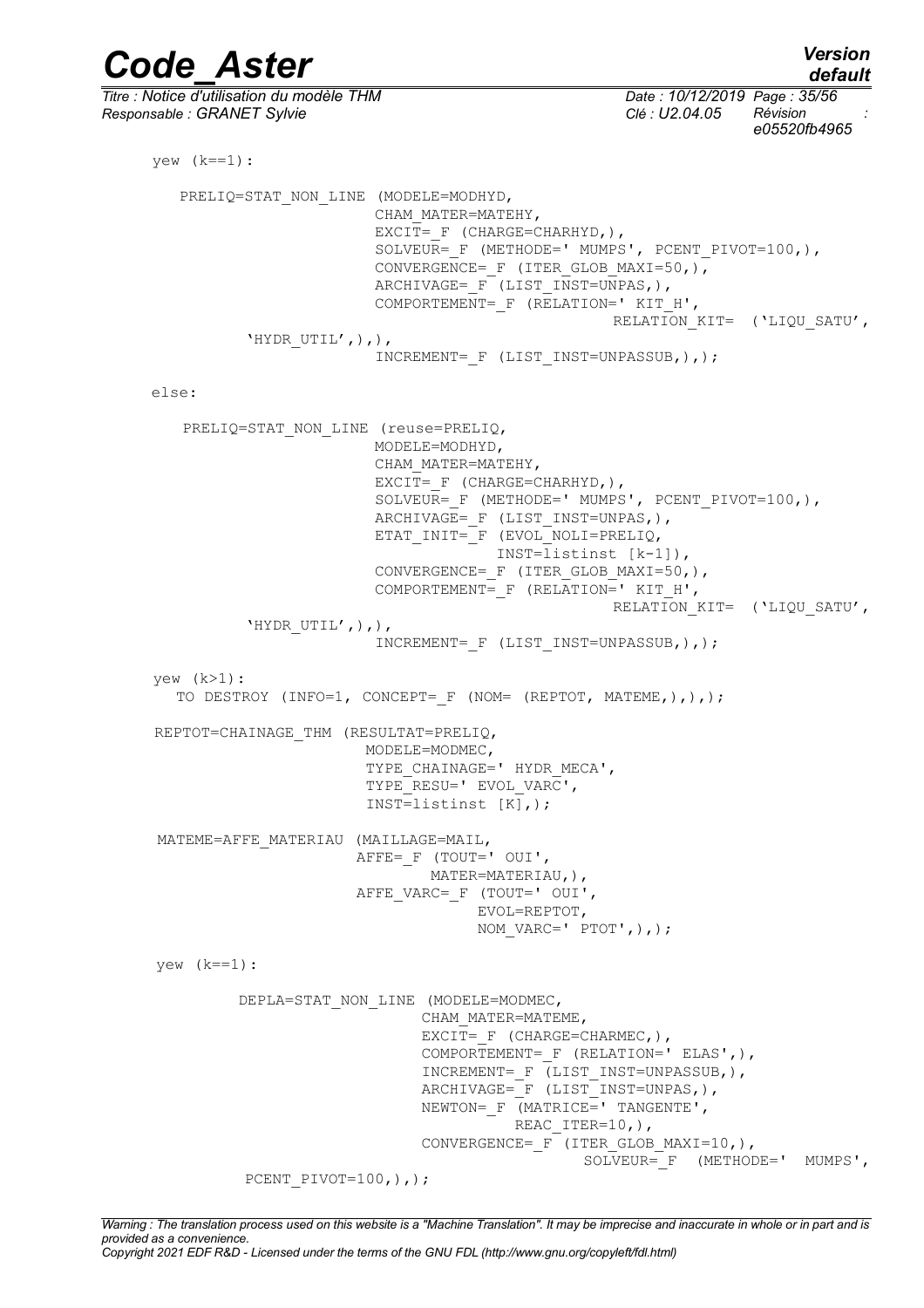```
yew (k==1):

   PRELIQ=STAT_NON_LINE (MODELE=MODHYD,
                        CHAM_MATER=MATEHY,
                        EXCIT=_F (CHARGE=CHARHYD,),
                        SOLVEUR=_F (METHODE=' MUMPS', PCENT_PIVOT=100,),
                        CONVERGENCE=_F (ITER_GLOB_MAXI=50,),
                        ARCHIVAGE=_F (LIST_INST=UNPAS,),
                        COMPORTEMENT=_F (RELATION=' KIT_H',
                                         RELATION_KIT= ('LIQU_SATU',
         'HYDR_UTIL',),),
                        INCREMENT=_F (LIST_INST=UNPASSUB,),);

else:

   PRELIQ=STAT_NON_LINE (reuse=PRELIQ,
                        MODELE=MODHYD,
                        CHAM_MATER=MATEHY,
                        EXCIT=_F (CHARGE=CHARHYD,),
                        SOLVEUR=_F (METHODE=' MUMPS', PCENT_PIVOT=100,),
                        ARCHIVAGE=_F (LIST_INST=UNPAS,),
                        ETAT_INIT=_F (EVOL_NOLI=PRELIQ,
                                      INST=listinst [k-1]),
                        CONVERGENCE=_F (ITER_GLOB_MAXI=50,),
                        COMPORTEMENT=_F (RELATION=' KIT_H',
                                         RELATION_KIT= ('LIQU_SATU',
         'HYDR_UTIL',),),
                        INCREMENT=_F (LIST_INST=UNPASSUB,),);

yew (k>1):
   TO DESTROY (INFO=1, CONCEPT=_F (NOM= (REPTOT, MATEME,),),);

REPTOT=CHAINAGE_THM (RESULTAT=PRELIQ,
                     MODELE=MODMEC,
                     TYPE_CHAINAGE=' HYDR_MECA',
                     TYPE_RESU=' EVOL_VARC',
                     INST=listinst [K],);

 MATEME=AFFE_MATERIAU (MAILLAGE=MAIL,
                      AFFE=_F (TOUT=' OUI',
                               MATER=MATERIAU,),
                      AFFE_VARC=_F (TOUT=' OUI',
                                    EVOL=REPTOT,
                                    NOM_VARC=' PTOT',),);

 yew (k==1):

        DEPLA=STAT_NON_LINE (MODELE=MODMEC,
                             CHAM_MATER=MATEME,
                             EXCIT=_F (CHARGE=CHARMEC,),
                             COMPORTEMENT=_F (RELATION=' ELAS',),
                             INCREMENT=_F (LIST_INST=UNPASSUB,),
                             ARCHIVAGE=_F (LIST_INST=UNPAS,),
                             NEWTON=_F (MATRICE=' TANGENTE',
                                        REAC_ITER=10,),
                             CONVERGENCE=_F (ITER_GLOB_MAXI=10,),
                                             SOLVEUR=_F  (METHODE='  MUMPS',
         PCENT_PIVOT=100,),);
```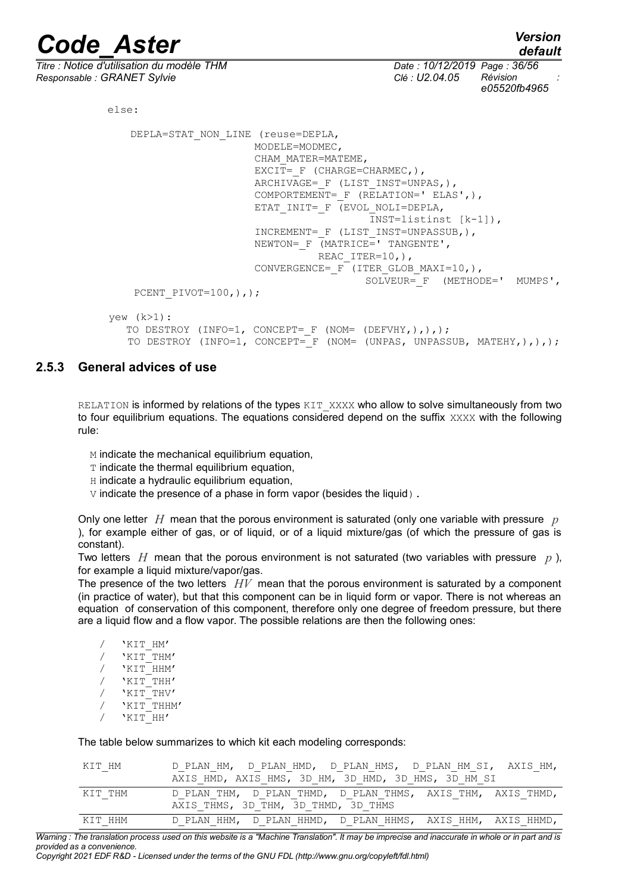```
        else:

            DEPLA=STAT_NON_LINE (reuse=DEPLA,
                                 MODELE=MODMEC,
                                 CHAM_MATER=MATEME,
                                 EXCIT=_F (CHARGE=CHARMEC,),
                                 ARCHIVAGE=_F (LIST_INST=UNPAS,),
                                 COMPORTEMENT=_F (RELATION=' ELAS',),
                                 ETAT_INIT=_F (EVOL_NOLI=DEPLA,
                                               INST=listinst [k-1]),
                                 INCREMENT=_F (LIST_INST=UNPASSUB,),
                                 NEWTON=_F (MATRICE=' TANGENTE',
                                            REAC_ITER=10,),
                                 CONVERGENCE=_F (ITER_GLOB_MAXI=10,),
                                                SOLVEUR=_F  (METHODE='  MUMPS',
             PCENT_PIVOT=100,),);

        yew (k>1):
           TO DESTROY (INFO=1, CONCEPT=_F (NOM= (DEFVHY,),),);
           TO DESTROY (INFO=1, CONCEPT=_F (NOM= (UNPAS, UNPASSUB, MATEHY,),),);
```

### 2.5.3 General advices of use

RELATION is informed by relations of the types KIT_XXXX who allow to solve simultaneously from two to four equilibrium equations. The equations considered depend on the suffix XXXX with the following rule:

- M indicate the mechanical equilibrium equation,
- T indicate the thermal equilibrium equation,
- H indicate a hydraulic equilibrium equation,
- V indicate the presence of a phase in form vapor (besides the liquid).

Only one letter $H$ mean that the porous environment is saturated (only one variable with pressure $p$ ), for example either of gas, or of liquid, or of a liquid mixture/gas (of which the pressure of gas is constant).

Two letters $H$ mean that the porous environment is not saturated (two variables with pressure $p$ ), for example a liquid mixture/vapor/gas.

The presence of the two letters $HV$ mean that the porous environment is saturated by a component (in practice of water), but that this component can be in liquid form or vapor. There is not whereas an equation of conservation of this component, therefore only one degree of freedom pressure, but there are a liquid flow and a flow vapor. The possible relations are then the following ones:

```
/   'KIT_HM'
/   'KIT_THM'
/   'KIT_HHM'
/   'KIT_THH'
/   'KIT_THV'
/   'KIT_THHM'
/   'KIT_HH'
```

The table below summarizes to which kit each modeling corresponds:

| | |
|---|---|
| KIT_HM | D_PLAN_HM, D_PLAN_HMD, D_PLAN_HMS, D_PLAN_HM_SI, AXIS_HM, AXIS_HMD, AXIS_HMS, 3D_HM, 3D_HMD, 3D_HMS, 3D_HM_SI |
| KIT_THM | D_PLAN_THM, D_PLAN_THMD, D_PLAN_THMS, AXIS_THM, AXIS_THMD, AXIS_THMS, 3D_THM, 3D_THMD, 3D_THMS |
| KIT_HHM | D_PLAN_HHM, D_PLAN_HHMD, D_PLAN_HHMS, AXIS_HHM, AXIS_HHMD, |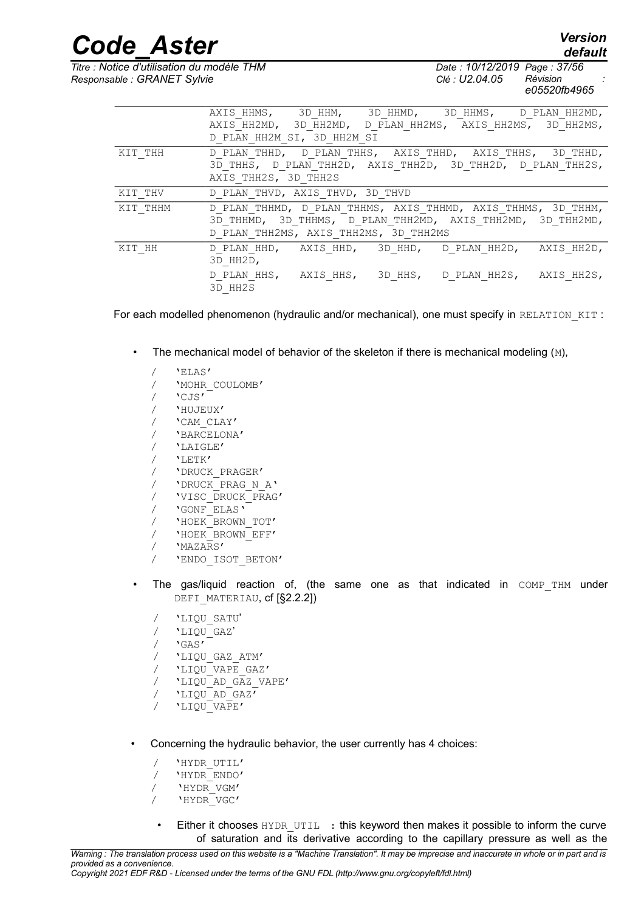| | |
|---|---|
| | AXIS_HHMS, 3D_HHM, 3D_HHMD, 3D_HHMS, D_PLAN_HH2MD, AXIS_HH2MD, 3D_HH2MD, D_PLAN_HH2MS, AXIS_HH2MS, 3D_HH2MS, D_PLAN_HH2M_SI, 3D_HH2M_SI |
| KIT_THH | D_PLAN_THHD, D_PLAN_THHS, AXIS_THHD, AXIS_THHS, 3D_THHD, 3D_THHS, D_PLAN_THH2D, AXIS_THH2D, 3D_THH2D, D_PLAN_THH2S, AXIS_THH2S, 3D_THH2S |
| KIT_THV | D_PLAN_THVD, AXIS_THVD, 3D_THVD |
| KIT_THHM | D_PLAN_THHMD, D_PLAN_THHMS, AXIS_THHMD, AXIS_THHMS, 3D_THHM, 3D_THHMD, 3D_THHMS, D_PLAN_THH2MD, AXIS_THH2MD, 3D_THH2MD, D_PLAN_THH2MS, AXIS_THH2MS, 3D_THH2MS |
| KIT_HH | D_PLAN_HHD, AXIS_HHD, 3D_HHD, D_PLAN_HH2D, AXIS_HH2D, 3D_HH2D, D_PLAN_HHS, AXIS_HHS, 3D_HHS, D_PLAN_HH2S, AXIS_HH2S, 3D_HH2S |

For each modelled phenomenon (hydraulic and/or mechanical), one must specify in RELATION_KIT :

- The mechanical model of behavior of the skeleton if there is mechanical modeling (M),

```
/ 'ELAS'
/ 'MOHR_COULOMB'
/ 'CJS'
/ 'HUJEUX'
/ 'CAM_CLAY'
/ 'BARCELONA'
/ 'LAIGLE'
/ 'LETK'
/ 'DRUCK_PRAGER'
/ 'DRUCK_PRAG_N_A'
/ 'VISC_DRUCK_PRAG'
/ 'GONF_ELAS'
/ 'HOEK_BROWN_TOT'
/ 'HOEK_BROWN_EFF'
/ 'MAZARS'
/ 'ENDO_ISOT_BETON'
```

- The gas/liquid reaction of, (the same one as that indicated in COMP_THM under DEFI_MATERIAU, cf [§2.2.2])

```
/ 'LIQU_SATU'
/ 'LIQU_GAZ'
/ 'GAS'
/ 'LIQU_GAZ_ATM'
/ 'LIQU_VAPE_GAZ'
/ 'LIQU_AD_GAZ_VAPE'
/ 'LIQU_AD_GAZ'
/ 'LIQU_VAPE'
```

- Concerning the hydraulic behavior, the user currently has 4 choices:

```
/ 'HYDR_UTIL'
/ 'HYDR_ENDO'
/ 'HYDR_VGM'
/ 'HYDR_VGC'
```

  - Either it chooses HYDR_UTIL : this keyword then makes it possible to inform the curve of saturation and its derivative according to the capillary pressure as well as the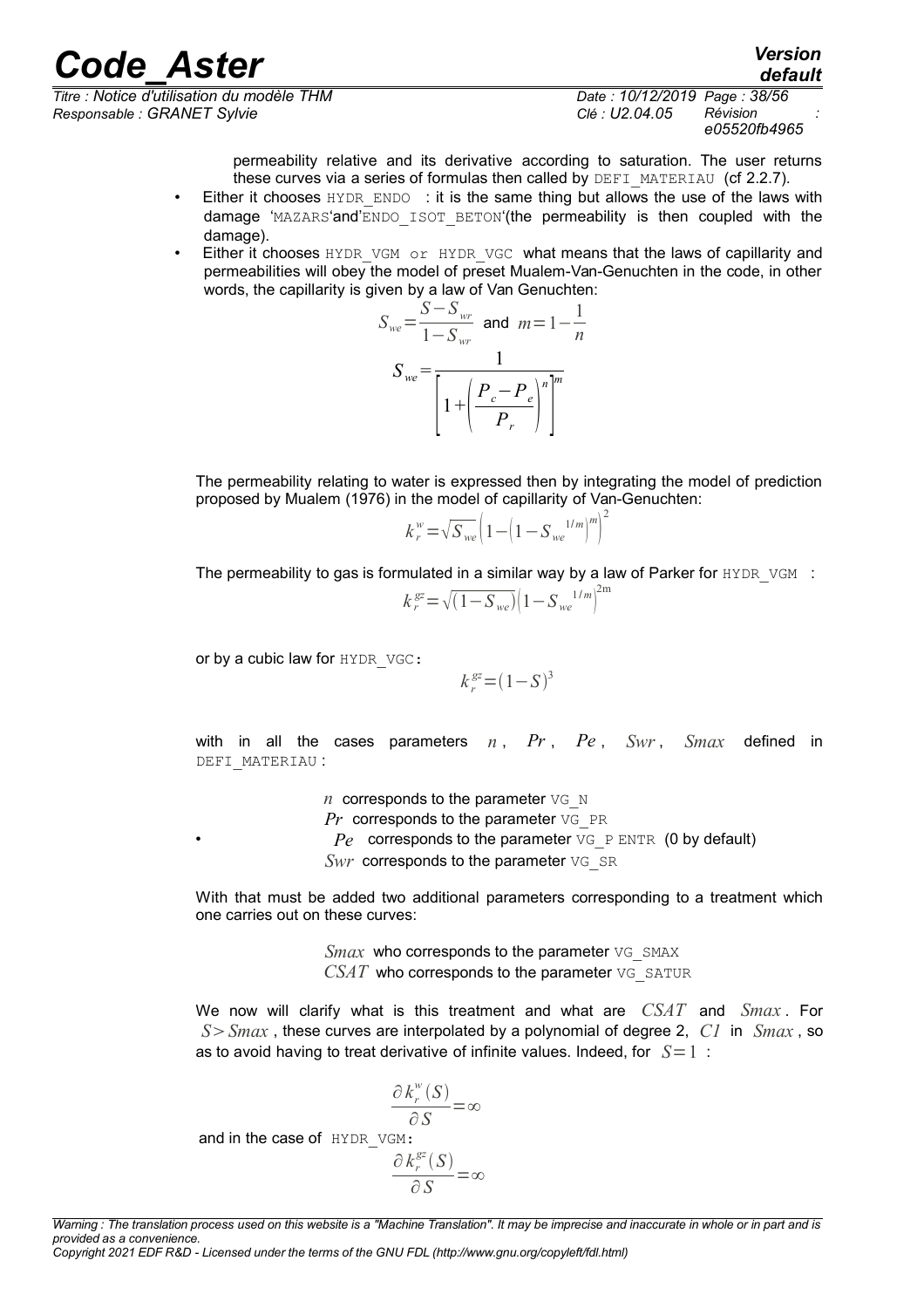permeability relative and its derivative according to saturation. The user returns these curves via a series of formulas then called by DEFI_MATERIAU (cf 2.2.7).

- Either it chooses HYDR_ENDO : it is the same thing but allows the use of the laws with damage 'MAZARS'and'ENDO_ISOT_BETON'(the permeability is then coupled with the damage).
- Either it chooses HYDR_VGM or HYDR_VGC what means that the laws of capillarity and permeabilities will obey the model of preset Mualem-Van-Genuchten in the code, in other words, the capillarity is given by a law of Van Genuchten:

$$S_{we}=\frac{S-S_{wr}}{1-S_{wr}} \text{ and } m=1-\frac{1}{n}$$

$$S_{we}=\frac{1}{\left[1+\left(\frac{P_c-P_e}{P_r}\right)^n\right]^m}$$

The permeability relating to water is expressed then by integrating the model of prediction proposed by Mualem (1976) in the model of capillarity of Van-Genuchten:

$$k_r^w=\sqrt{S_{we}}\left(1-\left(1-S_{we}{}^{1/m}\right)^m\right)^2$$

The permeability to gas is formulated in a similar way by a law of Parker for HYDR_VGM :

$$k_r^{gz}=\sqrt{(1-S_{we})}\left(1-S_{we}{}^{1/m}\right)^{2m}$$

or by a cubic law for HYDR_VGC:

$$k_r^{gz}=(1-S)^3$$

with in all the cases parameters $n$, $Pr$, $Pe$, $Swr$, $Smax$ defined in DEFI_MATERIAU :

- $n$ corresponds to the parameter VG_N
- $Pr$ corresponds to the parameter VG_PR
- $Pe$ corresponds to the parameter VG_P ENTR (0 by default)
- $Swr$ corresponds to the parameter VG_SR

With that must be added two additional parameters corresponding to a treatment which one carries out on these curves:

- $Smax$ who corresponds to the parameter VG_SMAX
- $CSAT$ who corresponds to the parameter VG_SATUR

We now will clarify what is this treatment and what are $CSAT$ and $Smax$. For $S>Smax$, these curves are interpolated by a polynomial of degree 2, $C1$ in $Smax$, so as to avoid having to treat derivative of infinite values. Indeed, for $S=1$ :

$$\frac{\partial k_r^w(S)}{\partial S}=\infty$$

and in the case of HYDR_VGM:

$$\frac{\partial k_r^{gz}(S)}{\partial S}=\infty$$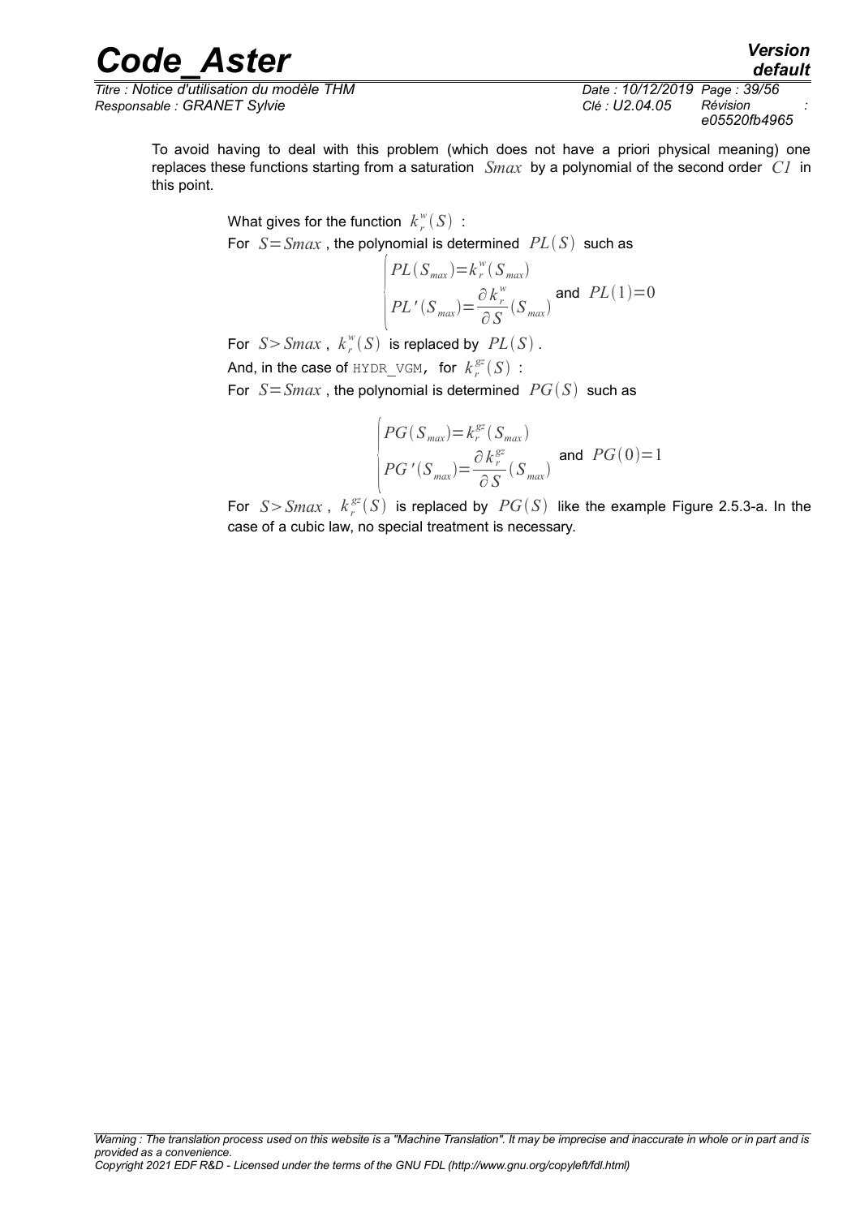To avoid having to deal with this problem (which does not have a priori physical meaning) one replaces these functions starting from a saturation $Smax$ by a polynomial of the second order $C1$ in this point.

What gives for the function $k_r^w(S)$ :

For $S = Smax$ , the polynomial is determined $PL(S)$ such as

$$\begin{cases} PL(S_{max}) = k_r^w(S_{max}) \\ PL'(S_{max}) = \dfrac{\partial k_r^w}{\partial S}(S_{max}) \end{cases} \text{ and } PL(1) = 0$$

For $S > Smax$ , $k_r^w(S)$ is replaced by $PL(S)$ .

And, in the case of `HYDR_VGM`, for $k_r^{gz}(S)$ :

For $S = Smax$ , the polynomial is determined $PG(S)$ such as

$$\begin{cases} PG(S_{max}) = k_r^{gz}(S_{max}) \\ PG'(S_{max}) = \dfrac{\partial k_r^{gz}}{\partial S}(S_{max}) \end{cases} \text{ and } PG(0) = 1$$

For $S > Smax$ , $k_r^{gz}(S)$ is replaced by $PG(S)$ like the example Figure 2.5.3-a. In the case of a cubic law, no special treatment is necessary.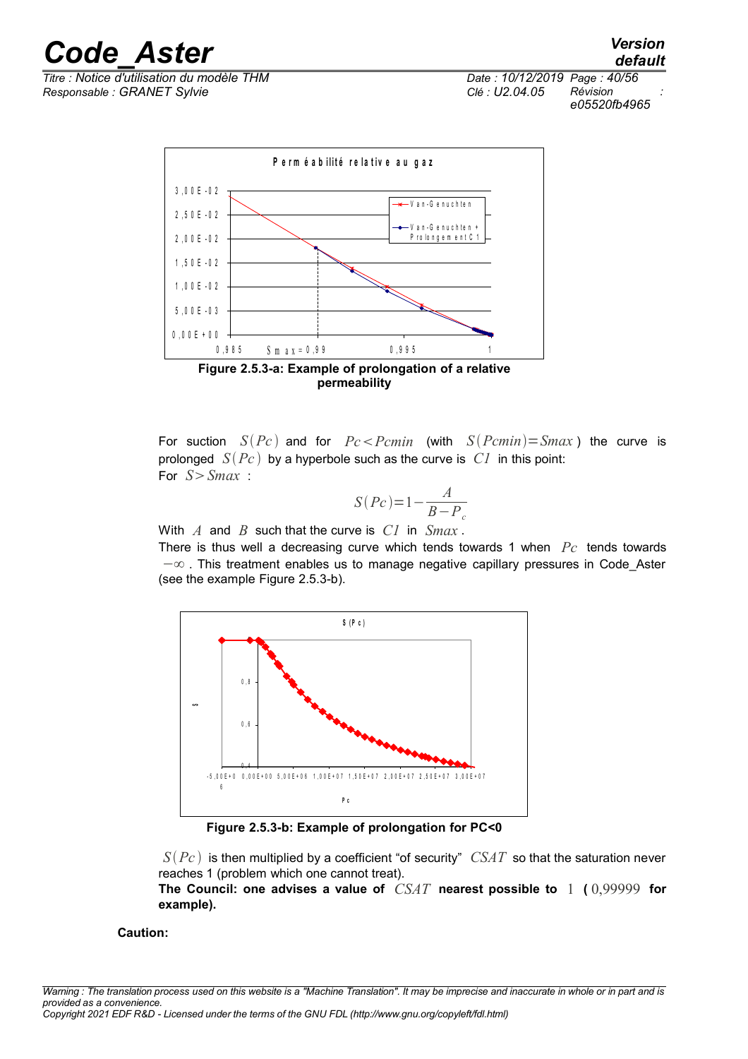Figure 2.5.3-a: Example of prolongation of a relative permeability

For suction $S(Pc)$ and for $Pc<Pcmin$ (with $S(Pcmin)=Smax$) the curve is prolonged $S(Pc)$ by a hyperbole such as the curve is $C1$ in this point:
For $S>Smax$ :

$$S(Pc)=1-\frac{A}{B-P_c}$$

With $A$ and $B$ such that the curve is $C1$ in $Smax$.
There is thus well a decreasing curve which tends towards 1 when $Pc$ tends towards $-\infty$. This treatment enables us to manage negative capillary pressures in Code_Aster (see the example Figure 2.5.3-b).

Figure 2.5.3-b: Example of prolongation for PC<0

$S(Pc)$ is then multiplied by a coefficient “of security” $CSAT$ so that the saturation never reaches 1 (problem which one cannot treat).
**The Council: one advises a value of $CSAT$ nearest possible to $1$ ($0{,}99999$ for example).**

**Caution:**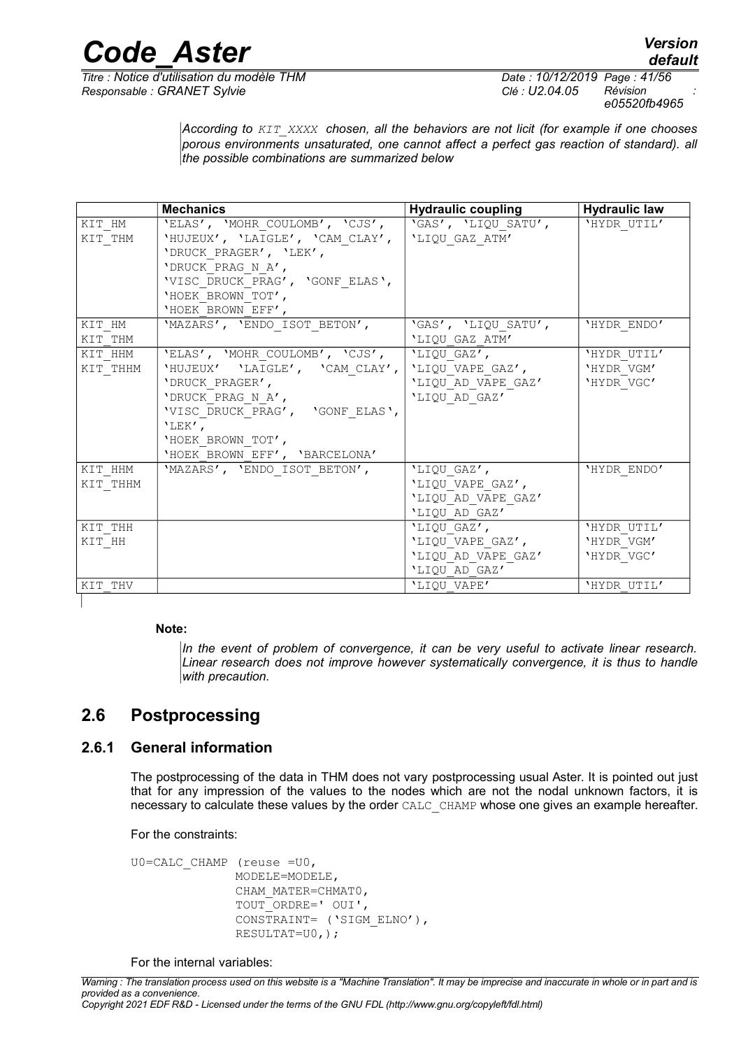*According to KIT_XXXX chosen, all the behaviors are not licit (for example if one chooses porous environments unsaturated, one cannot affect a perfect gas reaction of standard). all the possible combinations are summarized below*

| | **Mechanics** | **Hydraulic coupling** | **Hydraulic law** |
|---|---|---|---|
| KIT_HM<br>KIT_THM | 'ELAS', 'MOHR_COULOMB', 'CJS', 'HUJEUX', 'LAIGLE', 'CAM_CLAY', 'DRUCK_PRAGER', 'LEK', 'DRUCK_PRAG_N_A', 'VISC_DRUCK_PRAG', 'GONF_ELAS', 'HOEK_BROWN_TOT', 'HOEK_BROWN_EFF', | 'GAS', 'LIQU_SATU', 'LIQU_GAZ_ATM' | 'HYDR_UTIL' |
| KIT_HM<br>KIT_THM | 'MAZARS', 'ENDO_ISOT_BETON', | 'GAS', 'LIQU_SATU', 'LIQU_GAZ_ATM' | 'HYDR_ENDO' |
| KIT_HHM<br>KIT_THHM | 'ELAS', 'MOHR_COULOMB', 'CJS', 'HUJEUX' 'LAIGLE', 'CAM_CLAY', 'DRUCK_PRAGER', 'DRUCK_PRAG_N_A', 'VISC_DRUCK_PRAG', 'GONF_ELAS', 'LEK', 'HOEK_BROWN_TOT', 'HOEK_BROWN_EFF', 'BARCELONA' | 'LIQU_GAZ', 'LIQU_VAPE_GAZ', 'LIQU_AD_VAPE_GAZ' 'LIQU_AD_GAZ' | 'HYDR_UTIL' 'HYDR_VGM' 'HYDR_VGC' |
| KIT_HHM<br>KIT_THHM | 'MAZARS', 'ENDO_ISOT_BETON', | 'LIQU_GAZ', 'LIQU_VAPE_GAZ', 'LIQU_AD_VAPE_GAZ' 'LIQU_AD_GAZ' | 'HYDR_ENDO' |
| KIT_THH<br>KIT_HH | | 'LIQU_GAZ', 'LIQU_VAPE_GAZ', 'LIQU_AD_VAPE_GAZ' 'LIQU_AD_GAZ' | 'HYDR_UTIL' 'HYDR_VGM' 'HYDR_VGC' |
| KIT_THV | | 'LIQU_VAPE' | 'HYDR_UTIL' |

**Note:**

*In the event of problem of convergence, it can be very useful to activate linear research. Linear research does not improve however systematically convergence, it is thus to handle with precaution.*

## 2.6 Postprocessing

### 2.6.1 General information

The postprocessing of the data in THM does not vary postprocessing usual Aster. It is pointed out just that for any impression of the values to the nodes which are not the nodal unknown factors, it is necessary to calculate these values by the order CALC_CHAMP whose one gives an example hereafter.

For the constraints:

```
U0=CALC_CHAMP (reuse =U0,
              MODELE=MODELE,
              CHAM_MATER=CHMAT0,
              TOUT_ORDRE=' OUI',
              CONSTRAINT= ('SIGM_ELNO'),
              RESULTAT=U0,);
```

For the internal variables: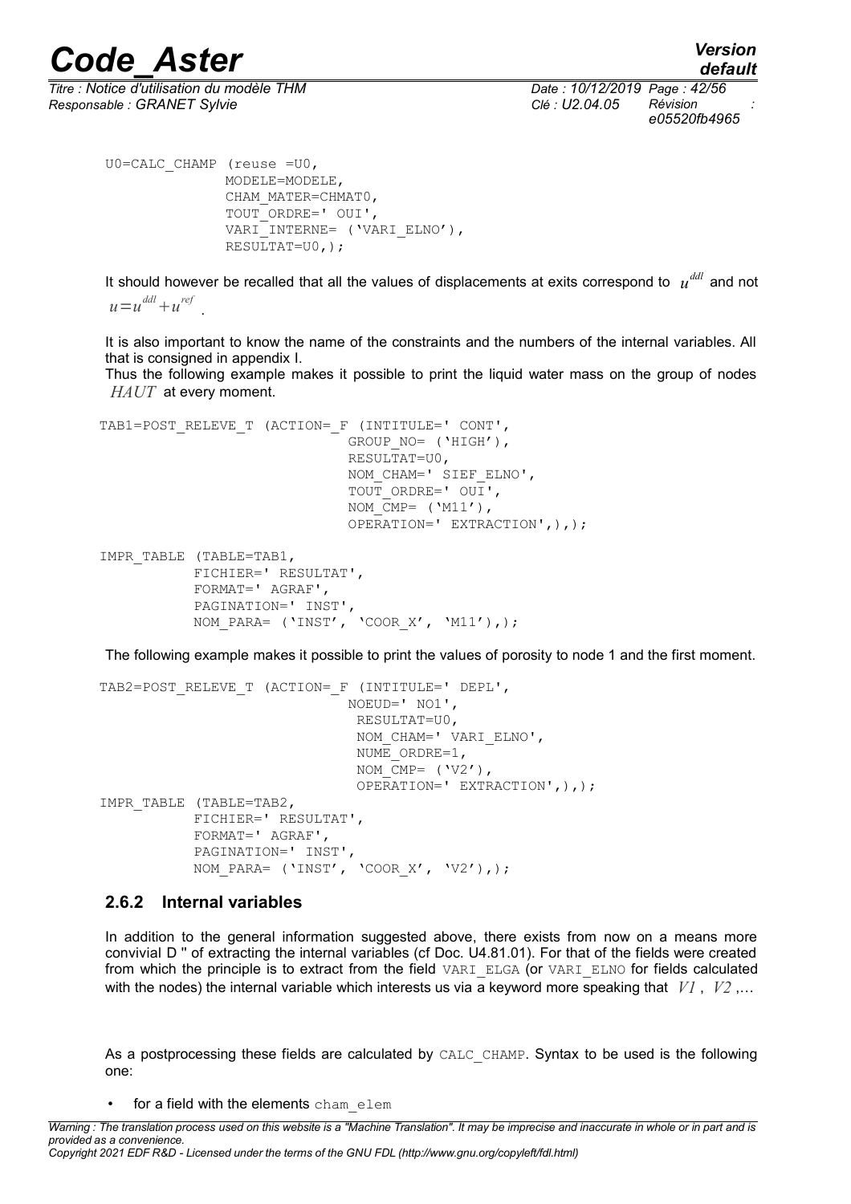```
U0=CALC_CHAMP (reuse =U0,
              MODELE=MODELE,
              CHAM_MATER=CHMAT0,
              TOUT_ORDRE=' OUI',
              VARI_INTERNE= ('VARI_ELNO'),
              RESULTAT=U0,);
```

It should however be recalled that all the values of displacements at exits correspond to $u^{ddl}$ and not $u=u^{ddl}+u^{ref}$ .

It is also important to know the name of the constraints and the numbers of the internal variables. All that is consigned in appendix I.
Thus the following example makes it possible to print the liquid water mass on the group of nodes $HAUT$ at every moment.

```
TAB1=POST_RELEVE_T (ACTION=_F (INTITULE=' CONT',
                              GROUP_NO= ('HIGH'),
                              RESULTAT=U0,
                              NOM_CHAM=' SIEF_ELNO',
                              TOUT_ORDRE=' OUI',
                              NOM_CMP= ('M11'),
                              OPERATION=' EXTRACTION',),);

IMPR_TABLE (TABLE=TAB1,
           FICHIER=' RESULTAT',
           FORMAT=' AGRAF',
           PAGINATION=' INST',
           NOM_PARA= ('INST', 'COOR_X', 'M11'),);
```

The following example makes it possible to print the values of porosity to node 1 and the first moment.

```
TAB2=POST_RELEVE_T (ACTION=_F (INTITULE=' DEPL',
                              NOEUD=' NO1',
                               RESULTAT=U0,
                               NOM_CHAM=' VARI_ELNO',
                               NUME_ORDRE=1,
                               NOM_CMP= ('V2'),
                               OPERATION=' EXTRACTION',),);
IMPR_TABLE (TABLE=TAB2,
           FICHIER=' RESULTAT',
           FORMAT=' AGRAF',
           PAGINATION=' INST',
           NOM_PARA= ('INST', 'COOR_X', 'V2'),);
```

### 2.6.2 Internal variables

In addition to the general information suggested above, there exists from now on a means more convivial D '' of extracting the internal variables (cf Doc. U4.81.01). For that of the fields were created from which the principle is to extract from the field VARI_ELGA (or VARI_ELNO for fields calculated with the nodes) the internal variable which interests us via a keyword more speaking that $V1$ , $V2$ ,…

As a postprocessing these fields are calculated by CALC_CHAMP. Syntax to be used is the following one:

- for a field with the elements cham_elem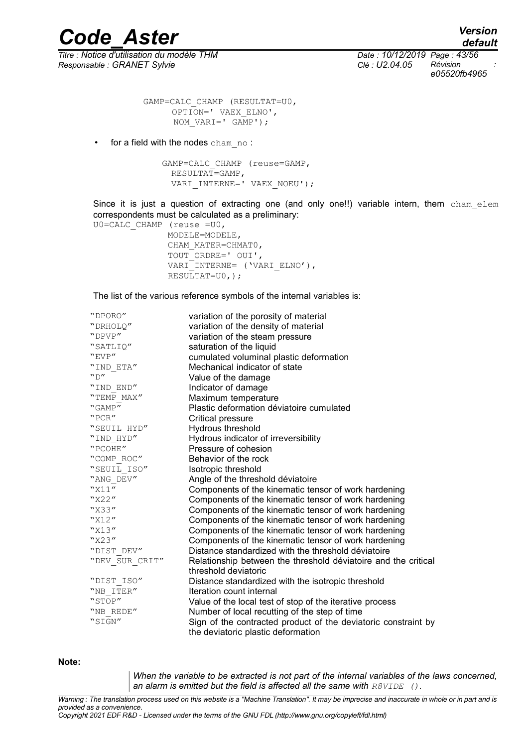```
GAMP=CALC_CHAMP (RESULTAT=U0,
      OPTION=' VAEX_ELNO',
      NOM_VARI=' GAMP');
```

- for a field with the nodes cham_no :

```
GAMP=CALC_CHAMP (reuse=GAMP,
  RESULTAT=GAMP,
  VARI_INTERNE=' VAEX_NOEU');
```

Since it is just a question of extracting one (and only one!!) variable intern, them cham_elem correspondents must be calculated as a preliminary:

```
U0=CALC_CHAMP (reuse =U0,
             MODELE=MODELE,
             CHAM_MATER=CHMAT0,
             TOUT_ORDRE=' OUI',
             VARI_INTERNE= ('VARI_ELNO'),
             RESULTAT=U0,);
```

The list of the various reference symbols of the internal variables is:

| | |
|---|---|
| "DPORO" | variation of the porosity of material |
| "DRHOLQ" | variation of the density of material |
| "DPVP" | variation of the steam pressure |
| "SATLIQ" | saturation of the liquid |
| "EVP" | cumulated voluminal plastic deformation |
| "IND_ETA" | Mechanical indicator of state |
| "D" | Value of the damage |
| "IND_END" | Indicator of damage |
| "TEMP_MAX" | Maximum temperature |
| "GAMP" | Plastic deformation déviatoire cumulated |
| "PCR" | Critical pressure |
| "SEUIL_HYD" | Hydrous threshold |
| "IND_HYD" | Hydrous indicator of irreversibility |
| "PCOHE" | Pressure of cohesion |
| "COMP_ROC" | Behavior of the rock |
| "SEUIL_ISO" | Isotropic threshold |
| "ANG_DEV" | Angle of the threshold déviatoire |
| "X11" | Components of the kinematic tensor of work hardening |
| "X22" | Components of the kinematic tensor of work hardening |
| "X33" | Components of the kinematic tensor of work hardening |
| "X12" | Components of the kinematic tensor of work hardening |
| "X13" | Components of the kinematic tensor of work hardening |
| "X23" | Components of the kinematic tensor of work hardening |
| "DIST_DEV" | Distance standardized with the threshold déviatoire |
| "DEV_SUR_CRIT" | Relationship between the threshold déviatoire and the critical threshold deviatoric |
| "DIST_ISO" | Distance standardized with the isotropic threshold |
| "NB_ITER" | Iteration count internal |
| "STOP" | Value of the local test of stop of the iterative process |
| "NB_REDE" | Number of local recutting of the step of time |
| "SIGN" | Sign of the contracted product of the deviatoric constraint by the deviatoric plastic deformation |

**Note:**

*When the variable to be extracted is not part of the internal variables of the laws concerned, an alarm is emitted but the field is affected all the same with R8VIDE ().*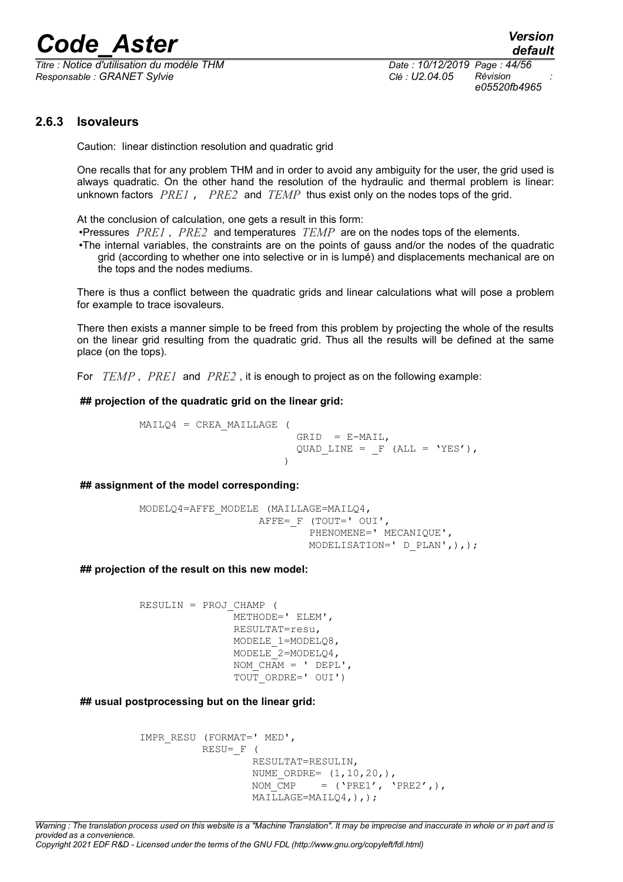### 2.6.3 Isovaleurs

Caution: linear distinction resolution and quadratic grid

One recalls that for any problem THM and in order to avoid any ambiguity for the user, the grid used is always quadratic. On the other hand the resolution of the hydraulic and thermal problem is linear: unknown factors $PRE1$ , $PRE2$ and $TEMP$ thus exist only on the nodes tops of the grid.

At the conclusion of calculation, one gets a result in this form:

- Pressures $PRE1$ , $PRE2$ and temperatures $TEMP$ are on the nodes tops of the elements.
- The internal variables, the constraints are on the points of gauss and/or the nodes of the quadratic grid (according to whether one into selective or in is lumpé) and displacements mechanical are on the tops and the nodes mediums.

There is thus a conflict between the quadratic grids and linear calculations what will pose a problem for example to trace isovaleurs.

There then exists a manner simple to be freed from this problem by projecting the whole of the results on the linear grid resulting from the quadratic grid. Thus all the results will be defined at the same place (on the tops).

For $TEMP$ , $PRE1$ and $PRE2$ , it is enough to project as on the following example:

**## projection of the quadratic grid on the linear grid:**

```
MAILQ4 = CREA_MAILLAGE (
                         GRID  = E-MAIL,
                         QUAD_LINE = _F (ALL = 'YES'),
                        )
```

**## assignment of the model corresponding:**

```
MODELQ4=AFFE_MODELE (MAILLAGE=MAILQ4,
                    AFFE=_F (TOUT=' OUI',
                           PHENOMENE=' MECANIQUE',
                           MODELISATION=' D_PLAN',),);
```

**## projection of the result on this new model:**

```
RESULIN = PROJ_CHAMP (
               METHODE=' ELEM',
               RESULTAT=resu,
               MODELE_1=MODELQ8,
               MODELE_2=MODELQ4,
               NOM_CHAM = ' DEPL',
               TOUT_ORDRE=' OUI')
```

**## usual postprocessing but on the linear grid:**

```
IMPR_RESU (FORMAT=' MED',
          RESU=_F (
                RESULTAT=RESULIN,
                NUME_ORDRE= (1,10,20,),
                NOM_CMP    = ('PRE1', 'PRE2',),
                MAILLAGE=MAILQ4,),);
```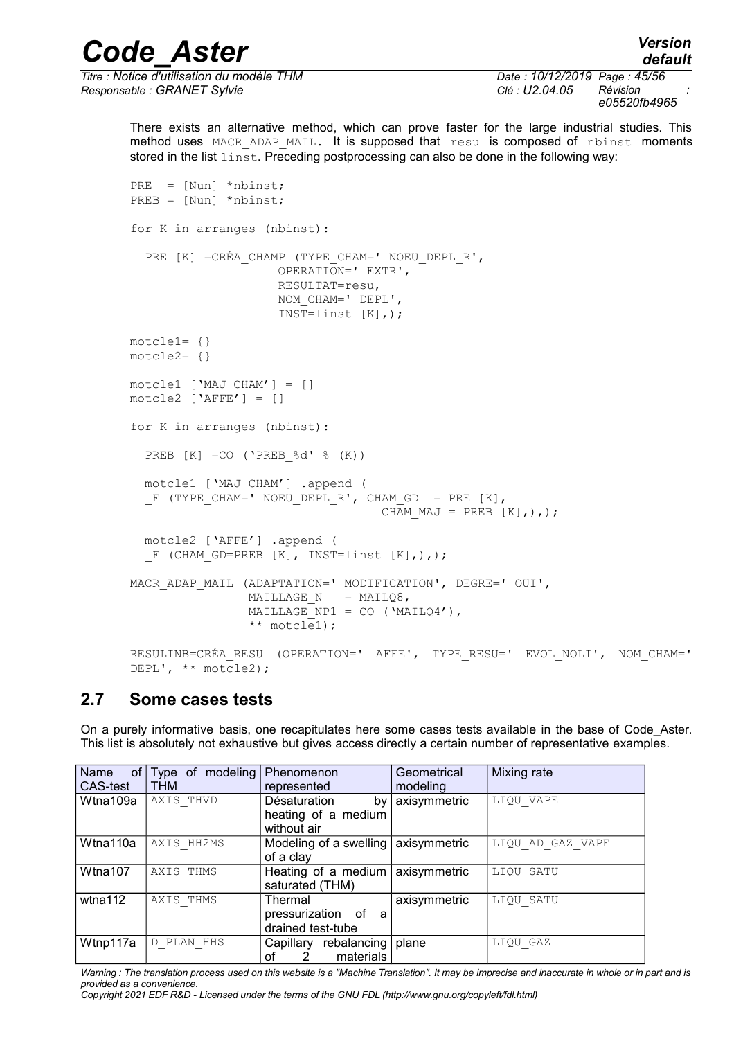There exists an alternative method, which can prove faster for the large industrial studies. This method uses `MACR_ADAP_MAIL`. It is supposed that `resu` is composed of `nbinst` moments stored in the list `linst`. Preceding postprocessing can also be done in the following way:

```
PRE  = [Nun] *nbinst;
PREB = [Nun] *nbinst;

for K in arranges (nbinst):

  PRE [K] =CRÉA_CHAMP (TYPE_CHAM=' NOEU_DEPL_R',
                     OPERATION=' EXTR',
                     RESULTAT=resu,
                     NOM_CHAM=' DEPL',
                     INST=linst [K],);

motcle1= {}
motcle2= {}

motcle1 ['MAJ_CHAM'] = []
motcle2 ['AFFE'] = []

for K in arranges (nbinst):

  PREB [K] =CO ('PREB_%d' % (K))

  motcle1 ['MAJ_CHAM'] .append (
  _F (TYPE_CHAM=' NOEU_DEPL_R', CHAM_GD  = PRE [K],
                                   CHAM_MAJ = PREB [K],),);

  motcle2 ['AFFE'] .append (
  _F (CHAM_GD=PREB [K], INST=linst [K],),);

MACR_ADAP_MAIL (ADAPTATION=' MODIFICATION', DEGRE=' OUI',
                MAILLAGE_N   = MAILQ8,
                MAILLAGE_NP1 = CO ('MAILQ4'),
                ** motcle1);

RESULINB=CRÉA_RESU  (OPERATION='  AFFE',  TYPE_RESU='  EVOL_NOLI',  NOM_CHAM='
DEPL', ** motcle2);
```

## 2.7 Some cases tests

On a purely informative basis, one recapitulates here some cases tests available in the base of Code_Aster. This list is absolutely not exhaustive but gives access directly a certain number of representative examples.

| Name of CAS-test | Type of modeling THM | Phenomenon represented | Geometrical modeling | Mixing rate |
|---|---|---|---|---|
| Wtna109a | AXIS_THVD | Désaturation by heating of a medium without air | axisymmetric | LIQU_VAPE |
| Wtna110a | AXIS_HH2MS | Modeling of a swelling of a clay | axisymmetric | LIQU_AD_GAZ_VAPE |
| Wtna107 | AXIS_THMS | Heating of a medium saturated (THM) | axisymmetric | LIQU_SATU |
| wtna112 | AXIS_THMS | Thermal pressurization of a drained test-tube | axisymmetric | LIQU_SATU |
| Wtnp117a | D_PLAN_HHS | Capillary rebalancing of 2 materials | plane | LIQU_GAZ |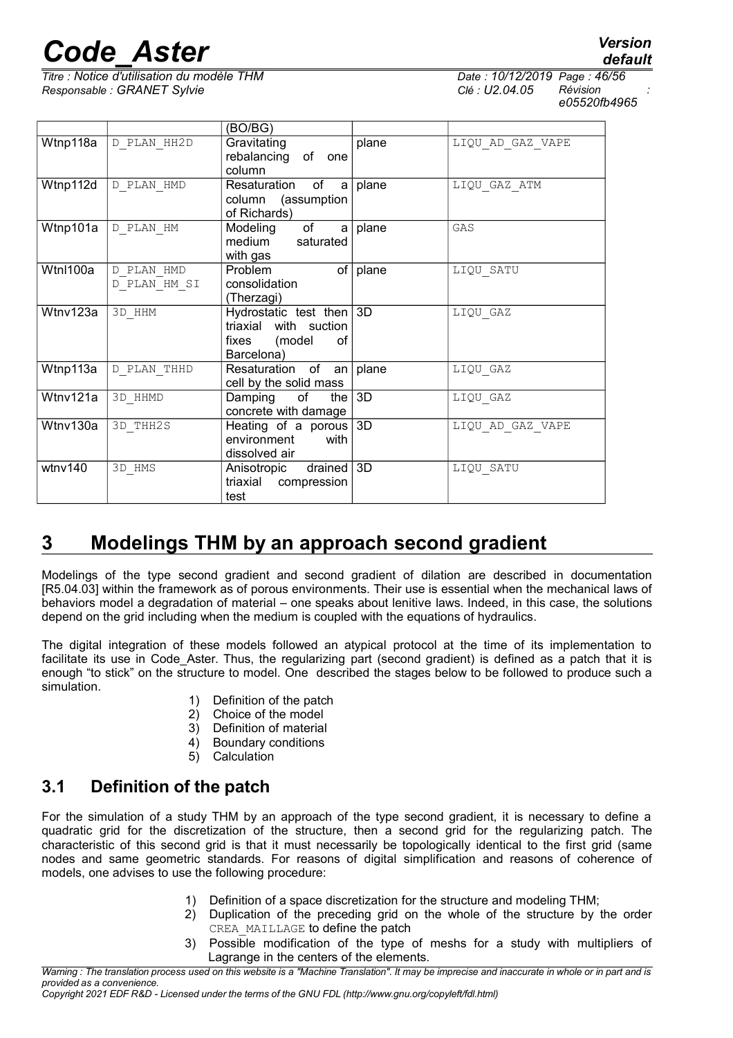| | | (BO/BG) | | |
|---|---|---|---|---|
| Wtnp118a | D_PLAN_HH2D | Gravitating rebalancing of one column | plane | LIQU_AD_GAZ_VAPE |
| Wtnp112d | D_PLAN_HMD | Resaturation of a column (assumption of Richards) | plane | LIQU_GAZ_ATM |
| Wtnp101a | D_PLAN_HM | Modeling of a medium saturated with gas | plane | GAS |
| Wtnl100a | D_PLAN_HMD<br>D_PLAN_HM_SI | Problem of consolidation (Therzagi) | plane | LIQU_SATU |
| Wtnv123a | 3D_HHM | Hydrostatic test then triaxial with suction fixes (model of Barcelona) | 3D | LIQU_GAZ |
| Wtnp113a | D_PLAN_THHD | Resaturation of an cell by the solid mass | plane | LIQU_GAZ |
| Wtnv121a | 3D_HHMD | Damping of the concrete with damage | 3D | LIQU_GAZ |
| Wtnv130a | 3D_THH2S | Heating of a porous environment with dissolved air | 3D | LIQU_AD_GAZ_VAPE |
| wtnv140 | 3D_HMS | Anisotropic drained triaxial compression test | 3D | LIQU_SATU |

# 3 Modelings THM by an approach second gradient

Modelings of the type second gradient and second gradient of dilation are described in documentation [R5.04.03] within the framework as of porous environments. Their use is essential when the mechanical laws of behaviors model a degradation of material – one speaks about lenitive laws. Indeed, in this case, the solutions depend on the grid including when the medium is coupled with the equations of hydraulics.

The digital integration of these models followed an atypical protocol at the time of its implementation to facilitate its use in Code_Aster. Thus, the regularizing part (second gradient) is defined as a patch that it is enough "to stick" on the structure to model. One described the stages below to be followed to produce such a simulation.

1) Definition of the patch
2) Choice of the model
3) Definition of material
4) Boundary conditions
5) Calculation

## 3.1 Definition of the patch

For the simulation of a study THM by an approach of the type second gradient, it is necessary to define a quadratic grid for the discretization of the structure, then a second grid for the regularizing patch. The characteristic of this second grid is that it must necessarily be topologically identical to the first grid (same nodes and same geometric standards. For reasons of digital simplification and reasons of coherence of models, one advises to use the following procedure:

1) Definition of a space discretization for the structure and modeling THM;
2) Duplication of the preceding grid on the whole of the structure by the order CREA_MAILLAGE to define the patch
3) Possible modification of the type of meshs for a study with multipliers of Lagrange in the centers of the elements.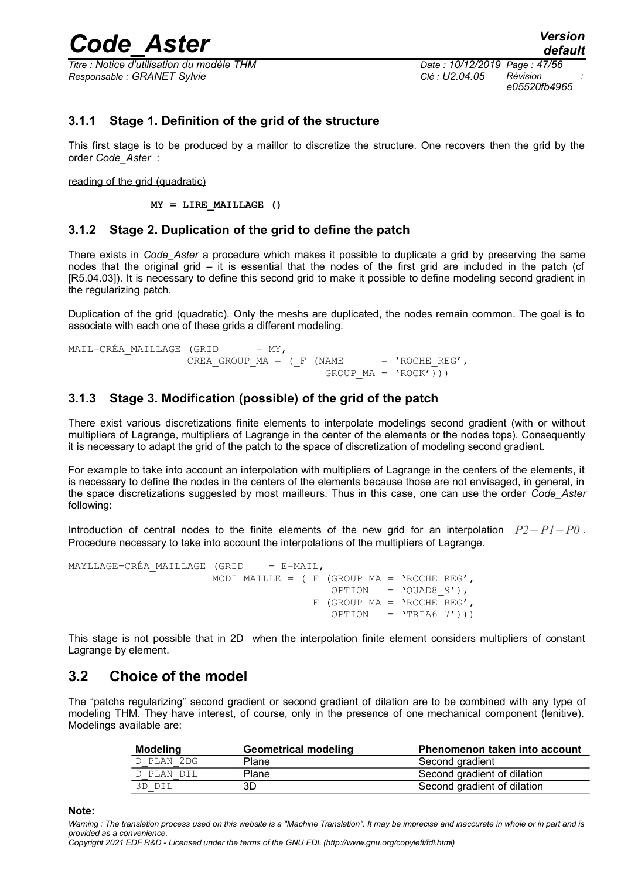### 3.1.1 Stage 1. Definition of the grid of the structure

This first stage is to be produced by a maillor to discretize the structure. One recovers then the grid by the order *Code_Aster* :

reading of the grid (quadratic)

```
MY = LIRE_MAILLAGE ()
```

### 3.1.2 Stage 2. Duplication of the grid to define the patch

There exists in *Code_Aster* a procedure which makes it possible to duplicate a grid by preserving the same nodes that the original grid – it is essential that the nodes of the first grid are included in the patch (cf [R5.04.03]). It is necessary to define this second grid to make it possible to define modeling second gradient in the regularizing patch.

Duplication of the grid (quadratic). Only the meshs are duplicated, the nodes remain common. The goal is to associate with each one of these grids a different modeling.

```
MAIL=CRÉA_MAILLAGE (GRID      = MY,
                   CREA_GROUP_MA = (_F (NAME      = 'ROCHE_REG',
                                        GROUP_MA = 'ROCK')))
```

### 3.1.3 Stage 3. Modification (possible) of the grid of the patch

There exist various discretizations finite elements to interpolate modelings second gradient (with or without multipliers of Lagrange, multipliers of Lagrange in the center of the elements or the nodes tops). Consequently it is necessary to adapt the grid of the patch to the space of discretization of modeling second gradient.

For example to take into account an interpolation with multipliers of Lagrange in the centers of the elements, it is necessary to define the nodes in the centers of the elements because those are not envisaged, in general, in the space discretizations suggested by most mailleurs. Thus in this case, one can use the order *Code_Aster* following:

Introduction of central nodes to the finite elements of the new grid for an interpolation $P2-P1-P0$. Procedure necessary to take into account the interpolations of the multipliers of Lagrange.

```
MAYLLAGE=CRÉA_MAILLAGE (GRID    = E-MAIL,
                       MODI_MAILLE = (_F (GROUP_MA = 'ROCHE_REG',
                                          OPTION   = 'QUAD8_9'),
                                      _F (GROUP_MA = 'ROCHE_REG',
                                          OPTION   = 'TRIA6_7')))
```

This stage is not possible that in 2D when the interpolation finite element considers multipliers of constant Lagrange by element.

## 3.2 Choice of the model

The "patchs regularizing" second gradient or second gradient of dilation are to be combined with any type of modeling THM. They have interest, of course, only in the presence of one mechanical component (lenitive). Modelings available are:

| Modeling | Geometrical modeling | Phenomenon taken into account |
|---|---|---|
| D_PLAN_2DG | Plane | Second gradient |
| D_PLAN_DIL | Plane | Second gradient of dilation |
| 3D_DIL | 3D | Second gradient of dilation |

**Note:**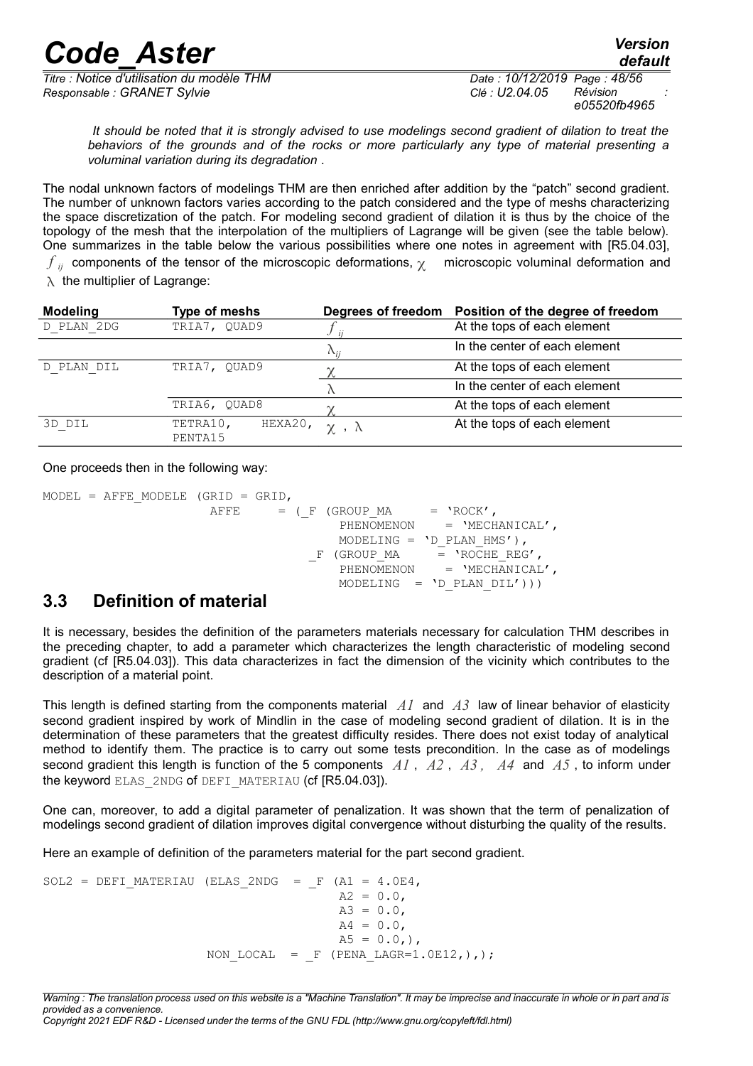*It should be noted that it is strongly advised to use modelings second gradient of dilation to treat the behaviors of the grounds and of the rocks or more particularly any type of material presenting a voluminal variation during its degradation* .

The nodal unknown factors of modelings THM are then enriched after addition by the "patch" second gradient. The number of unknown factors varies according to the patch considered and the type of meshs characterizing the space discretization of the patch. For modeling second gradient of dilation it is thus by the choice of the topology of the mesh that the interpolation of the multipliers of Lagrange will be given (see the table below). One summarizes in the table below the various possibilities where one notes in agreement with [R5.04.03], $f_{ij}$ components of the tensor of the microscopic deformations, $\chi$ microscopic voluminal deformation and $\lambda$ the multiplier of Lagrange:

| Modeling | Type of meshs | Degrees of freedom | Position of the degree of freedom |
|---|---|---|---|
| D_PLAN_2DG | TRIA7, QUAD9 | $f_{ij}$ | At the tops of each element |
| | | $\lambda_{ij}$ | In the center of each element |
| D_PLAN_DIL | TRIA7, QUAD9 | $\chi$ | At the tops of each element |
| | | $\lambda$ | In the center of each element |
| | TRIA6, QUAD8 | $\chi$ | At the tops of each element |
| 3D_DIL | TETRA10, HEXA20, PENTA15 | $\chi$ , $\lambda$ | At the tops of each element |

One proceeds then in the following way:

```
MODEL = AFFE_MODELE (GRID = GRID,
                     AFFE     = (_F (GROUP_MA     = 'ROCK',
                                     PHENOMENON   = 'MECHANICAL',
                                     MODELING = 'D_PLAN_HMS'),
                                 _F (GROUP_MA     = 'ROCHE_REG',
                                     PHENOMENON   = 'MECHANICAL',
                                     MODELING  = 'D_PLAN_DIL')))
```

## 3.3 Definition of material

It is necessary, besides the definition of the parameters materials necessary for calculation THM describes in the preceding chapter, to add a parameter which characterizes the length characteristic of modeling second gradient (cf [R5.04.03]). This data characterizes in fact the dimension of the vicinity which contributes to the description of a material point.

This length is defined starting from the components material $A1$ and $A3$ law of linear behavior of elasticity second gradient inspired by work of Mindlin in the case of modeling second gradient of dilation. It is in the determination of these parameters that the greatest difficulty resides. There does not exist today of analytical method to identify them. The practice is to carry out some tests precondition. In the case as of modelings second gradient this length is function of the 5 components $A1$ , $A2$ , $A3$ , $A4$ and $A5$ , to inform under the keyword ELAS_2NDG of DEFI_MATERIAU (cf [R5.04.03]).

One can, moreover, to add a digital parameter of penalization. It was shown that the term of penalization of modelings second gradient of dilation improves digital convergence without disturbing the quality of the results.

Here an example of definition of the parameters material for the part second gradient.

```
SOL2 = DEFI_MATERIAU (ELAS_2NDG  = _F (A1 = 4.0E4,
                                      A2 = 0.0,
                                      A3 = 0.0,
                                      A4 = 0.0,
                                      A5 = 0.0,),
                      NON_LOCAL  = _F (PENA_LAGR=1.0E12,),);
```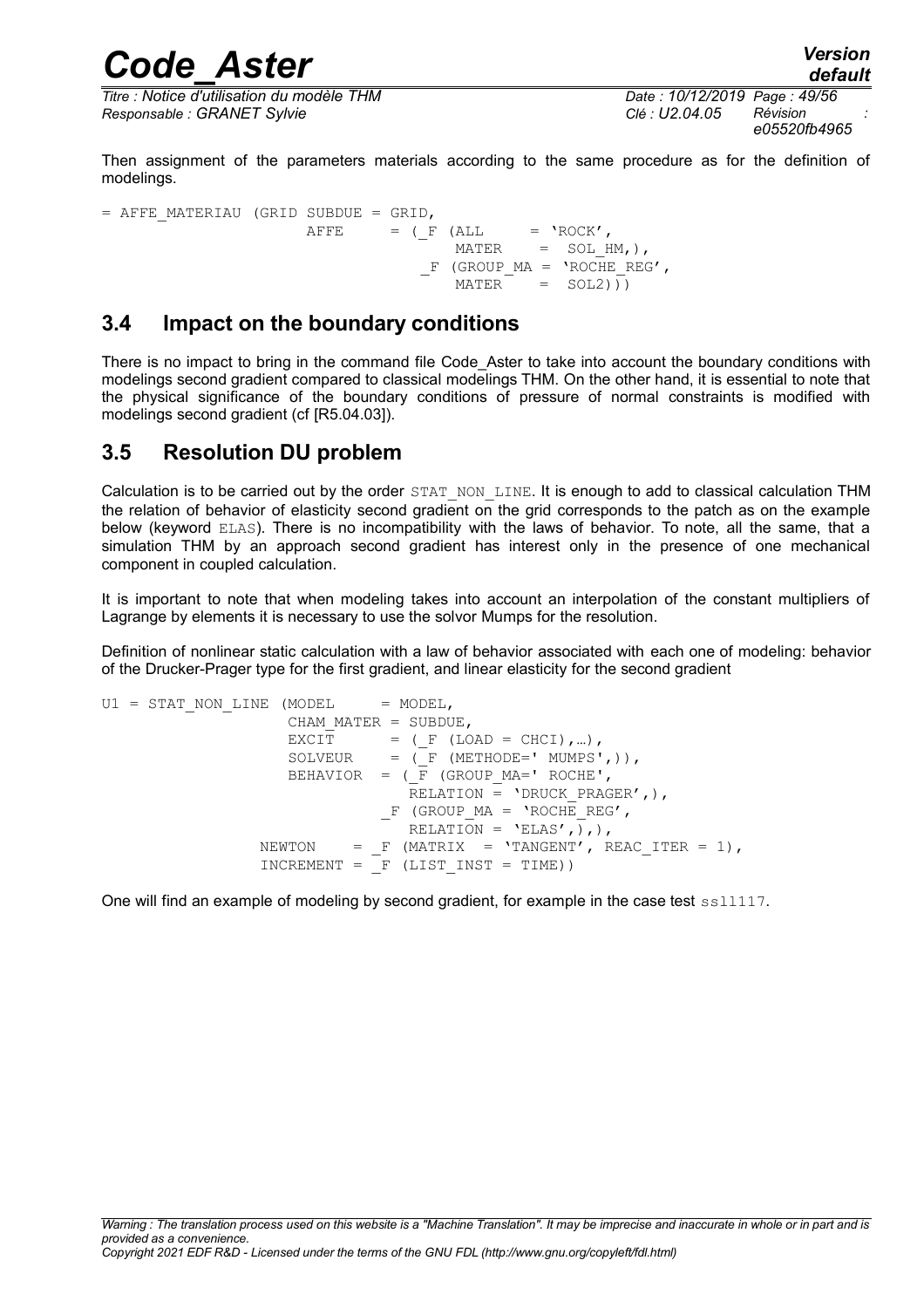Then assignment of the parameters materials according to the same procedure as for the definition of modelings.

```
= AFFE_MATERIAU (GRID SUBDUE = GRID,
                    AFFE     = (_F (ALL      = 'ROCK',
                                    MATER    =  SOL_HM,),
                                _F (GROUP_MA = 'ROCHE_REG',
                                    MATER    =  SOL2)))
```

## 3.4 Impact on the boundary conditions

There is no impact to bring in the command file Code_Aster to take into account the boundary conditions with modelings second gradient compared to classical modelings THM. On the other hand, it is essential to note that the physical significance of the boundary conditions of pressure of normal constraints is modified with modelings second gradient (cf [R5.04.03]).

## 3.5 Resolution DU problem

Calculation is to be carried out by the order STAT_NON_LINE. It is enough to add to classical calculation THM the relation of behavior of elasticity second gradient on the grid corresponds to the patch as on the example below (keyword ELAS). There is no incompatibility with the laws of behavior. To note, all the same, that a simulation THM by an approach second gradient has interest only in the presence of one mechanical component in coupled calculation.

It is important to note that when modeling takes into account an interpolation of the constant multipliers of Lagrange by elements it is necessary to use the solvor Mumps for the resolution.

Definition of nonlinear static calculation with a law of behavior associated with each one of modeling: behavior of the Drucker-Prager type for the first gradient, and linear elasticity for the second gradient

```
U1 = STAT_NON_LINE (MODEL      = MODEL,
                    CHAM_MATER = SUBDUE,
                    EXCIT      = (_F (LOAD = CHCI),…),
                    SOLVEUR    = (_F (METHODE=' MUMPS',)),
                    BEHAVIOR  = (_F (GROUP_MA=' ROCHE',
                                     RELATION = 'DRUCK_PRAGER',),
                                 _F (GROUP_MA = 'ROCHE_REG',
                                     RELATION = 'ELAS',),),
                 NEWTON    = _F (MATRIX  = 'TANGENT', REAC_ITER = 1),
                 INCREMENT = _F (LIST_INST = TIME))
```

One will find an example of modeling by second gradient, for example in the case test ssll117.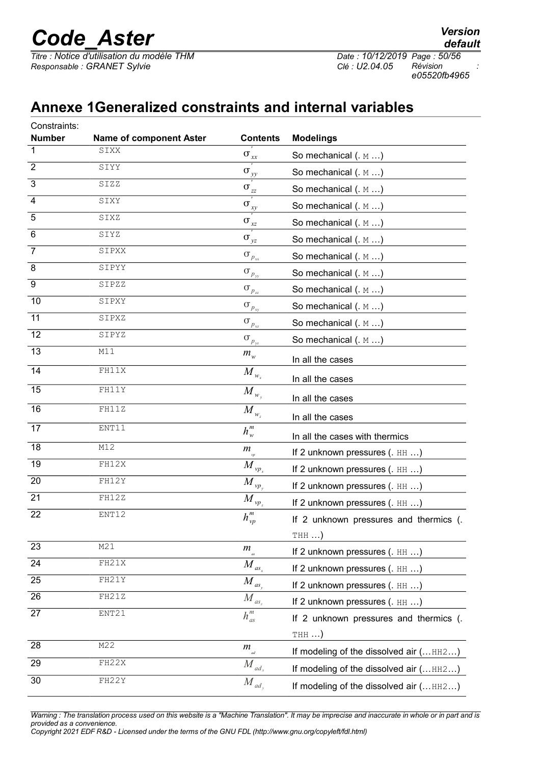## Annexe 1Generalized constraints and internal variables

Constraints:

| Number | Name of component Aster | Contents | Modelings |
|---|---|---|---|
| 1 | SIXX | $\sigma'_{xx}$ | So mechanical (. M …) |
| 2 | SIYY | $\sigma'_{yy}$ | So mechanical (. M …) |
| 3 | SIZZ | $\sigma'_{zz}$ | So mechanical (. M …) |
| 4 | SIXY | $\sigma'_{xy}$ | So mechanical (. M …) |
| 5 | SIXZ | $\sigma'_{xz}$ | So mechanical (. M …) |
| 6 | SIYZ | $\sigma'_{yz}$ | So mechanical (. M …) |
| 7 | SIPXX | $\sigma_{p_{xx}}$ | So mechanical (. M …) |
| 8 | SIPYY | $\sigma_{p_{yy}}$ | So mechanical (. M …) |
| 9 | SIPZZ | $\sigma_{p_{zz}}$ | So mechanical (. M …) |
| 10 | SIPXY | $\sigma_{p_{xy}}$ | So mechanical (. M …) |
| 11 | SIPXZ | $\sigma_{p_{xz}}$ | So mechanical (. M …) |
| 12 | SIPYZ | $\sigma_{p_{yz}}$ | So mechanical (. M …) |
| 13 | M11 | $m_w$ | In all the cases |
| 14 | FH11X | $M_{w_x}$ | In all the cases |
| 15 | FH11Y | $M_{w_y}$ | In all the cases |
| 16 | FH11Z | $M_{w_z}$ | In all the cases |
| 17 | ENT11 | $h_w^m$ | In all the cases with thermics |
| 18 | M12 | $m_{vp}$ | If 2 unknown pressures (. HH …) |
| 19 | FH12X | $M_{vp_x}$ | If 2 unknown pressures (. HH …) |
| 20 | FH12Y | $M_{vp_y}$ | If 2 unknown pressures (. HH …) |
| 21 | FH12Z | $M_{vp_z}$ | If 2 unknown pressures (. HH …) |
| 22 | ENT12 | $h_{vp}^m$ | If 2 unknown pressures and thermics (. THH …) |
| 23 | M21 | $m_{as}$ | If 2 unknown pressures (. HH …) |
| 24 | FH21X | $M_{as_x}$ | If 2 unknown pressures (. HH …) |
| 25 | FH21Y | $M_{as_y}$ | If 2 unknown pressures (. HH …) |
| 26 | FH21Z | $M_{as_z}$ | If 2 unknown pressures (. HH …) |
| 27 | ENT21 | $h_{as}^m$ | If 2 unknown pressures and thermics (. THH …) |
| 28 | M22 | $m_{ad}$ | If modeling of the dissolved air (…HH2…) |
| 29 | FH22X | $M_{ad_x}$ | If modeling of the dissolved air (…HH2…) |
| 30 | FH22Y | $M_{ad_y}$ | If modeling of the dissolved air (…HH2…) |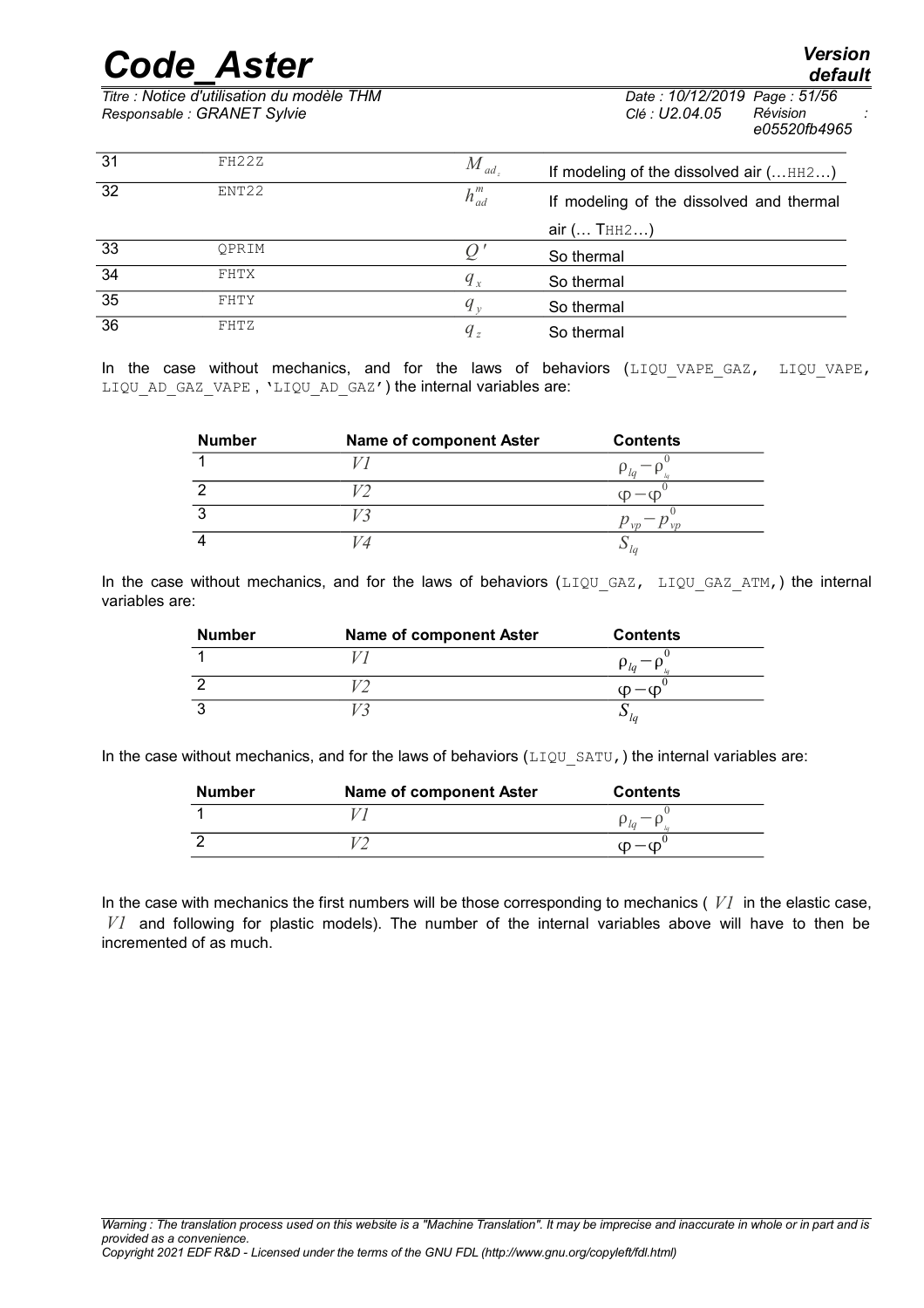| 31 | FH22Z | $M_{ad_z}$ | If modeling of the dissolved air (…HH2…) |
|---|---|---|---|
| 32 | ENT22 | $h^m_{ad}$ | If modeling of the dissolved and thermal air (… THH2…) |
| 33 | QPRIM | $Q'$ | So thermal |
| 34 | FHTX | $q_x$ | So thermal |
| 35 | FHTY | $q_y$ | So thermal |
| 36 | FHTZ | $q_z$ | So thermal |

In the case without mechanics, and for the laws of behaviors (LIQU_VAPE_GAZ, LIQU_VAPE, LIQU_AD_GAZ_VAPE, 'LIQU_AD_GAZ') the internal variables are:

| Number | Name of component Aster | Contents |
|---|---|---|
| 1 | $V1$ | $\rho_{lq}-\rho^0_{lq}$ |
| 2 | $V2$ | $\varphi-\varphi^0$ |
| 3 | $V3$ | $p_{vp}-p^0_{vp}$ |
| 4 | $V4$ | $S_{lq}$ |

In the case without mechanics, and for the laws of behaviors (LIQU_GAZ, LIQU_GAZ_ATM,) the internal variables are:

| Number | Name of component Aster | Contents |
|---|---|---|
| 1 | $V1$ | $\rho_{lq}-\rho^0_{lq}$ |
| 2 | $V2$ | $\varphi-\varphi^0$ |
| 3 | $V3$ | $S_{lq}$ |

In the case without mechanics, and for the laws of behaviors (LIQU_SATU,) the internal variables are:

| Number | Name of component Aster | Contents |
|---|---|---|
| 1 | $V1$ | $\rho_{lq}-\rho^0_{lq}$ |
| 2 | $V2$ | $\varphi-\varphi^0$ |

In the case with mechanics the first numbers will be those corresponding to mechanics ( $V1$ in the elastic case, $V1$ and following for plastic models). The number of the internal variables above will have to then be incremented of as much.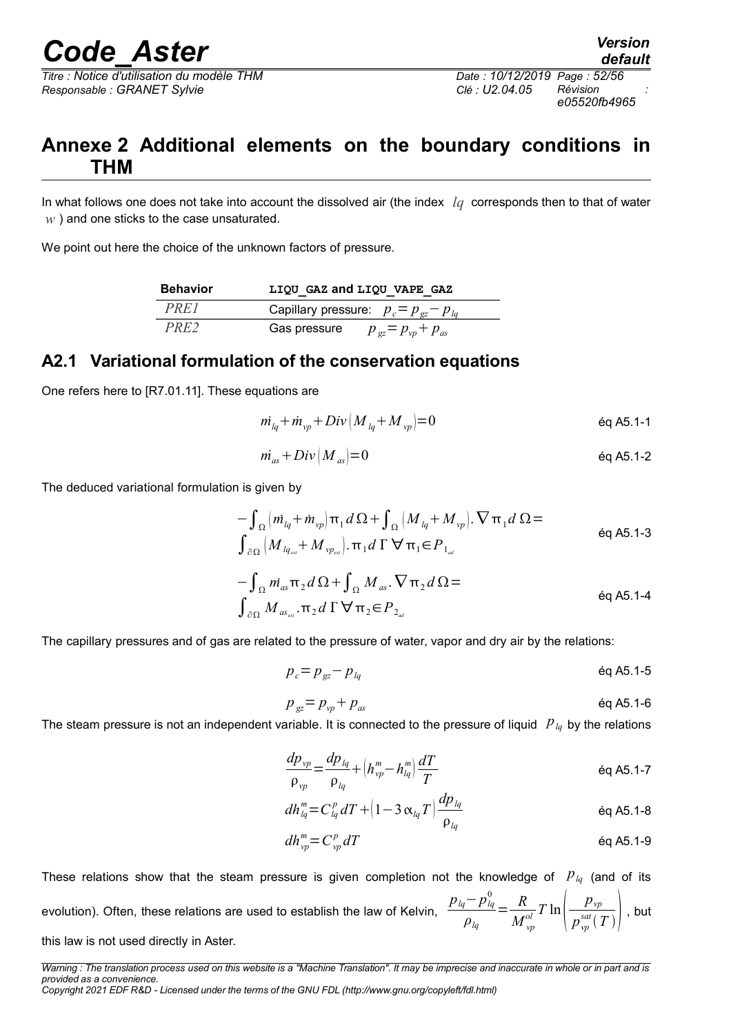# Annexe 2 Additional elements on the boundary conditions in THM

In what follows one does not take into account the dissolved air (the index $lq$ corresponds then to that of water $w$ ) and one sticks to the case unsaturated.

We point out here the choice of the unknown factors of pressure.

| Behavior | LIQU_GAZ and LIQU_VAPE_GAZ |
|---|---|
| *PRE1* | Capillary pressure: $p_c = p_{gz} - p_{lq}$ |
| *PRE2* | Gas pressure $p_{gz} = p_{vp} + p_{as}$ |

## A2.1 Variational formulation of the conservation equations

One refers here to [R7.01.11]. These equations are

$$\dot{m}_{lq} + \dot{m}_{vp} + Div\left(M_{lq} + M_{vp}\right) = 0 \quad \text{éq A5.1-1}$$

$$\dot{m}_{as} + Div\left(M_{as}\right) = 0 \quad \text{éq A5.1-2}$$

The deduced variational formulation is given by

$$-\int_{\Omega}\left(\dot{m}_{lq} + \dot{m}_{vp}\right)\pi_1\, d\Omega + \int_{\Omega}\left(M_{lq} + M_{vp}\right).\nabla\pi_1\, d\Omega = \int_{\partial\Omega}\left(M_{lq_{ext}} + M_{vp_{ext}}\right).\pi_1\, d\Gamma\ \forall\pi_1 \in P_{1_{ad}} \quad \text{éq A5.1-3}$$

$$-\int_{\Omega}\dot{m}_{as}\pi_2\, d\Omega + \int_{\Omega} M_{as}.\nabla\pi_2\, d\Omega = \int_{\partial\Omega} M_{as_{ext}}.\pi_2\, d\Gamma\ \forall\pi_2 \in P_{2_{ad}} \quad \text{éq A5.1-4}$$

The capillary pressures and of gas are related to the pressure of water, vapor and dry air by the relations:

$$p_c = p_{gz} - p_{lq} \quad \text{éq A5.1-5}$$

$$p_{gz} = p_{vp} + p_{as} \quad \text{éq A5.1-6}$$

The steam pressure is not an independent variable. It is connected to the pressure of liquid $p_{lq}$ by the relations

$$\frac{dp_{vp}}{\rho_{vp}} = \frac{dp_{lq}}{\rho_{lq}} + \left(h_{vp}^m - h_{lq}^m\right)\frac{dT}{T} \quad \text{éq A5.1-7}$$

$$dh_{lq}^m = C_{lq}^p\, dT + \left(1 - 3\alpha_{lq} T\right)\frac{dp_{lq}}{\rho_{lq}} \quad \text{éq A5.1-8}$$

$$dh_{vp}^m = C_{vp}^p\, dT \quad \text{éq A5.1-9}$$

These relations show that the steam pressure is given completion not the knowledge of $p_{lq}$ (and of its evolution). Often, these relations are used to establish the law of Kelvin, $\dfrac{p_{lq} - p_{lq}^0}{\rho_{lq}} = \dfrac{R}{M_{vp}^{ol}} T \ln\left(\dfrac{p_{vp}}{p_{vp}^{sat}(T)}\right)$, but this law is not used directly in Aster.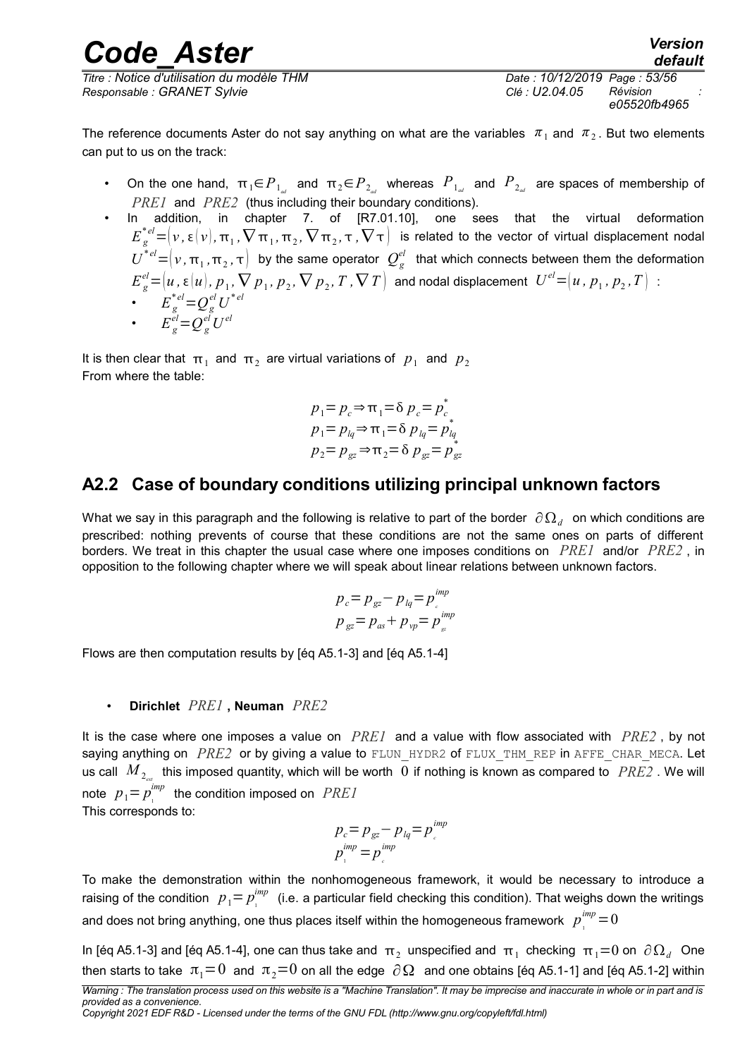The reference documents Aster do not say anything on what are the variables $\pi_1$ and $\pi_2$. But two elements can put to us on the track:

- On the one hand, $\pi_1 \in P_{1_{ad}}$ and $\pi_2 \in P_{2_{ad}}$ whereas $P_{1_{ad}}$ and $P_{2_{ad}}$ are spaces of membership of *PRE1* and *PRE2* (thus including their boundary conditions).
- In addition, in chapter 7. of [R7.01.10], one sees that the virtual deformation $E_g^{*el} = (v, \varepsilon(v), \pi_1, \nabla \pi_1, \pi_2, \nabla \pi_2, \tau, \nabla \tau)$ is related to the vector of virtual displacement nodal $U^{*el} = (v, \pi_1, \pi_2, \tau)$ by the same operator $Q_g^{el}$ that which connects between them the deformation $E_g^{el} = (u, \varepsilon(u), p_1, \nabla p_1, p_2, \nabla p_2, T, \nabla T)$ and nodal displacement $U^{el} = (u, p_1, p_2, T)$ :
    - $E_g^{*el} = Q_g^{el} U^{*el}$
    - $E_g^{el} = Q_g^{el} U^{el}$

It is then clear that $\pi_1$ and $\pi_2$ are virtual variations of $p_1$ and $p_2$
From where the table:

$$
\begin{aligned}
p_1 = p_c &\Rightarrow \pi_1 = \delta p_c = p_c^* \\
p_1 = p_{lq} &\Rightarrow \pi_1 = \delta p_{lq} = p_{lq}^* \\
p_2 = p_{gz} &\Rightarrow \pi_2 = \delta p_{gz} = p_{gz}^*
\end{aligned}
$$

## A2.2 Case of boundary conditions utilizing principal unknown factors

What we say in this paragraph and the following is relative to part of the border $\partial \Omega_d$ on which conditions are prescribed: nothing prevents of course that these conditions are not the same ones on parts of different borders. We treat in this chapter the usual case where one imposes conditions on *PRE1* and/or *PRE2* , in opposition to the following chapter where we will speak about linear relations between unknown factors.

$$
\begin{aligned}
p_c &= p_{gz} - p_{lq} = p_c^{imp} \\
p_{gz} &= p_{as} + p_{vp} = p_{gz}^{imp}
\end{aligned}
$$

Flows are then computation results by [éq A5.1-3] and [éq A5.1-4]

- **Dirichlet *PRE1* , Neuman *PRE2***

It is the case where one imposes a value on *PRE1* and a value with flow associated with *PRE2* , by not saying anything on *PRE2* or by giving a value to FLUN_HYDR2 of FLUX_THM_REP in AFFE_CHAR_MECA. Let us call $M_{2_{ext}}$ this imposed quantity, which will be worth $0$ if nothing is known as compared to *PRE2* . We will note $p_1 = p_1^{imp}$ the condition imposed on *PRE1*
This corresponds to:

$$
\begin{aligned}
p_c &= p_{gz} - p_{lq} = p_c^{imp} \\
p_1^{imp} &= p_c^{imp}
\end{aligned}
$$

To make the demonstration within the nonhomogeneous framework, it would be necessary to introduce a raising of the condition $p_1 = p_1^{imp}$ (i.e. a particular field checking this condition). That weighs down the writings and does not bring anything, one thus places itself within the homogeneous framework $p_1^{imp} = 0$

In [éq A5.1-3] and [éq A5.1-4], one can thus take and $\pi_2$ unspecified and $\pi_1$ checking $\pi_1 = 0$ on $\partial \Omega_d$ One then starts to take $\pi_1 = 0$ and $\pi_2 = 0$ on all the edge $\partial \Omega$ and one obtains [éq A5.1-1] and [éq A5.1-2] within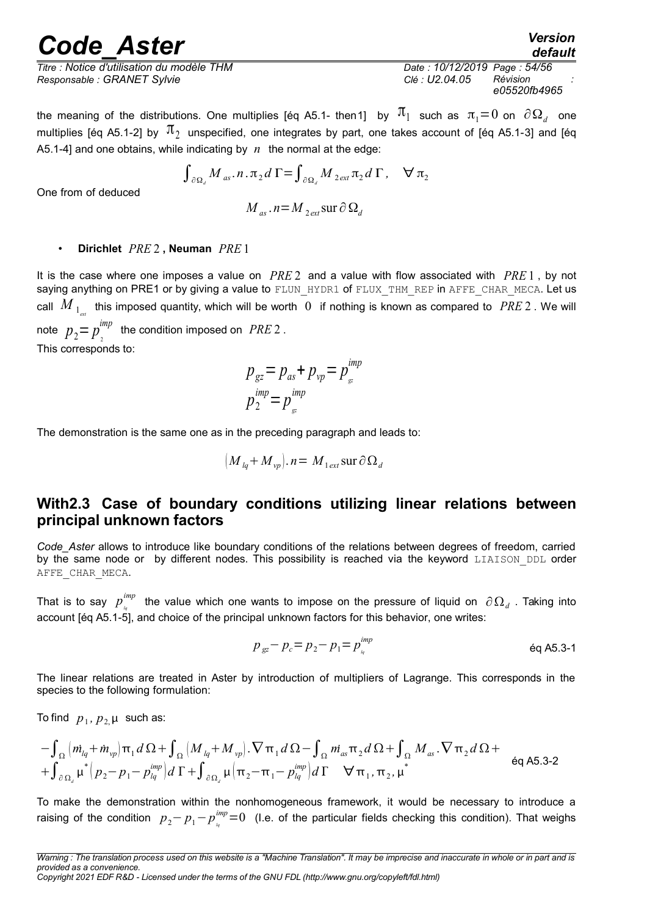the meaning of the distributions. One multiplies [éq A5.1- then1] by $\pi_1$ such as $\pi_1=0$ on $\partial\Omega_d$ one multiplies [éq A5.1-2] by $\pi_2$ unspecified, one integrates by part, one takes account of [éq A5.1-3] and [éq A5.1-4] and one obtains, while indicating by $n$ the normal at the edge:

$$\int_{\partial\Omega_d} M_{as}.n.\pi_2 d\Gamma=\int_{\partial\Omega_d} M_{2ext}\pi_2 d\Gamma, \quad \forall \pi_2$$

One from of deduced

$$M_{as}.n=M_{2ext}\text{sur}\,\partial\Omega_d$$

- **Dirichlet $PRE2$, Neuman $PRE1$**

It is the case where one imposes a value on $PRE2$ and a value with flow associated with $PRE1$, by not saying anything on PRE1 or by giving a value to FLUN_HYDR1 of FLUX_THM_REP in AFFE_CHAR_MECA. Let us call $M_{1_{ext}}$ this imposed quantity, which will be worth $0$ if nothing is known as compared to $PRE2$. We will note $p_2=p_2^{imp}$ the condition imposed on $PRE2$.

This corresponds to:

$$p_{gz}=p_{as}+p_{vp}=p_{gz}^{imp}$$
$$p_2^{imp}=p_{gz}^{imp}$$

The demonstration is the same one as in the preceding paragraph and leads to:

$$\left(M_{lq}+M_{vp}\right).n=M_{1ext}\text{sur}\,\partial\Omega_d$$

## With2.3 Case of boundary conditions utilizing linear relations between principal unknown factors

*Code_Aster* allows to introduce like boundary conditions of the relations between degrees of freedom, carried by the same node or by different nodes. This possibility is reached via the keyword LIAISON_DDL order AFFE_CHAR_MECA.

That is to say $p_{lq}^{imp}$ the value which one wants to impose on the pressure of liquid on $\partial\Omega_d$. Taking into account [éq A5.1-5], and choice of the principal unknown factors for this behavior, one writes:

$$p_{gz}-p_c=p_2-p_1=p_{lq}^{imp} \qquad \text{éq A5.3-1}$$

The linear relations are treated in Aster by introduction of multipliers of Lagrange. This corresponds in the species to the following formulation:

To find $p_1, p_2, \mu$ such as:

$$-\int_\Omega \left(\dot{m}_{lq}+\dot{m}_{vp}\right)\pi_1 d\Omega+\int_\Omega \left(M_{lq}+M_{vp}\right).\nabla\pi_1 d\Omega-\int_\Omega \dot{m}_{as}\pi_2 d\Omega+\int_\Omega M_{as}.\nabla\pi_2 d\Omega+$$
$$+\int_{\partial\Omega_d}\mu^*\left(p_2-p_1-p_{lq}^{imp}\right)d\Gamma+\int_{\partial\Omega_d}\mu\left(\pi_2-\pi_1-p_{lq}^{imp}\right)d\Gamma \quad \forall\pi_1,\pi_2,\mu^* \qquad \text{éq A5.3-2}$$

To make the demonstration within the nonhomogeneous framework, it would be necessary to introduce a raising of the condition $p_2-p_1-p_{lq}^{imp}=0$ (I.e. of the particular fields checking this condition). That weighs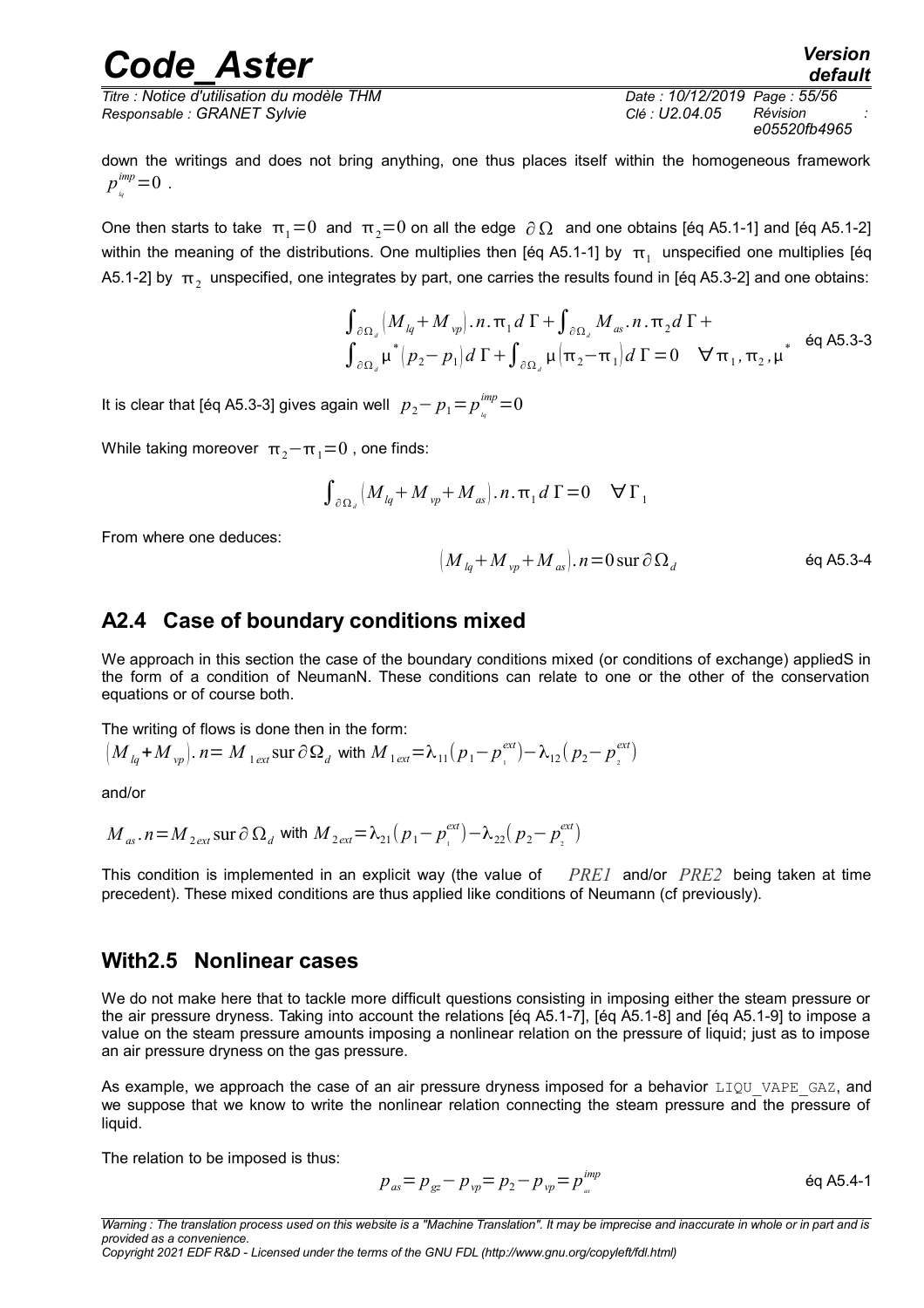down the writings and does not bring anything, one thus places itself within the homogeneous framework $p^{imp}_{lq}=0$ .

One then starts to take $\pi_1=0$ and $\pi_2=0$ on all the edge $\partial\Omega$ and one obtains [éq A5.1-1] and [éq A5.1-2] within the meaning of the distributions. One multiplies then [éq A5.1-1] by $\pi_1$ unspecified one multiplies [éq A5.1-2] by $\pi_2$ unspecified, one integrates by part, one carries the results found in [éq A5.3-2] and one obtains:

$$\int_{\partial\Omega_d}\left(M_{lq}+M_{vp}\right).n.\pi_1 d\,\Gamma+\int_{\partial\Omega_d}M_{as}.n.\pi_2 d\,\Gamma+ \int_{\partial\Omega_d}\mu^*\left(p_2-p_1\right)d\,\Gamma+\int_{\partial\Omega_d}\mu\left(\pi_2-\pi_1\right)d\,\Gamma=0 \quad \forall\,\pi_1,\pi_2,\mu^* \qquad \text{éq A5.3-3}$$

It is clear that [éq A5.3-3] gives again well $p_2-p_1=p^{imp}_{lq}=0$

While taking moreover $\pi_2-\pi_1=0$ , one finds:

$$\int_{\partial\Omega_d}\left(M_{lq}+M_{vp}+M_{as}\right).n.\pi_1 d\,\Gamma=0 \quad \forall\,\Gamma_1$$

From where one deduces:

$$\left(M_{lq}+M_{vp}+M_{as}\right).n=0\,\text{sur}\,\partial\Omega_d \qquad \text{éq A5.3-4}$$

## A2.4 Case of boundary conditions mixed

We approach in this section the case of the boundary conditions mixed (or conditions of exchange) appliedS in the form of a condition of NeumanN. These conditions can relate to one or the other of the conservation equations or of course both.

The writing of flows is done then in the form:

$\left(M_{lq}+M_{vp}\right).n=M_{1ext}\,\text{sur}\,\partial\Omega_d$ with $M_{1ext}=\lambda_{11}\left(p_1-p^{ext}_1\right)-\lambda_{12}\left(p_2-p^{ext}_2\right)$

and/or

$M_{as}.n=M_{2ext}\,\text{sur}\,\partial\Omega_d$ with $M_{2ext}=\lambda_{21}\left(p_1-p^{ext}_1\right)-\lambda_{22}\left(p_2-p^{ext}_2\right)$

This condition is implemented in an explicit way (the value of *PRE1* and/or *PRE2* being taken at time precedent). These mixed conditions are thus applied like conditions of Neumann (cf previously).

## With2.5 Nonlinear cases

We do not make here that to tackle more difficult questions consisting in imposing either the steam pressure or the air pressure dryness. Taking into account the relations [éq A5.1-7], [éq A5.1-8] and [éq A5.1-9] to impose a value on the steam pressure amounts imposing a nonlinear relation on the pressure of liquid; just as to impose an air pressure dryness on the gas pressure.

As example, we approach the case of an air pressure dryness imposed for a behavior `LIQU_VAPE_GAZ`, and we suppose that we know to write the nonlinear relation connecting the steam pressure and the pressure of liquid.

The relation to be imposed is thus:

$$p_{as}=p_{gz}-p_{vp}=p_2-p_{vp}=p^{imp}_{as} \qquad \text{éq A5.4-1}$$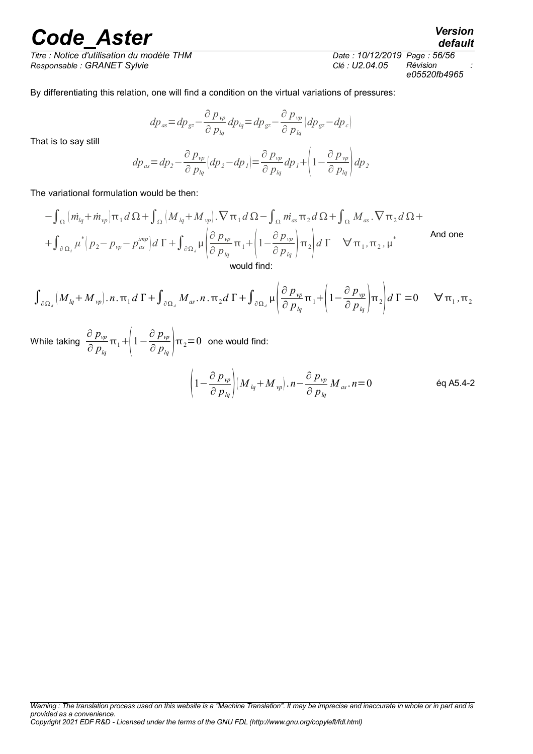By differentiating this relation, one will find a condition on the virtual variations of pressures:

$$dp_{as}=dp_{gz}-\frac{\partial p_{vp}}{\partial p_{lq}}dp_{lq}=dp_{gz}-\frac{\partial p_{vp}}{\partial p_{lq}}\left(dp_{gz}-dp_c\right)$$

That is to say still

$$dp_{as}=dp_2-\frac{\partial p_{vp}}{\partial p_{lq}}\left(dp_2-dp_1\right)=\frac{\partial p_{vp}}{\partial p_{lq}}dp_1+\left(1-\frac{\partial p_{vp}}{\partial p_{lq}}\right)dp_2$$

The variational formulation would be then:

$$-\int_{\Omega}\left(\dot{m}_{lq}+\dot{m}_{vp}\right)\pi_1\,d\Omega+\int_{\Omega}\left(M_{lq}+M_{vp}\right).\nabla\pi_1\,d\Omega-\int_{\Omega}\dot{m}_{as}\pi_2\,d\Omega+\int_{\Omega}M_{as}.\nabla\pi_2\,d\Omega+$$
$$+\int_{\partial\Omega_d}\mu^*\left(p_2-p_{vp}-p_{as}^{imp}\right)d\Gamma+\int_{\partial\Omega_d}\mu\left(\frac{\partial p_{vp}}{\partial p_{lq}}\pi_1+\left(1-\frac{\partial p_{vp}}{\partial p_{lq}}\right)\pi_2\right)d\Gamma\quad\forall\pi_1,\pi_2,\mu^*$$

And one would find:

$$\int_{\partial\Omega_d}\left(M_{lq}+M_{vp}\right).n.\pi_1\,d\Gamma+\int_{\partial\Omega_d}M_{as}.n.\pi_2\,d\Gamma+\int_{\partial\Omega_d}\mu\left(\frac{\partial p_{vp}}{\partial p_{lq}}\pi_1+\left(1-\frac{\partial p_{vp}}{\partial p_{lq}}\right)\pi_2\right)d\Gamma=0\qquad\forall\pi_1,\pi_2$$

While taking $\frac{\partial p_{vp}}{\partial p_{lq}}\pi_1+\left(1-\frac{\partial p_{vp}}{\partial p_{lq}}\right)\pi_2=0$ one would find:

$$\left(1-\frac{\partial p_{vp}}{\partial p_{lq}}\right)\left(M_{lq}+M_{vp}\right).n-\frac{\partial p_{vp}}{\partial p_{lq}}M_{as}.n=0\qquad\text{éq A5.4-2}$$